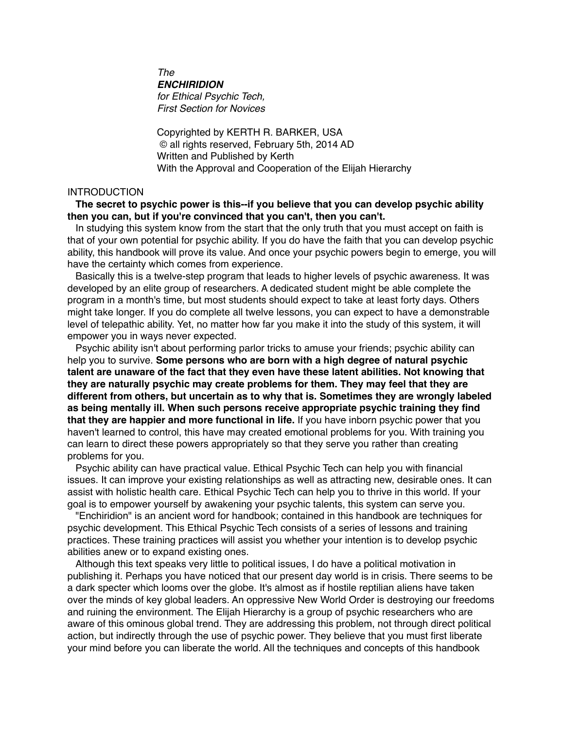*The*
***ENCHIRIDION***
*for Ethical Psychic Tech,*
*First Section for Novices*

Copyrighted by KERTH R. BARKER, USA
© all rights reserved, February 5th, 2014 AD
Written and Published by Kerth
With the Approval and Cooperation of the Elijah Hierarchy

## INTRODUCTION

**The secret to psychic power is this--if you believe that you can develop psychic ability then you can, but if you're convinced that you can't, then you can't.**

In studying this system know from the start that the only truth that you must accept on faith is that of your own potential for psychic ability. If you do have the faith that you can develop psychic ability, this handbook will prove its value. And once your psychic powers begin to emerge, you will have the certainty which comes from experience.

Basically this is a twelve-step program that leads to higher levels of psychic awareness. It was developed by an elite group of researchers. A dedicated student might be able complete the program in a month's time, but most students should expect to take at least forty days. Others might take longer. If you do complete all twelve lessons, you can expect to have a demonstrable level of telepathic ability. Yet, no matter how far you make it into the study of this system, it will empower you in ways never expected.

Psychic ability isn't about performing parlor tricks to amuse your friends; psychic ability can help you to survive. **Some persons who are born with a high degree of natural psychic talent are unaware of the fact that they even have these latent abilities. Not knowing that they are naturally psychic may create problems for them. They may feel that they are different from others, but uncertain as to why that is. Sometimes they are wrongly labeled as being mentally ill. When such persons receive appropriate psychic training they find that they are happier and more functional in life.** If you have inborn psychic power that you haven't learned to control, this have may created emotional problems for you. With training you can learn to direct these powers appropriately so that they serve you rather than creating problems for you.

Psychic ability can have practical value. Ethical Psychic Tech can help you with financial issues. It can improve your existing relationships as well as attracting new, desirable ones. It can assist with holistic health care. Ethical Psychic Tech can help you to thrive in this world. If your goal is to empower yourself by awakening your psychic talents, this system can serve you.

"Enchiridion" is an ancient word for handbook; contained in this handbook are techniques for psychic development. This Ethical Psychic Tech consists of a series of lessons and training practices. These training practices will assist you whether your intention is to develop psychic abilities anew or to expand existing ones.

Although this text speaks very little to political issues, I do have a political motivation in publishing it. Perhaps you have noticed that our present day world is in crisis. There seems to be a dark specter which looms over the globe. It's almost as if hostile reptilian aliens have taken over the minds of key global leaders. An oppressive New World Order is destroying our freedoms and ruining the environment. The Elijah Hierarchy is a group of psychic researchers who are aware of this ominous global trend. They are addressing this problem, not through direct political action, but indirectly through the use of psychic power. They believe that you must first liberate your mind before you can liberate the world. All the techniques and concepts of this handbook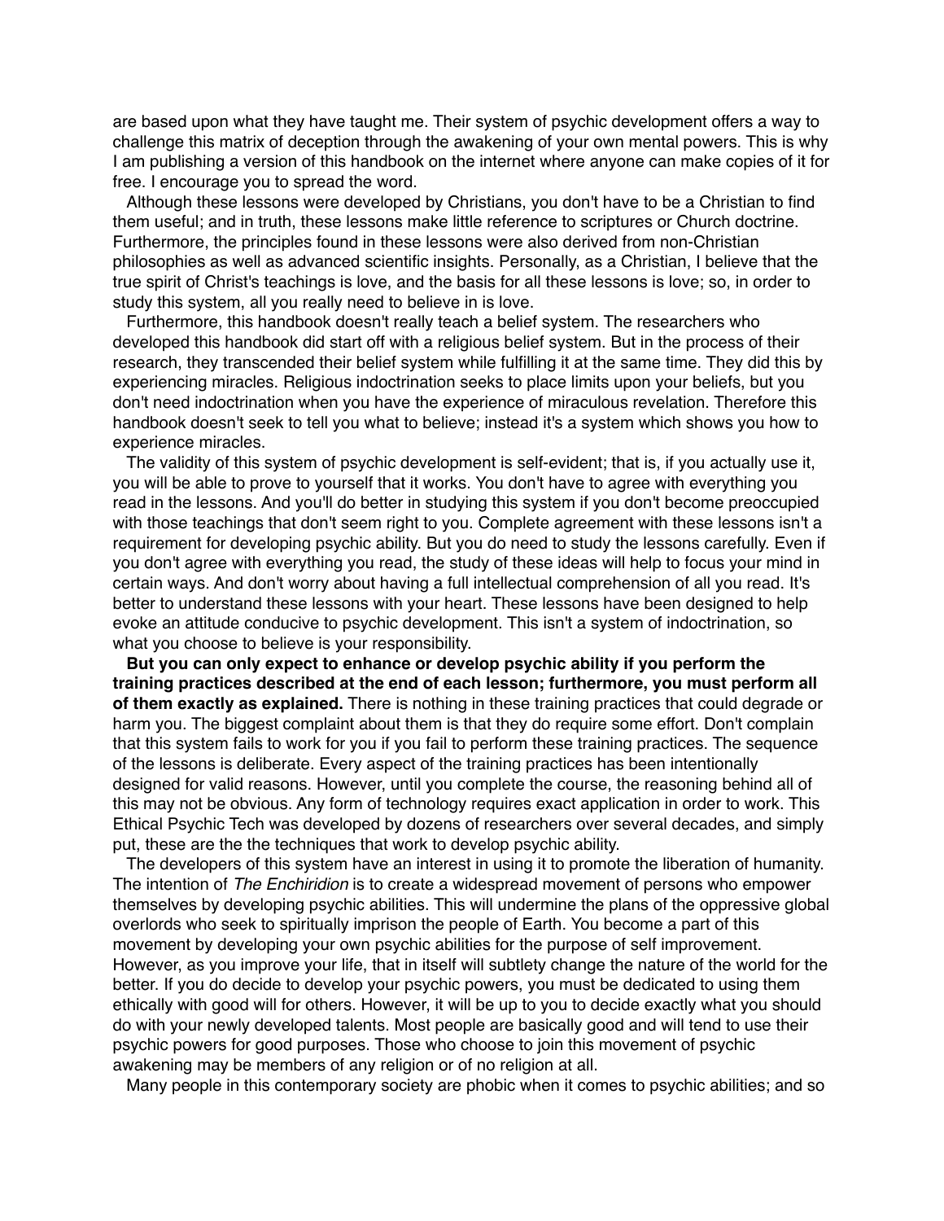are based upon what they have taught me. Their system of psychic development offers a way to challenge this matrix of deception through the awakening of your own mental powers. This is why I am publishing a version of this handbook on the internet where anyone can make copies of it for free. I encourage you to spread the word.

Although these lessons were developed by Christians, you don't have to be a Christian to find them useful; and in truth, these lessons make little reference to scriptures or Church doctrine. Furthermore, the principles found in these lessons were also derived from non-Christian philosophies as well as advanced scientific insights. Personally, as a Christian, I believe that the true spirit of Christ's teachings is love, and the basis for all these lessons is love; so, in order to study this system, all you really need to believe in is love.

Furthermore, this handbook doesn't really teach a belief system. The researchers who developed this handbook did start off with a religious belief system. But in the process of their research, they transcended their belief system while fulfilling it at the same time. They did this by experiencing miracles. Religious indoctrination seeks to place limits upon your beliefs, but you don't need indoctrination when you have the experience of miraculous revelation. Therefore this handbook doesn't seek to tell you what to believe; instead it's a system which shows you how to experience miracles.

The validity of this system of psychic development is self-evident; that is, if you actually use it, you will be able to prove to yourself that it works. You don't have to agree with everything you read in the lessons. And you'll do better in studying this system if you don't become preoccupied with those teachings that don't seem right to you. Complete agreement with these lessons isn't a requirement for developing psychic ability. But you do need to study the lessons carefully. Even if you don't agree with everything you read, the study of these ideas will help to focus your mind in certain ways. And don't worry about having a full intellectual comprehension of all you read. It's better to understand these lessons with your heart. These lessons have been designed to help evoke an attitude conducive to psychic development. This isn't a system of indoctrination, so what you choose to believe is your responsibility.

**But you can only expect to enhance or develop psychic ability if you perform the training practices described at the end of each lesson; furthermore, you must perform all of them exactly as explained.** There is nothing in these training practices that could degrade or harm you. The biggest complaint about them is that they do require some effort. Don't complain that this system fails to work for you if you fail to perform these training practices. The sequence of the lessons is deliberate. Every aspect of the training practices has been intentionally designed for valid reasons. However, until you complete the course, the reasoning behind all of this may not be obvious. Any form of technology requires exact application in order to work. This Ethical Psychic Tech was developed by dozens of researchers over several decades, and simply put, these are the the techniques that work to develop psychic ability.

The developers of this system have an interest in using it to promote the liberation of humanity. The intention of *The Enchiridion* is to create a widespread movement of persons who empower themselves by developing psychic abilities. This will undermine the plans of the oppressive global overlords who seek to spiritually imprison the people of Earth. You become a part of this movement by developing your own psychic abilities for the purpose of self improvement. However, as you improve your life, that in itself will subtletly change the nature of the world for the better. If you do decide to develop your psychic powers, you must be dedicated to using them ethically with good will for others. However, it will be up to you to decide exactly what you should do with your newly developed talents. Most people are basically good and will tend to use their psychic powers for good purposes. Those who choose to join this movement of psychic awakening may be members of any religion or of no religion at all.

Many people in this contemporary society are phobic when it comes to psychic abilities; and so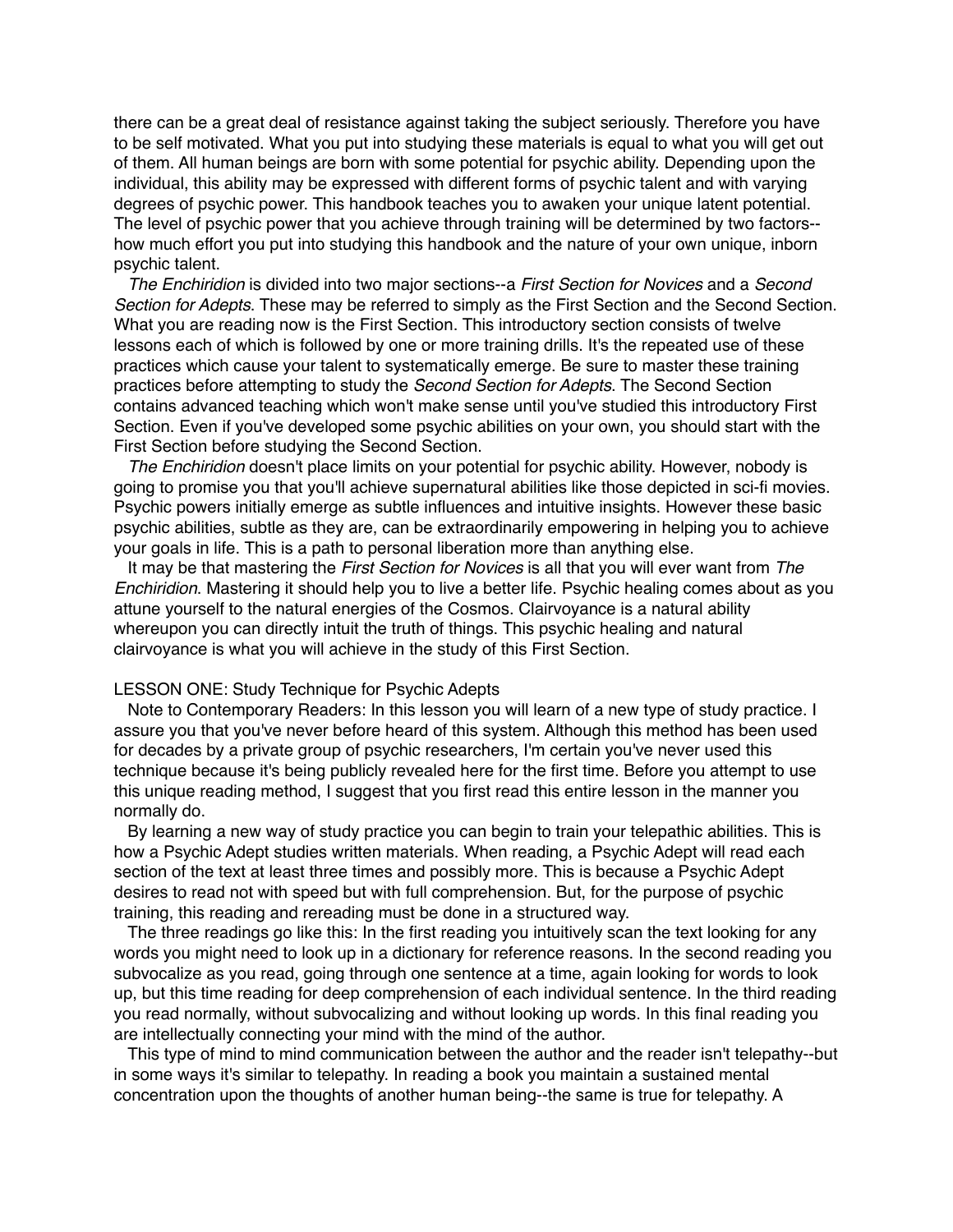there can be a great deal of resistance against taking the subject seriously. Therefore you have to be self motivated. What you put into studying these materials is equal to what you will get out of them. All human beings are born with some potential for psychic ability. Depending upon the individual, this ability may be expressed with different forms of psychic talent and with varying degrees of psychic power. This handbook teaches you to awaken your unique latent potential. The level of psychic power that you achieve through training will be determined by two factors--how much effort you put into studying this handbook and the nature of your own unique, inborn psychic talent.

*The Enchiridion* is divided into two major sections--a *First Section for Novices* and a *Second Section for Adepts*. These may be referred to simply as the First Section and the Second Section. What you are reading now is the First Section. This introductory section consists of twelve lessons each of which is followed by one or more training drills. It's the repeated use of these practices which cause your talent to systematically emerge. Be sure to master these training practices before attempting to study the *Second Section for Adepts*. The Second Section contains advanced teaching which won't make sense until you've studied this introductory First Section. Even if you've developed some psychic abilities on your own, you should start with the First Section before studying the Second Section.

*The Enchiridion* doesn't place limits on your potential for psychic ability. However, nobody is going to promise you that you'll achieve supernatural abilities like those depicted in sci-fi movies. Psychic powers initially emerge as subtle influences and intuitive insights. However these basic psychic abilities, subtle as they are, can be extraordinarily empowering in helping you to achieve your goals in life. This is a path to personal liberation more than anything else.

It may be that mastering the *First Section for Novices* is all that you will ever want from *The Enchiridion*. Mastering it should help you to live a better life. Psychic healing comes about as you attune yourself to the natural energies of the Cosmos. Clairvoyance is a natural ability whereupon you can directly intuit the truth of things. This psychic healing and natural clairvoyance is what you will achieve in the study of this First Section.

## LESSON ONE: Study Technique for Psychic Adepts

Note to Contemporary Readers: In this lesson you will learn of a new type of study practice. I assure you that you've never before heard of this system. Although this method has been used for decades by a private group of psychic researchers, I'm certain you've never used this technique because it's being publicly revealed here for the first time. Before you attempt to use this unique reading method, I suggest that you first read this entire lesson in the manner you normally do.

By learning a new way of study practice you can begin to train your telepathic abilities. This is how a Psychic Adept studies written materials. When reading, a Psychic Adept will read each section of the text at least three times and possibly more. This is because a Psychic Adept desires to read not with speed but with full comprehension. But, for the purpose of psychic training, this reading and rereading must be done in a structured way.

The three readings go like this: In the first reading you intuitively scan the text looking for any words you might need to look up in a dictionary for reference reasons. In the second reading you subvocalize as you read, going through one sentence at a time, again looking for words to look up, but this time reading for deep comprehension of each individual sentence. In the third reading you read normally, without subvocalizing and without looking up words. In this final reading you are intellectually connecting your mind with the mind of the author.

This type of mind to mind communication between the author and the reader isn't telepathy--but in some ways it's similar to telepathy. In reading a book you maintain a sustained mental concentration upon the thoughts of another human being--the same is true for telepathy. A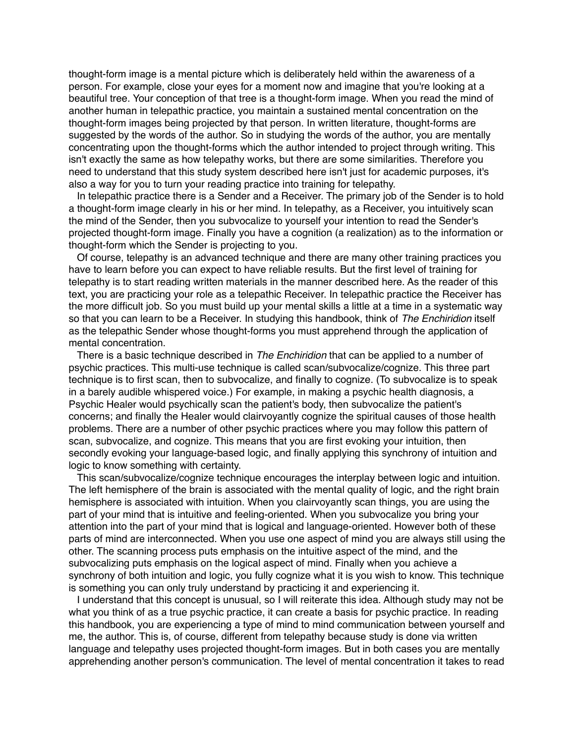thought-form image is a mental picture which is deliberately held within the awareness of a person. For example, close your eyes for a moment now and imagine that you're looking at a beautiful tree. Your conception of that tree is a thought-form image. When you read the mind of another human in telepathic practice, you maintain a sustained mental concentration on the thought-form images being projected by that person. In written literature, thought-forms are suggested by the words of the author. So in studying the words of the author, you are mentally concentrating upon the thought-forms which the author intended to project through writing. This isn't exactly the same as how telepathy works, but there are some similarities. Therefore you need to understand that this study system described here isn't just for academic purposes, it's also a way for you to turn your reading practice into training for telepathy.

In telepathic practice there is a Sender and a Receiver. The primary job of the Sender is to hold a thought-form image clearly in his or her mind. In telepathy, as a Receiver, you intuitively scan the mind of the Sender, then you subvocalize to yourself your intention to read the Sender's projected thought-form image. Finally you have a cognition (a realization) as to the information or thought-form which the Sender is projecting to you.

Of course, telepathy is an advanced technique and there are many other training practices you have to learn before you can expect to have reliable results. But the first level of training for telepathy is to start reading written materials in the manner described here. As the reader of this text, you are practicing your role as a telepathic Receiver. In telepathic practice the Receiver has the more difficult job. So you must build up your mental skills a little at a time in a systematic way so that you can learn to be a Receiver. In studying this handbook, think of *The Enchiridion* itself as the telepathic Sender whose thought-forms you must apprehend through the application of mental concentration.

There is a basic technique described in *The Enchiridion* that can be applied to a number of psychic practices. This multi-use technique is called scan/subvocalize/cognize. This three part technique is to first scan, then to subvocalize, and finally to cognize. (To subvocalize is to speak in a barely audible whispered voice.) For example, in making a psychic health diagnosis, a Psychic Healer would psychically scan the patient's body, then subvocalize the patient's concerns; and finally the Healer would clairvoyantly cognize the spiritual causes of those health problems. There are a number of other psychic practices where you may follow this pattern of scan, subvocalize, and cognize. This means that you are first evoking your intuition, then secondly evoking your language-based logic, and finally applying this synchrony of intuition and logic to know something with certainty.

This scan/subvocalize/cognize technique encourages the interplay between logic and intuition. The left hemisphere of the brain is associated with the mental quality of logic, and the right brain hemisphere is associated with intuition. When you clairvoyantly scan things, you are using the part of your mind that is intuitive and feeling-oriented. When you subvocalize you bring your attention into the part of your mind that is logical and language-oriented. However both of these parts of mind are interconnected. When you use one aspect of mind you are always still using the other. The scanning process puts emphasis on the intuitive aspect of the mind, and the subvocalizing puts emphasis on the logical aspect of mind. Finally when you achieve a synchrony of both intuition and logic, you fully cognize what it is you wish to know. This technique is something you can only truly understand by practicing it and experiencing it.

I understand that this concept is unusual, so I will reiterate this idea. Although study may not be what you think of as a true psychic practice, it can create a basis for psychic practice. In reading this handbook, you are experiencing a type of mind to mind communication between yourself and me, the author. This is, of course, different from telepathy because study is done via written language and telepathy uses projected thought-form images. But in both cases you are mentally apprehending another person's communication. The level of mental concentration it takes to read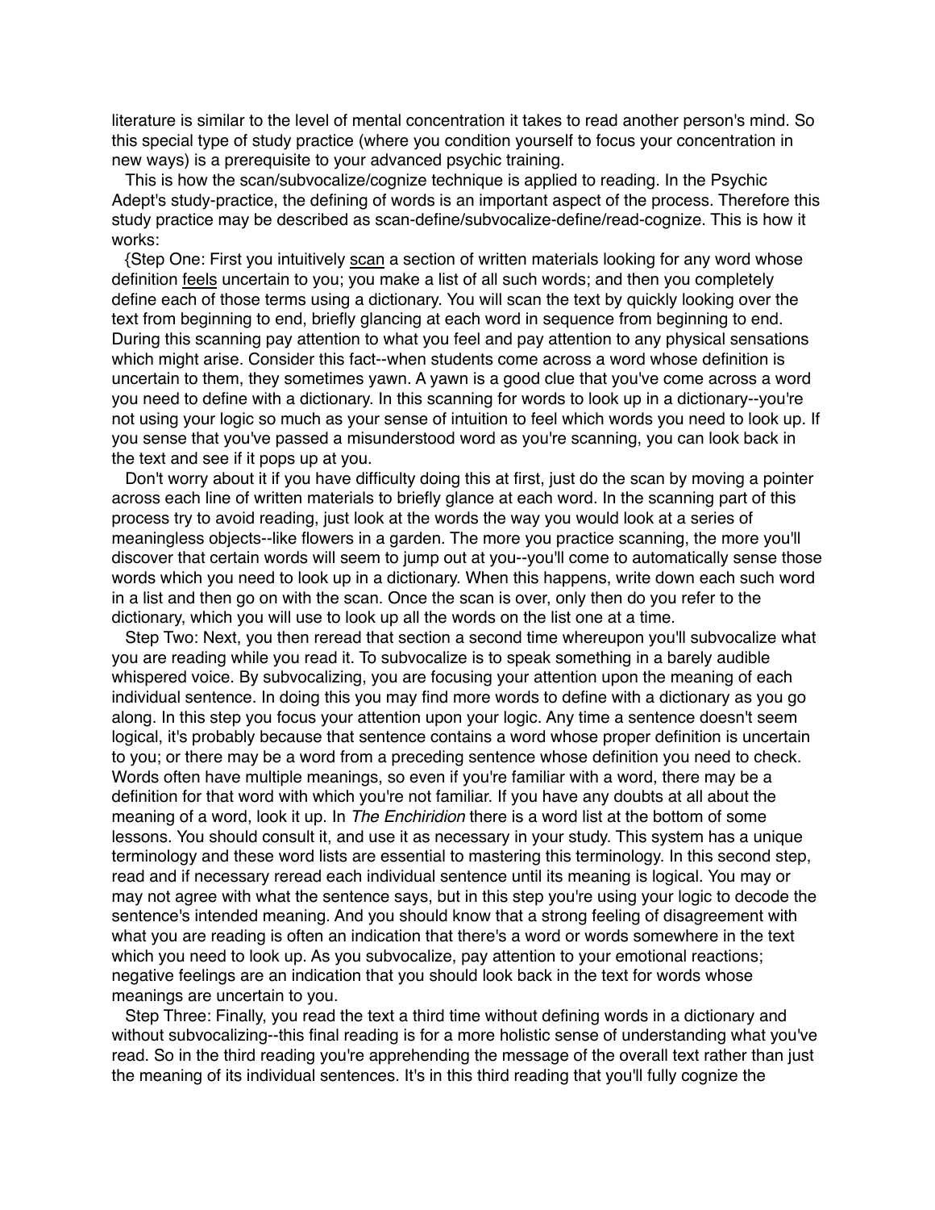literature is similar to the level of mental concentration it takes to read another person's mind. So this special type of study practice (where you condition yourself to focus your concentration in new ways) is a prerequisite to your advanced psychic training.

This is how the scan/subvocalize/cognize technique is applied to reading. In the Psychic Adept's study-practice, the defining of words is an important aspect of the process. Therefore this study practice may be described as scan-define/subvocalize-define/read-cognize. This is how it works:

{Step One: First you intuitively <u>scan</u> a section of written materials looking for any word whose definition <u>feels</u> uncertain to you; you make a list of all such words; and then you completely define each of those terms using a dictionary. You will scan the text by quickly looking over the text from beginning to end, briefly glancing at each word in sequence from beginning to end. During this scanning pay attention to what you feel and pay attention to any physical sensations which might arise. Consider this fact--when students come across a word whose definition is uncertain to them, they sometimes yawn. A yawn is a good clue that you've come across a word you need to define with a dictionary. In this scanning for words to look up in a dictionary--you're not using your logic so much as your sense of intuition to feel which words you need to look up. If you sense that you've passed a misunderstood word as you're scanning, you can look back in the text and see if it pops up at you.

Don't worry about it if you have difficulty doing this at first, just do the scan by moving a pointer across each line of written materials to briefly glance at each word. In the scanning part of this process try to avoid reading, just look at the words the way you would look at a series of meaningless objects--like flowers in a garden. The more you practice scanning, the more you'll discover that certain words will seem to jump out at you--you'll come to automatically sense those words which you need to look up in a dictionary. When this happens, write down each such word in a list and then go on with the scan. Once the scan is over, only then do you refer to the dictionary, which you will use to look up all the words on the list one at a time.

Step Two: Next, you then reread that section a second time whereupon you'll subvocalize what you are reading while you read it. To subvocalize is to speak something in a barely audible whispered voice. By subvocalizing, you are focusing your attention upon the meaning of each individual sentence. In doing this you may find more words to define with a dictionary as you go along. In this step you focus your attention upon your logic. Any time a sentence doesn't seem logical, it's probably because that sentence contains a word whose proper definition is uncertain to you; or there may be a word from a preceding sentence whose definition you need to check. Words often have multiple meanings, so even if you're familiar with a word, there may be a definition for that word with which you're not familiar. If you have any doubts at all about the meaning of a word, look it up. In *The Enchiridion* there is a word list at the bottom of some lessons. You should consult it, and use it as necessary in your study. This system has a unique terminology and these word lists are essential to mastering this terminology. In this second step, read and if necessary reread each individual sentence until its meaning is logical. You may or may not agree with what the sentence says, but in this step you're using your logic to decode the sentence's intended meaning. And you should know that a strong feeling of disagreement with what you are reading is often an indication that there's a word or words somewhere in the text which you need to look up. As you subvocalize, pay attention to your emotional reactions; negative feelings are an indication that you should look back in the text for words whose meanings are uncertain to you.

Step Three: Finally, you read the text a third time without defining words in a dictionary and without subvocalizing--this final reading is for a more holistic sense of understanding what you've read. So in the third reading you're apprehending the message of the overall text rather than just the meaning of its individual sentences. It's in this third reading that you'll fully cognize the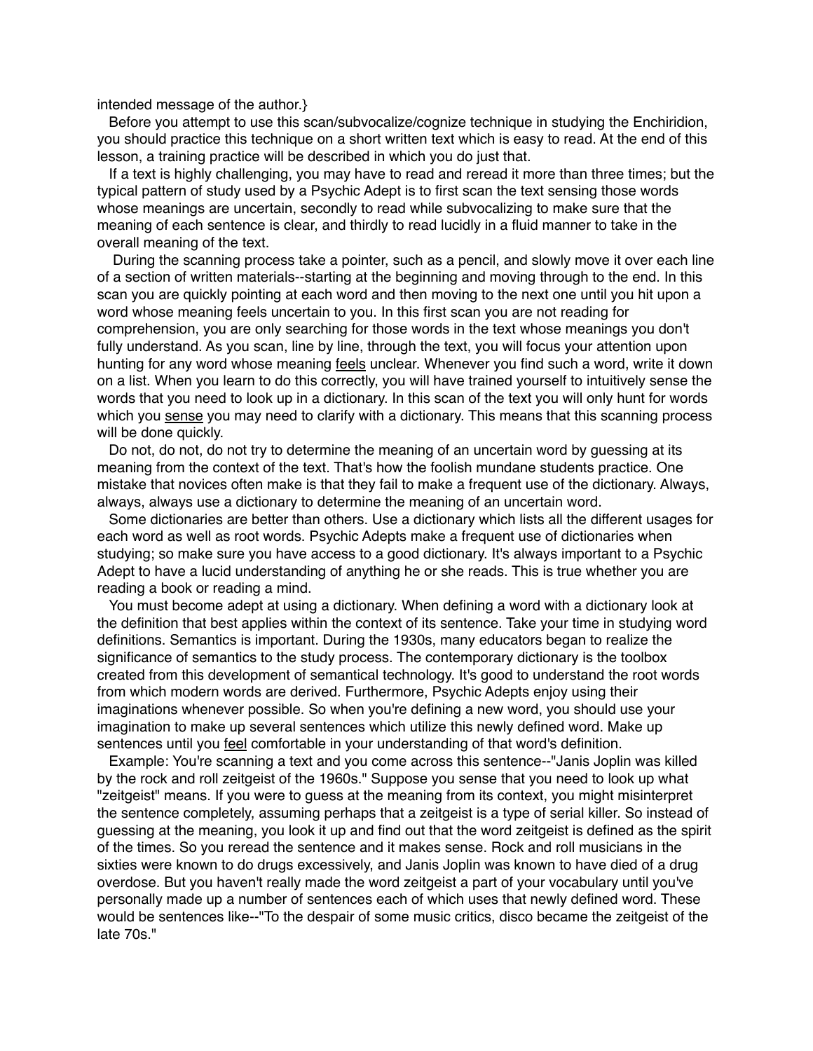intended message of the author.}

Before you attempt to use this scan/subvocalize/cognize technique in studying the Enchiridion, you should practice this technique on a short written text which is easy to read. At the end of this lesson, a training practice will be described in which you do just that.

If a text is highly challenging, you may have to read and reread it more than three times; but the typical pattern of study used by a Psychic Adept is to first scan the text sensing those words whose meanings are uncertain, secondly to read while subvocalizing to make sure that the meaning of each sentence is clear, and thirdly to read lucidly in a fluid manner to take in the overall meaning of the text.

During the scanning process take a pointer, such as a pencil, and slowly move it over each line of a section of written materials--starting at the beginning and moving through to the end. In this scan you are quickly pointing at each word and then moving to the next one until you hit upon a word whose meaning feels uncertain to you. In this first scan you are not reading for comprehension, you are only searching for those words in the text whose meanings you don't fully understand. As you scan, line by line, through the text, you will focus your attention upon hunting for any word whose meaning <u>feels</u> unclear. Whenever you find such a word, write it down on a list. When you learn to do this correctly, you will have trained yourself to intuitively sense the words that you need to look up in a dictionary. In this scan of the text you will only hunt for words which you <u>sense</u> you may need to clarify with a dictionary. This means that this scanning process will be done quickly.

Do not, do not, do not try to determine the meaning of an uncertain word by guessing at its meaning from the context of the text. That's how the foolish mundane students practice. One mistake that novices often make is that they fail to make a frequent use of the dictionary. Always, always, always use a dictionary to determine the meaning of an uncertain word.

Some dictionaries are better than others. Use a dictionary which lists all the different usages for each word as well as root words. Psychic Adepts make a frequent use of dictionaries when studying; so make sure you have access to a good dictionary. It's always important to a Psychic Adept to have a lucid understanding of anything he or she reads. This is true whether you are reading a book or reading a mind.

You must become adept at using a dictionary. When defining a word with a dictionary look at the definition that best applies within the context of its sentence. Take your time in studying word definitions. Semantics is important. During the 1930s, many educators began to realize the significance of semantics to the study process. The contemporary dictionary is the toolbox created from this development of semantical technology. It's good to understand the root words from which modern words are derived. Furthermore, Psychic Adepts enjoy using their imaginations whenever possible. So when you're defining a new word, you should use your imagination to make up several sentences which utilize this newly defined word. Make up sentences until you <u>feel</u> comfortable in your understanding of that word's definition.

Example: You're scanning a text and you come across this sentence--"Janis Joplin was killed by the rock and roll zeitgeist of the 1960s." Suppose you sense that you need to look up what "zeitgeist" means. If you were to guess at the meaning from its context, you might misinterpret the sentence completely, assuming perhaps that a zeitgeist is a type of serial killer. So instead of guessing at the meaning, you look it up and find out that the word zeitgeist is defined as the spirit of the times. So you reread the sentence and it makes sense. Rock and roll musicians in the sixties were known to do drugs excessively, and Janis Joplin was known to have died of a drug overdose. But you haven't really made the word zeitgeist a part of your vocabulary until you've personally made up a number of sentences each of which uses that newly defined word. These would be sentences like--"To the despair of some music critics, disco became the zeitgeist of the late 70s."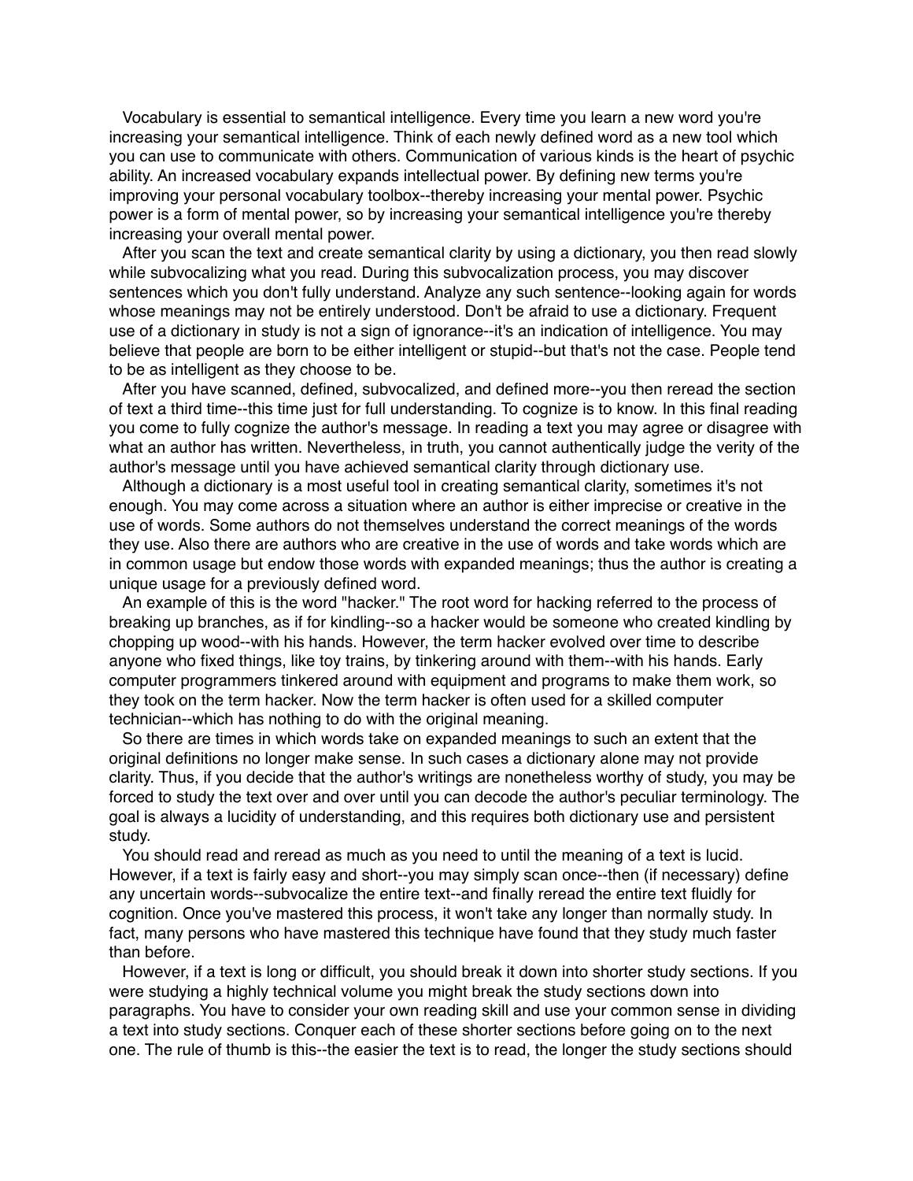Vocabulary is essential to semantical intelligence. Every time you learn a new word you're increasing your semantical intelligence. Think of each newly defined word as a new tool which you can use to communicate with others. Communication of various kinds is the heart of psychic ability. An increased vocabulary expands intellectual power. By defining new terms you're improving your personal vocabulary toolbox--thereby increasing your mental power. Psychic power is a form of mental power, so by increasing your semantical intelligence you're thereby increasing your overall mental power.

After you scan the text and create semantical clarity by using a dictionary, you then read slowly while subvocalizing what you read. During this subvocalization process, you may discover sentences which you don't fully understand. Analyze any such sentence--looking again for words whose meanings may not be entirely understood. Don't be afraid to use a dictionary. Frequent use of a dictionary in study is not a sign of ignorance--it's an indication of intelligence. You may believe that people are born to be either intelligent or stupid--but that's not the case. People tend to be as intelligent as they choose to be.

After you have scanned, defined, subvocalized, and defined more--you then reread the section of text a third time--this time just for full understanding. To cognize is to know. In this final reading you come to fully cognize the author's message. In reading a text you may agree or disagree with what an author has written. Nevertheless, in truth, you cannot authentically judge the verity of the author's message until you have achieved semantical clarity through dictionary use.

Although a dictionary is a most useful tool in creating semantical clarity, sometimes it's not enough. You may come across a situation where an author is either imprecise or creative in the use of words. Some authors do not themselves understand the correct meanings of the words they use. Also there are authors who are creative in the use of words and take words which are in common usage but endow those words with expanded meanings; thus the author is creating a unique usage for a previously defined word.

An example of this is the word "hacker." The root word for hacking referred to the process of breaking up branches, as if for kindling--so a hacker would be someone who created kindling by chopping up wood--with his hands. However, the term hacker evolved over time to describe anyone who fixed things, like toy trains, by tinkering around with them--with his hands. Early computer programmers tinkered around with equipment and programs to make them work, so they took on the term hacker. Now the term hacker is often used for a skilled computer technician--which has nothing to do with the original meaning.

So there are times in which words take on expanded meanings to such an extent that the original definitions no longer make sense. In such cases a dictionary alone may not provide clarity. Thus, if you decide that the author's writings are nonetheless worthy of study, you may be forced to study the text over and over until you can decode the author's peculiar terminology. The goal is always a lucidity of understanding, and this requires both dictionary use and persistent study.

You should read and reread as much as you need to until the meaning of a text is lucid. However, if a text is fairly easy and short--you may simply scan once--then (if necessary) define any uncertain words--subvocalize the entire text--and finally reread the entire text fluidly for cognition. Once you've mastered this process, it won't take any longer than normally study. In fact, many persons who have mastered this technique have found that they study much faster than before.

However, if a text is long or difficult, you should break it down into shorter study sections. If you were studying a highly technical volume you might break the study sections down into paragraphs. You have to consider your own reading skill and use your common sense in dividing a text into study sections. Conquer each of these shorter sections before going on to the next one. The rule of thumb is this--the easier the text is to read, the longer the study sections should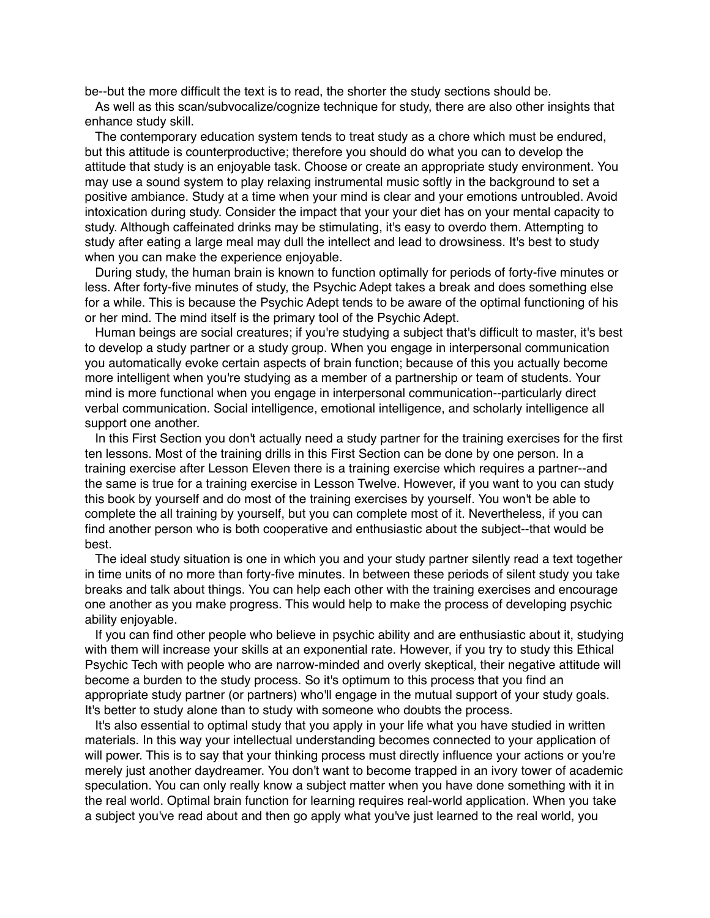be--but the more difficult the text is to read, the shorter the study sections should be.

As well as this scan/subvocalize/cognize technique for study, there are also other insights that enhance study skill.

The contemporary education system tends to treat study as a chore which must be endured, but this attitude is counterproductive; therefore you should do what you can to develop the attitude that study is an enjoyable task. Choose or create an appropriate study environment. You may use a sound system to play relaxing instrumental music softly in the background to set a positive ambiance. Study at a time when your mind is clear and your emotions untroubled. Avoid intoxication during study. Consider the impact that your your diet has on your mental capacity to study. Although caffeinated drinks may be stimulating, it's easy to overdo them. Attempting to study after eating a large meal may dull the intellect and lead to drowsiness. It's best to study when you can make the experience enjoyable.

During study, the human brain is known to function optimally for periods of forty-five minutes or less. After forty-five minutes of study, the Psychic Adept takes a break and does something else for a while. This is because the Psychic Adept tends to be aware of the optimal functioning of his or her mind. The mind itself is the primary tool of the Psychic Adept.

Human beings are social creatures; if you're studying a subject that's difficult to master, it's best to develop a study partner or a study group. When you engage in interpersonal communication you automatically evoke certain aspects of brain function; because of this you actually become more intelligent when you're studying as a member of a partnership or team of students. Your mind is more functional when you engage in interpersonal communication--particularly direct verbal communication. Social intelligence, emotional intelligence, and scholarly intelligence all support one another.

In this First Section you don't actually need a study partner for the training exercises for the first ten lessons. Most of the training drills in this First Section can be done by one person. In a training exercise after Lesson Eleven there is a training exercise which requires a partner--and the same is true for a training exercise in Lesson Twelve. However, if you want to you can study this book by yourself and do most of the training exercises by yourself. You won't be able to complete the all training by yourself, but you can complete most of it. Nevertheless, if you can find another person who is both cooperative and enthusiastic about the subject--that would be best.

The ideal study situation is one in which you and your study partner silently read a text together in time units of no more than forty-five minutes. In between these periods of silent study you take breaks and talk about things. You can help each other with the training exercises and encourage one another as you make progress. This would help to make the process of developing psychic ability enjoyable.

If you can find other people who believe in psychic ability and are enthusiastic about it, studying with them will increase your skills at an exponential rate. However, if you try to study this Ethical Psychic Tech with people who are narrow-minded and overly skeptical, their negative attitude will become a burden to the study process. So it's optimum to this process that you find an appropriate study partner (or partners) who'll engage in the mutual support of your study goals. It's better to study alone than to study with someone who doubts the process.

It's also essential to optimal study that you apply in your life what you have studied in written materials. In this way your intellectual understanding becomes connected to your application of will power. This is to say that your thinking process must directly influence your actions or you're merely just another daydreamer. You don't want to become trapped in an ivory tower of academic speculation. You can only really know a subject matter when you have done something with it in the real world. Optimal brain function for learning requires real-world application. When you take a subject you've read about and then go apply what you've just learned to the real world, you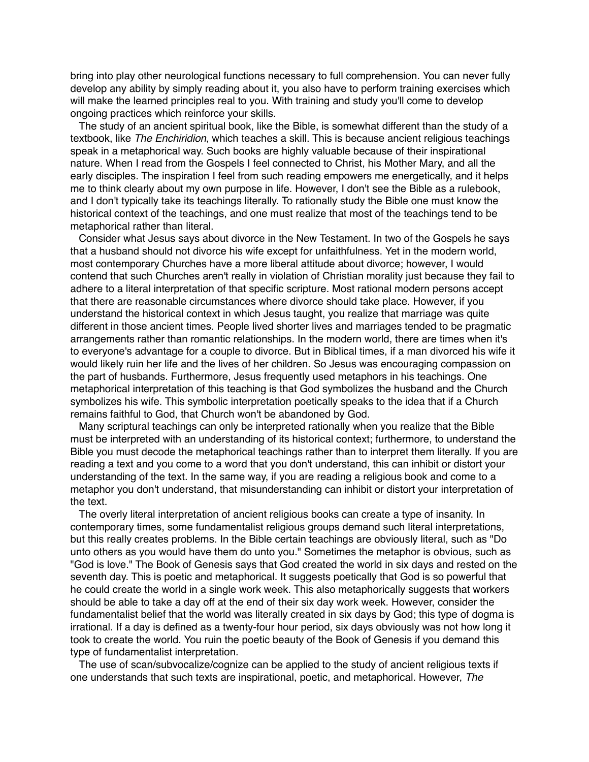bring into play other neurological functions necessary to full comprehension. You can never fully develop any ability by simply reading about it, you also have to perform training exercises which will make the learned principles real to you. With training and study you'll come to develop ongoing practices which reinforce your skills.

The study of an ancient spiritual book, like the Bible, is somewhat different than the study of a textbook, like *The Enchiridion*, which teaches a skill. This is because ancient religious teachings speak in a metaphorical way. Such books are highly valuable because of their inspirational nature. When I read from the Gospels I feel connected to Christ, his Mother Mary, and all the early disciples. The inspiration I feel from such reading empowers me energetically, and it helps me to think clearly about my own purpose in life. However, I don't see the Bible as a rulebook, and I don't typically take its teachings literally. To rationally study the Bible one must know the historical context of the teachings, and one must realize that most of the teachings tend to be metaphorical rather than literal.

Consider what Jesus says about divorce in the New Testament. In two of the Gospels he says that a husband should not divorce his wife except for unfaithfulness. Yet in the modern world, most contemporary Churches have a more liberal attitude about divorce; however, I would contend that such Churches aren't really in violation of Christian morality just because they fail to adhere to a literal interpretation of that specific scripture. Most rational modern persons accept that there are reasonable circumstances where divorce should take place. However, if you understand the historical context in which Jesus taught, you realize that marriage was quite different in those ancient times. People lived shorter lives and marriages tended to be pragmatic arrangements rather than romantic relationships. In the modern world, there are times when it's to everyone's advantage for a couple to divorce. But in Biblical times, if a man divorced his wife it would likely ruin her life and the lives of her children. So Jesus was encouraging compassion on the part of husbands. Furthermore, Jesus frequently used metaphors in his teachings. One metaphorical interpretation of this teaching is that God symbolizes the husband and the Church symbolizes his wife. This symbolic interpretation poetically speaks to the idea that if a Church remains faithful to God, that Church won't be abandoned by God.

Many scriptural teachings can only be interpreted rationally when you realize that the Bible must be interpreted with an understanding of its historical context; furthermore, to understand the Bible you must decode the metaphorical teachings rather than to interpret them literally. If you are reading a text and you come to a word that you don't understand, this can inhibit or distort your understanding of the text. In the same way, if you are reading a religious book and come to a metaphor you don't understand, that misunderstanding can inhibit or distort your interpretation of the text.

The overly literal interpretation of ancient religious books can create a type of insanity. In contemporary times, some fundamentalist religious groups demand such literal interpretations, but this really creates problems. In the Bible certain teachings are obviously literal, such as "Do unto others as you would have them do unto you." Sometimes the metaphor is obvious, such as "God is love." The Book of Genesis says that God created the world in six days and rested on the seventh day. This is poetic and metaphorical. It suggests poetically that God is so powerful that he could create the world in a single work week. This also metaphorically suggests that workers should be able to take a day off at the end of their six day work week. However, consider the fundamentalist belief that the world was literally created in six days by God; this type of dogma is irrational. If a day is defined as a twenty-four hour period, six days obviously was not how long it took to create the world. You ruin the poetic beauty of the Book of Genesis if you demand this type of fundamentalist interpretation.

The use of scan/subvocalize/cognize can be applied to the study of ancient religious texts if one understands that such texts are inspirational, poetic, and metaphorical. However, *The*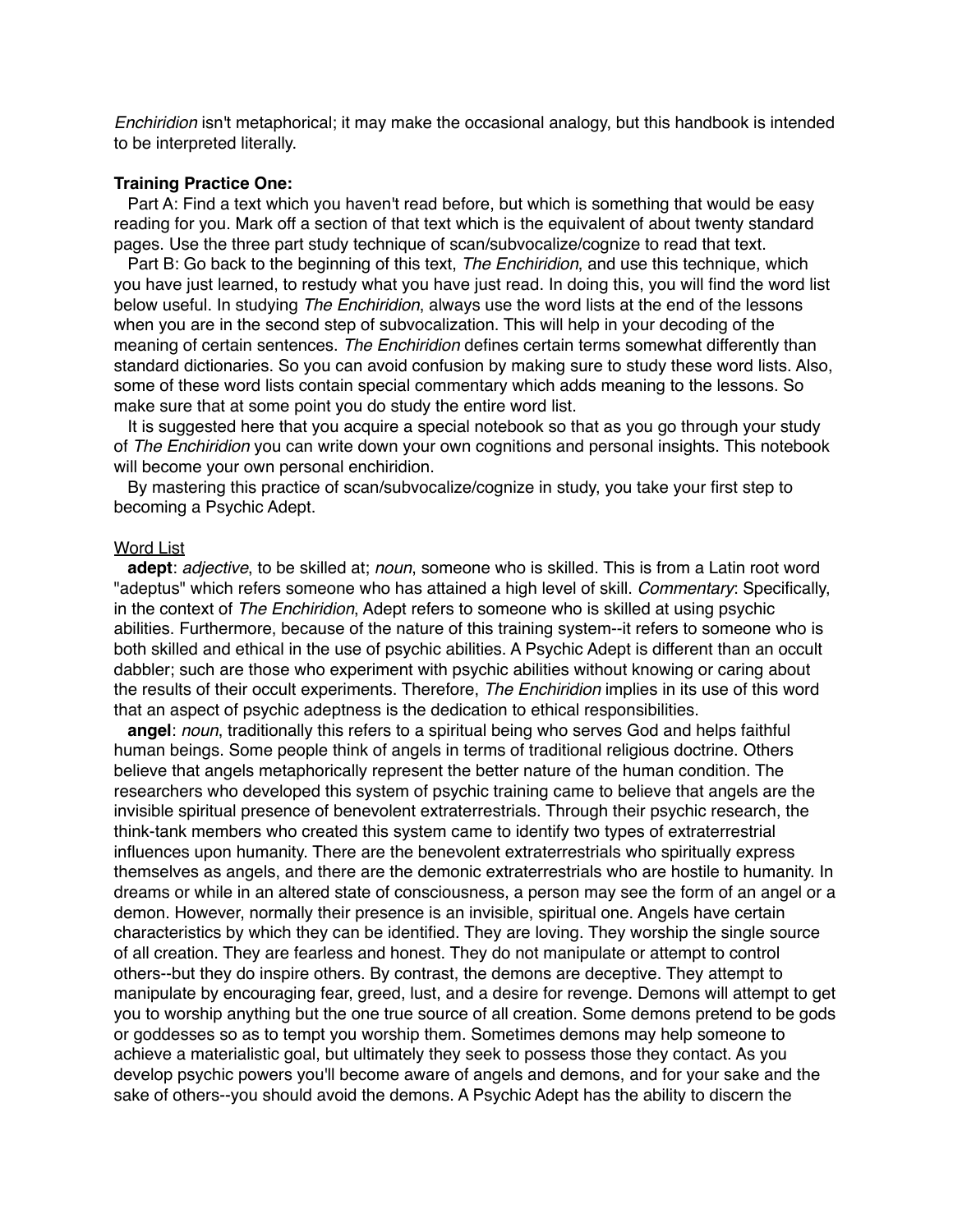*Enchiridion* isn't metaphorical; it may make the occasional analogy, but this handbook is intended to be interpreted literally.

**Training Practice One:**

Part A: Find a text which you haven't read before, but which is something that would be easy reading for you. Mark off a section of that text which is the equivalent of about twenty standard pages. Use the three part study technique of scan/subvocalize/cognize to read that text.

Part B: Go back to the beginning of this text, *The Enchiridion*, and use this technique, which you have just learned, to restudy what you have just read. In doing this, you will find the word list below useful. In studying *The Enchiridion*, always use the word lists at the end of the lessons when you are in the second step of subvocalization. This will help in your decoding of the meaning of certain sentences. *The Enchiridion* defines certain terms somewhat differently than standard dictionaries. So you can avoid confusion by making sure to study these word lists. Also, some of these word lists contain special commentary which adds meaning to the lessons. So make sure that at some point you do study the entire word list.

It is suggested here that you acquire a special notebook so that as you go through your study of *The Enchiridion* you can write down your own cognitions and personal insights. This notebook will become your own personal enchiridion.

By mastering this practice of scan/subvocalize/cognize in study, you take your first step to becoming a Psychic Adept.

<u>Word List</u>

**adept**: *adjective*, to be skilled at; *noun*, someone who is skilled. This is from a Latin root word "adeptus" which refers someone who has attained a high level of skill. *Commentary*: Specifically, in the context of *The Enchiridion*, Adept refers to someone who is skilled at using psychic abilities. Furthermore, because of the nature of this training system--it refers to someone who is both skilled and ethical in the use of psychic abilities. A Psychic Adept is different than an occult dabbler; such are those who experiment with psychic abilities without knowing or caring about the results of their occult experiments. Therefore, *The Enchiridion* implies in its use of this word that an aspect of psychic adeptness is the dedication to ethical responsibilities.

**angel**: *noun*, traditionally this refers to a spiritual being who serves God and helps faithful human beings. Some people think of angels in terms of traditional religious doctrine. Others believe that angels metaphorically represent the better nature of the human condition. The researchers who developed this system of psychic training came to believe that angels are the invisible spiritual presence of benevolent extraterrestrials. Through their psychic research, the think-tank members who created this system came to identify two types of extraterrestrial influences upon humanity. There are the benevolent extraterrestrials who spiritually express themselves as angels, and there are the demonic extraterrestrials who are hostile to humanity. In dreams or while in an altered state of consciousness, a person may see the form of an angel or a demon. However, normally their presence is an invisible, spiritual one. Angels have certain characteristics by which they can be identified. They are loving. They worship the single source of all creation. They are fearless and honest. They do not manipulate or attempt to control others--but they do inspire others. By contrast, the demons are deceptive. They attempt to manipulate by encouraging fear, greed, lust, and a desire for revenge. Demons will attempt to get you to worship anything but the one true source of all creation. Some demons pretend to be gods or goddesses so as to tempt you worship them. Sometimes demons may help someone to achieve a materialistic goal, but ultimately they seek to possess those they contact. As you develop psychic powers you'll become aware of angels and demons, and for your sake and the sake of others--you should avoid the demons. A Psychic Adept has the ability to discern the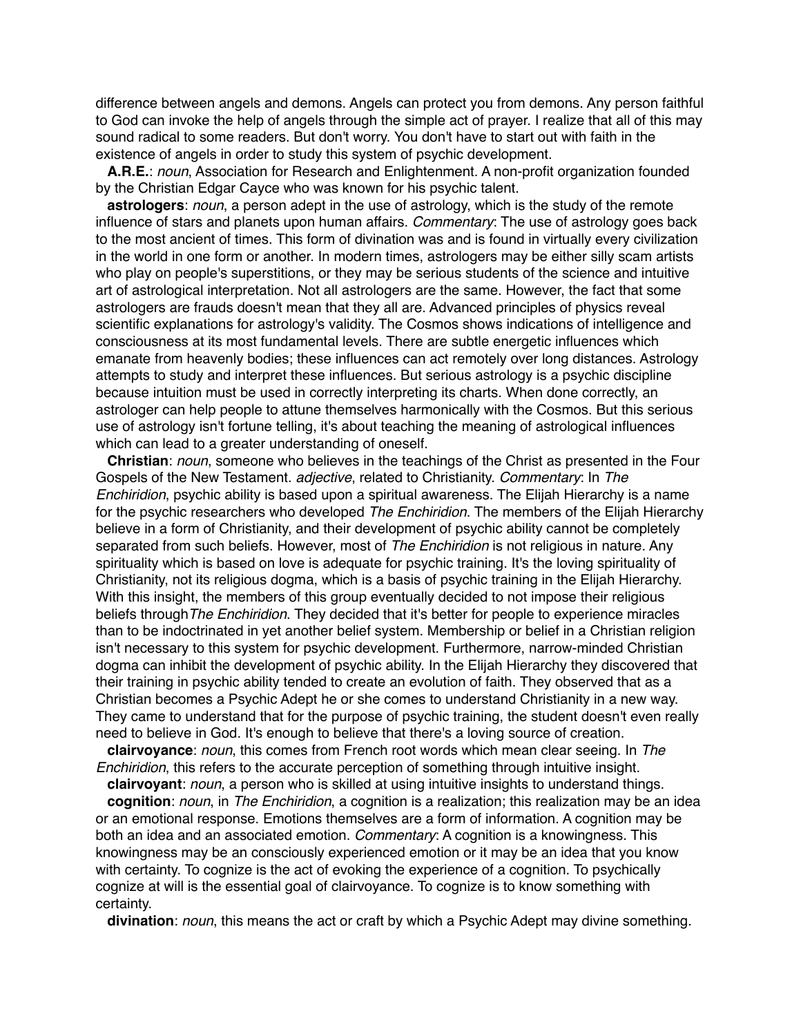difference between angels and demons. Angels can protect you from demons. Any person faithful to God can invoke the help of angels through the simple act of prayer. I realize that all of this may sound radical to some readers. But don't worry. You don't have to start out with faith in the existence of angels in order to study this system of psychic development.

**A.R.E.**: *noun*, Association for Research and Enlightenment. A non-profit organization founded by the Christian Edgar Cayce who was known for his psychic talent.

**astrologers**: *noun*, a person adept in the use of astrology, which is the study of the remote influence of stars and planets upon human affairs. *Commentary*: The use of astrology goes back to the most ancient of times. This form of divination was and is found in virtually every civilization in the world in one form or another. In modern times, astrologers may be either silly scam artists who play on people's superstitions, or they may be serious students of the science and intuitive art of astrological interpretation. Not all astrologers are the same. However, the fact that some astrologers are frauds doesn't mean that they all are. Advanced principles of physics reveal scientific explanations for astrology's validity. The Cosmos shows indications of intelligence and consciousness at its most fundamental levels. There are subtle energetic influences which emanate from heavenly bodies; these influences can act remotely over long distances. Astrology attempts to study and interpret these influences. But serious astrology is a psychic discipline because intuition must be used in correctly interpreting its charts. When done correctly, an astrologer can help people to attune themselves harmonically with the Cosmos. But this serious use of astrology isn't fortune telling, it's about teaching the meaning of astrological influences which can lead to a greater understanding of oneself.

**Christian**: *noun*, someone who believes in the teachings of the Christ as presented in the Four Gospels of the New Testament. *adjective*, related to Christianity. *Commentary*: In *The Enchiridion*, psychic ability is based upon a spiritual awareness. The Elijah Hierarchy is a name for the psychic researchers who developed *The Enchiridion*. The members of the Elijah Hierarchy believe in a form of Christianity, and their development of psychic ability cannot be completely separated from such beliefs. However, most of *The Enchiridion* is not religious in nature. Any spirituality which is based on love is adequate for psychic training. It's the loving spirituality of Christianity, not its religious dogma, which is a basis of psychic training in the Elijah Hierarchy. With this insight, the members of this group eventually decided to not impose their religious beliefs through*The Enchiridion*. They decided that it's better for people to experience miracles than to be indoctrinated in yet another belief system. Membership or belief in a Christian religion isn't necessary to this system for psychic development. Furthermore, narrow-minded Christian dogma can inhibit the development of psychic ability. In the Elijah Hierarchy they discovered that their training in psychic ability tended to create an evolution of faith. They observed that as a Christian becomes a Psychic Adept he or she comes to understand Christianity in a new way. They came to understand that for the purpose of psychic training, the student doesn't even really need to believe in God. It's enough to believe that there's a loving source of creation.

**clairvoyance**: *noun*, this comes from French root words which mean clear seeing. In *The Enchiridion*, this refers to the accurate perception of something through intuitive insight.

**clairvoyant**: *noun*, a person who is skilled at using intuitive insights to understand things.

**cognition**: *noun*, in *The Enchiridion*, a cognition is a realization; this realization may be an idea or an emotional response. Emotions themselves are a form of information. A cognition may be both an idea and an associated emotion. *Commentary*: A cognition is a knowingness. This knowingness may be an consciously experienced emotion or it may be an idea that you know with certainty. To cognize is the act of evoking the experience of a cognition. To psychically cognize at will is the essential goal of clairvoyance. To cognize is to know something with certainty.

**divination**: *noun*, this means the act or craft by which a Psychic Adept may divine something.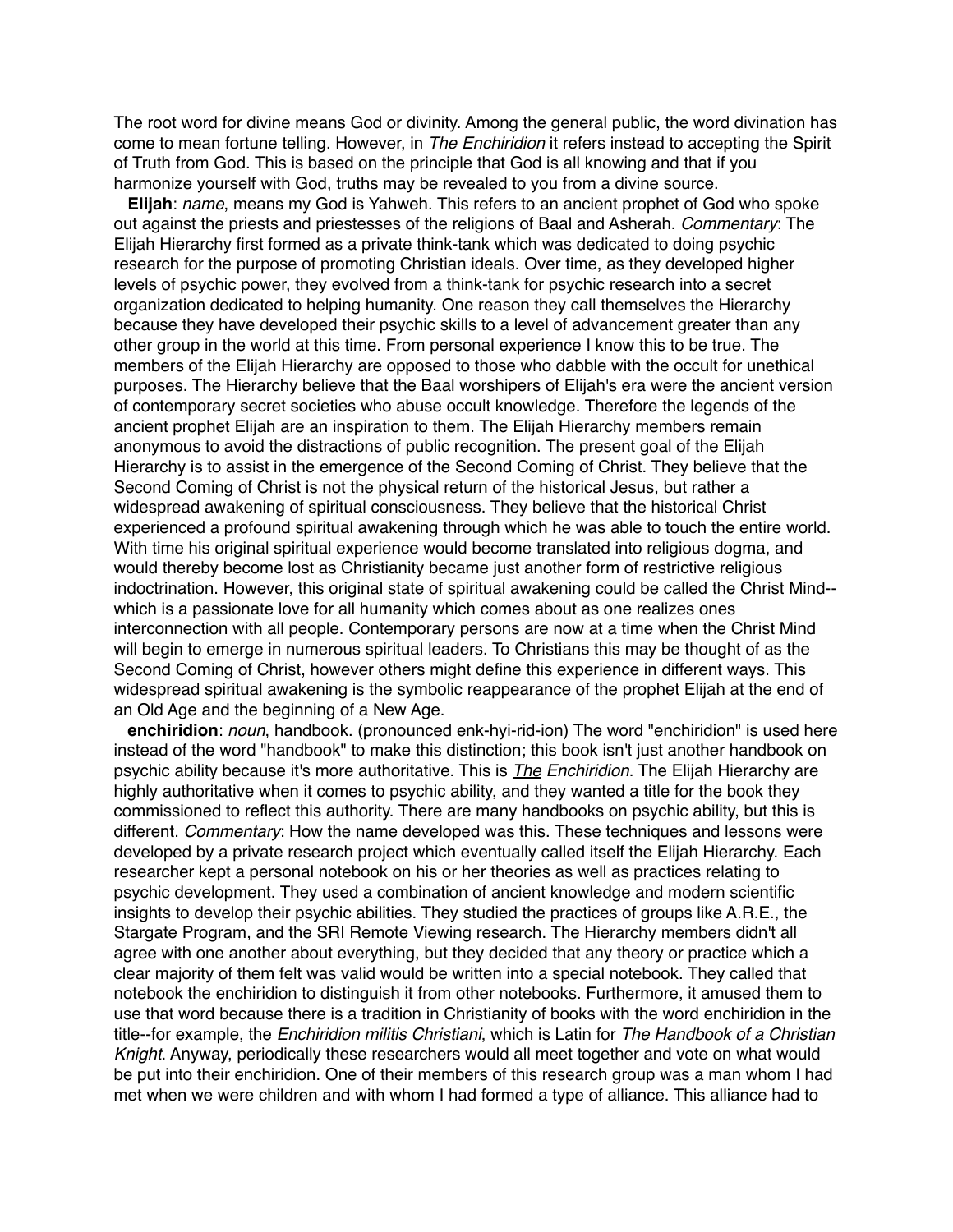The root word for divine means God or divinity. Among the general public, the word divination has come to mean fortune telling. However, in *The Enchiridion* it refers instead to accepting the Spirit of Truth from God. This is based on the principle that God is all knowing and that if you harmonize yourself with God, truths may be revealed to you from a divine source.

**Elijah**: *name*, means my God is Yahweh. This refers to an ancient prophet of God who spoke out against the priests and priestesses of the religions of Baal and Asherah. *Commentary*: The Elijah Hierarchy first formed as a private think-tank which was dedicated to doing psychic research for the purpose of promoting Christian ideals. Over time, as they developed higher levels of psychic power, they evolved from a think-tank for psychic research into a secret organization dedicated to helping humanity. One reason they call themselves the Hierarchy because they have developed their psychic skills to a level of advancement greater than any other group in the world at this time. From personal experience I know this to be true. The members of the Elijah Hierarchy are opposed to those who dabble with the occult for unethical purposes. The Hierarchy believe that the Baal worshipers of Elijah's era were the ancient version of contemporary secret societies who abuse occult knowledge. Therefore the legends of the ancient prophet Elijah are an inspiration to them. The Elijah Hierarchy members remain anonymous to avoid the distractions of public recognition. The present goal of the Elijah Hierarchy is to assist in the emergence of the Second Coming of Christ. They believe that the Second Coming of Christ is not the physical return of the historical Jesus, but rather a widespread awakening of spiritual consciousness. They believe that the historical Christ experienced a profound spiritual awakening through which he was able to touch the entire world. With time his original spiritual experience would become translated into religious dogma, and would thereby become lost as Christianity became just another form of restrictive religious indoctrination. However, this original state of spiritual awakening could be called the Christ Mind--which is a passionate love for all humanity which comes about as one realizes ones interconnection with all people. Contemporary persons are now at a time when the Christ Mind will begin to emerge in numerous spiritual leaders. To Christians this may be thought of as the Second Coming of Christ, however others might define this experience in different ways. This widespread spiritual awakening is the symbolic reappearance of the prophet Elijah at the end of an Old Age and the beginning of a New Age.

**enchiridion**: *noun*, handbook. (pronounced enk-hyi-rid-ion) The word "enchiridion" is used here instead of the word "handbook" to make this distinction; this book isn't just another handbook on psychic ability because it's more authoritative. This is ***The*** *Enchiridion*. The Elijah Hierarchy are highly authoritative when it comes to psychic ability, and they wanted a title for the book they commissioned to reflect this authority. There are many handbooks on psychic ability, but this is different. *Commentary*: How the name developed was this. These techniques and lessons were developed by a private research project which eventually called itself the Elijah Hierarchy. Each researcher kept a personal notebook on his or her theories as well as practices relating to psychic development. They used a combination of ancient knowledge and modern scientific insights to develop their psychic abilities. They studied the practices of groups like A.R.E., the Stargate Program, and the SRI Remote Viewing research. The Hierarchy members didn't all agree with one another about everything, but they decided that any theory or practice which a clear majority of them felt was valid would be written into a special notebook. They called that notebook the enchiridion to distinguish it from other notebooks. Furthermore, it amused them to use that word because there is a tradition in Christianity of books with the word enchiridion in the title--for example, the *Enchiridion militis Christiani*, which is Latin for *The Handbook of a Christian Knight*. Anyway, periodically these researchers would all meet together and vote on what would be put into their enchiridion. One of their members of this research group was a man whom I had met when we were children and with whom I had formed a type of alliance. This alliance had to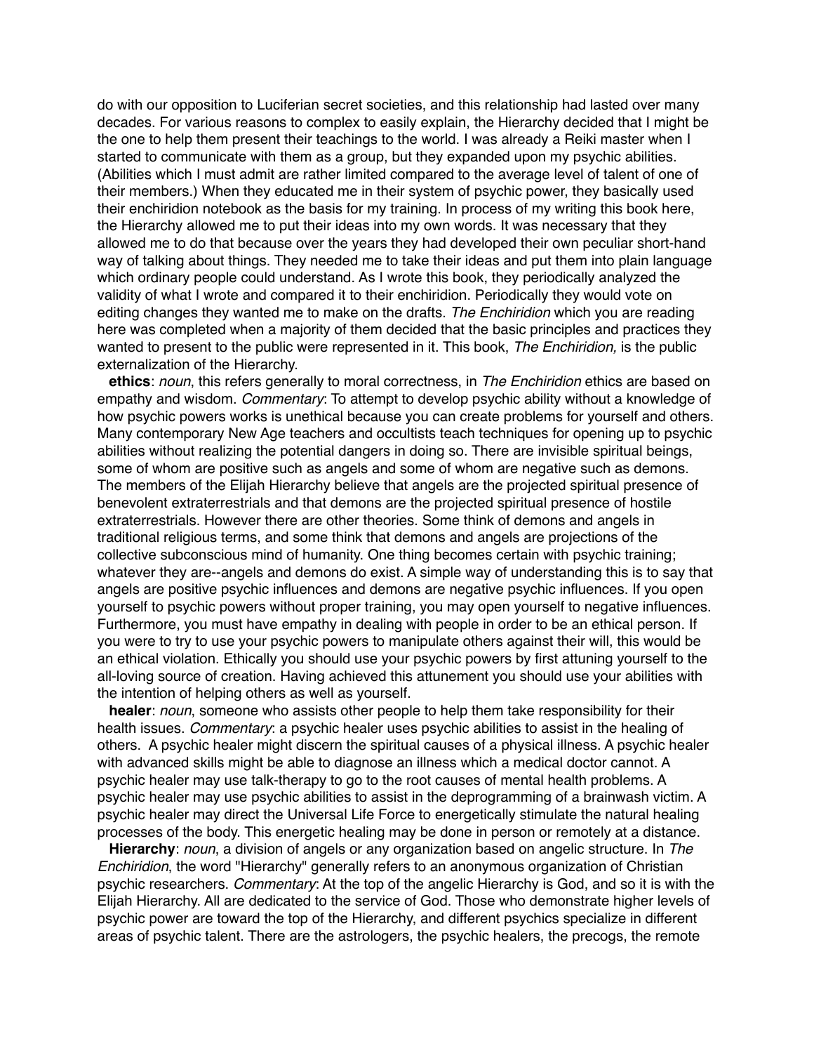do with our opposition to Luciferian secret societies, and this relationship had lasted over many decades. For various reasons to complex to easily explain, the Hierarchy decided that I might be the one to help them present their teachings to the world. I was already a Reiki master when I started to communicate with them as a group, but they expanded upon my psychic abilities. (Abilities which I must admit are rather limited compared to the average level of talent of one of their members.) When they educated me in their system of psychic power, they basically used their enchiridion notebook as the basis for my training. In process of my writing this book here, the Hierarchy allowed me to put their ideas into my own words. It was necessary that they allowed me to do that because over the years they had developed their own peculiar short-hand way of talking about things. They needed me to take their ideas and put them into plain language which ordinary people could understand. As I wrote this book, they periodically analyzed the validity of what I wrote and compared it to their enchiridion. Periodically they would vote on editing changes they wanted me to make on the drafts. *The Enchiridion* which you are reading here was completed when a majority of them decided that the basic principles and practices they wanted to present to the public were represented in it. This book, *The Enchiridion,* is the public externalization of the Hierarchy.

**ethics**: *noun*, this refers generally to moral correctness, in *The Enchiridion* ethics are based on empathy and wisdom. *Commentary*: To attempt to develop psychic ability without a knowledge of how psychic powers works is unethical because you can create problems for yourself and others. Many contemporary New Age teachers and occultists teach techniques for opening up to psychic abilities without realizing the potential dangers in doing so. There are invisible spiritual beings, some of whom are positive such as angels and some of whom are negative such as demons. The members of the Elijah Hierarchy believe that angels are the projected spiritual presence of benevolent extraterrestrials and that demons are the projected spiritual presence of hostile extraterrestrials. However there are other theories. Some think of demons and angels in traditional religious terms, and some think that demons and angels are projections of the collective subconscious mind of humanity. One thing becomes certain with psychic training; whatever they are--angels and demons do exist. A simple way of understanding this is to say that angels are positive psychic influences and demons are negative psychic influences. If you open yourself to psychic powers without proper training, you may open yourself to negative influences. Furthermore, you must have empathy in dealing with people in order to be an ethical person. If you were to try to use your psychic powers to manipulate others against their will, this would be an ethical violation. Ethically you should use your psychic powers by first attuning yourself to the all-loving source of creation. Having achieved this attunement you should use your abilities with the intention of helping others as well as yourself.

**healer**: *noun*, someone who assists other people to help them take responsibility for their health issues. *Commentary*: a psychic healer uses psychic abilities to assist in the healing of others. A psychic healer might discern the spiritual causes of a physical illness. A psychic healer with advanced skills might be able to diagnose an illness which a medical doctor cannot. A psychic healer may use talk-therapy to go to the root causes of mental health problems. A psychic healer may use psychic abilities to assist in the deprogramming of a brainwash victim. A psychic healer may direct the Universal Life Force to energetically stimulate the natural healing processes of the body. This energetic healing may be done in person or remotely at a distance.

**Hierarchy**: *noun*, a division of angels or any organization based on angelic structure. In *The Enchiridion*, the word "Hierarchy" generally refers to an anonymous organization of Christian psychic researchers. *Commentary*: At the top of the angelic Hierarchy is God, and so it is with the Elijah Hierarchy. All are dedicated to the service of God. Those who demonstrate higher levels of psychic power are toward the top of the Hierarchy, and different psychics specialize in different areas of psychic talent. There are the astrologers, the psychic healers, the precogs, the remote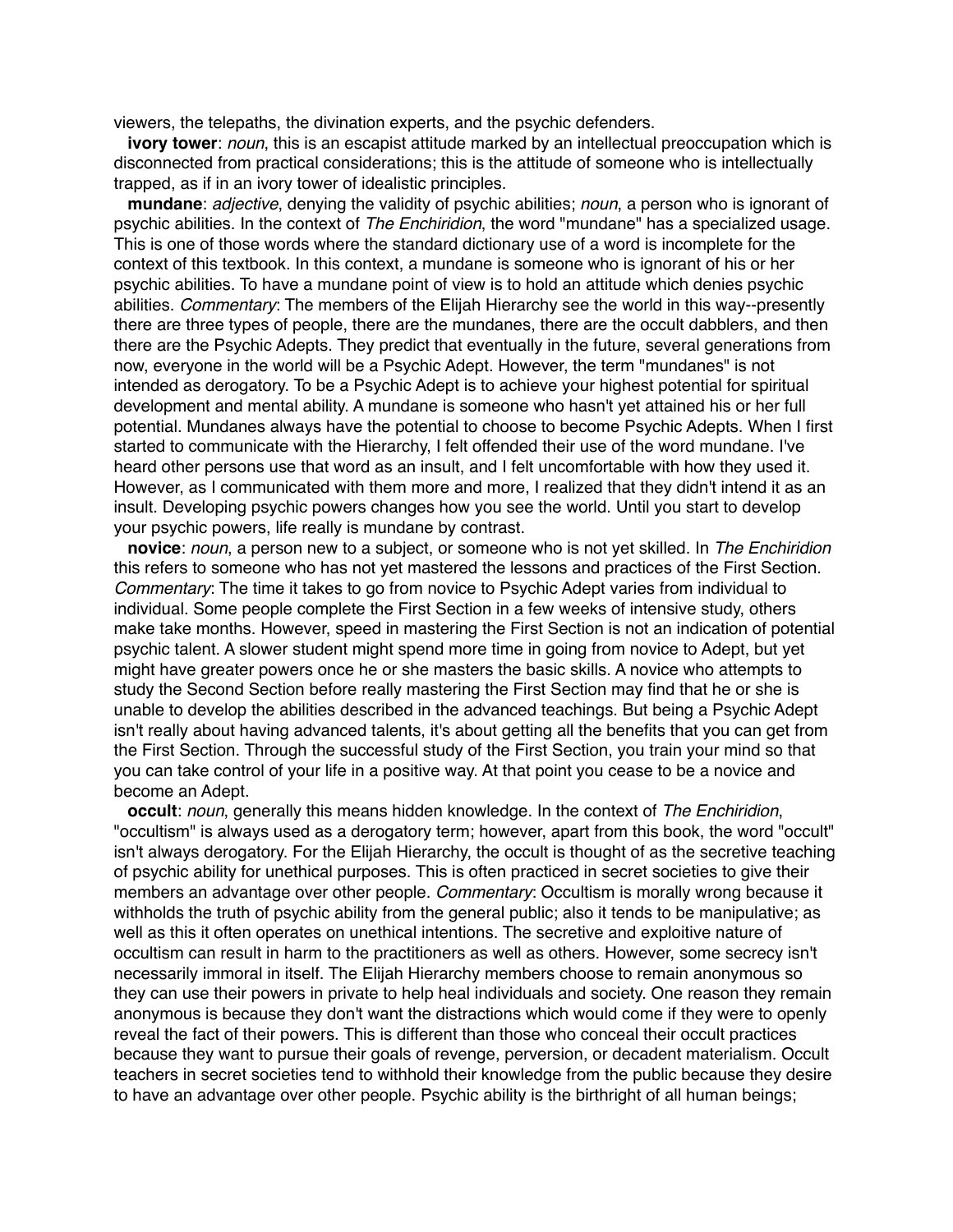viewers, the telepaths, the divination experts, and the psychic defenders.

**ivory tower**: *noun*, this is an escapist attitude marked by an intellectual preoccupation which is disconnected from practical considerations; this is the attitude of someone who is intellectually trapped, as if in an ivory tower of idealistic principles.

**mundane**: *adjective*, denying the validity of psychic abilities; *noun*, a person who is ignorant of psychic abilities. In the context of *The Enchiridion*, the word "mundane" has a specialized usage. This is one of those words where the standard dictionary use of a word is incomplete for the context of this textbook. In this context, a mundane is someone who is ignorant of his or her psychic abilities. To have a mundane point of view is to hold an attitude which denies psychic abilities. *Commentary*: The members of the Elijah Hierarchy see the world in this way--presently there are three types of people, there are the mundanes, there are the occult dabblers, and then there are the Psychic Adepts. They predict that eventually in the future, several generations from now, everyone in the world will be a Psychic Adept. However, the term "mundanes" is not intended as derogatory. To be a Psychic Adept is to achieve your highest potential for spiritual development and mental ability. A mundane is someone who hasn't yet attained his or her full potential. Mundanes always have the potential to choose to become Psychic Adepts. When I first started to communicate with the Hierarchy, I felt offended their use of the word mundane. I've heard other persons use that word as an insult, and I felt uncomfortable with how they used it. However, as I communicated with them more and more, I realized that they didn't intend it as an insult. Developing psychic powers changes how you see the world. Until you start to develop your psychic powers, life really is mundane by contrast.

**novice**: *noun*, a person new to a subject, or someone who is not yet skilled. In *The Enchiridion* this refers to someone who has not yet mastered the lessons and practices of the First Section. *Commentary*: The time it takes to go from novice to Psychic Adept varies from individual to individual. Some people complete the First Section in a few weeks of intensive study, others make take months. However, speed in mastering the First Section is not an indication of potential psychic talent. A slower student might spend more time in going from novice to Adept, but yet might have greater powers once he or she masters the basic skills. A novice who attempts to study the Second Section before really mastering the First Section may find that he or she is unable to develop the abilities described in the advanced teachings. But being a Psychic Adept isn't really about having advanced talents, it's about getting all the benefits that you can get from the First Section. Through the successful study of the First Section, you train your mind so that you can take control of your life in a positive way. At that point you cease to be a novice and become an Adept.

**occult**: *noun*, generally this means hidden knowledge. In the context of *The Enchiridion*, "occultism" is always used as a derogatory term; however, apart from this book, the word "occult" isn't always derogatory. For the Elijah Hierarchy, the occult is thought of as the secretive teaching of psychic ability for unethical purposes. This is often practiced in secret societies to give their members an advantage over other people. *Commentary*: Occultism is morally wrong because it withholds the truth of psychic ability from the general public; also it tends to be manipulative; as well as this it often operates on unethical intentions. The secretive and exploitive nature of occultism can result in harm to the practitioners as well as others. However, some secrecy isn't necessarily immoral in itself. The Elijah Hierarchy members choose to remain anonymous so they can use their powers in private to help heal individuals and society. One reason they remain anonymous is because they don't want the distractions which would come if they were to openly reveal the fact of their powers. This is different than those who conceal their occult practices because they want to pursue their goals of revenge, perversion, or decadent materialism. Occult teachers in secret societies tend to withhold their knowledge from the public because they desire to have an advantage over other people. Psychic ability is the birthright of all human beings;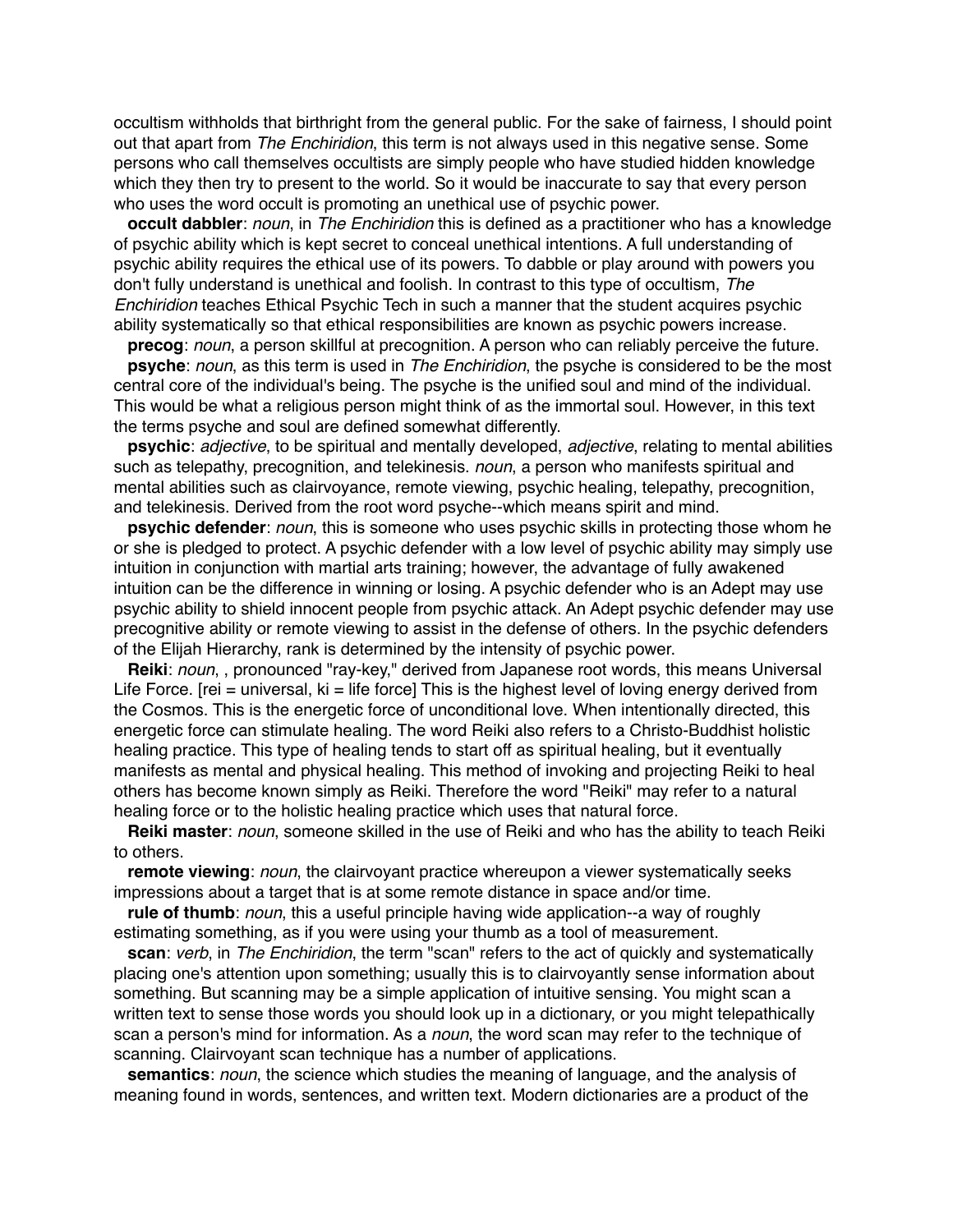occultism withholds that birthright from the general public. For the sake of fairness, I should point out that apart from *The Enchiridion*, this term is not always used in this negative sense. Some persons who call themselves occultists are simply people who have studied hidden knowledge which they then try to present to the world. So it would be inaccurate to say that every person who uses the word occult is promoting an unethical use of psychic power.

**occult dabbler**: *noun*, in *The Enchiridion* this is defined as a practitioner who has a knowledge of psychic ability which is kept secret to conceal unethical intentions. A full understanding of psychic ability requires the ethical use of its powers. To dabble or play around with powers you don't fully understand is unethical and foolish. In contrast to this type of occultism, *The Enchiridion* teaches Ethical Psychic Tech in such a manner that the student acquires psychic ability systematically so that ethical responsibilities are known as psychic powers increase.

**precog**: *noun*, a person skillful at precognition. A person who can reliably perceive the future.

**psyche**: *noun*, as this term is used in *The Enchiridion*, the psyche is considered to be the most central core of the individual's being. The psyche is the unified soul and mind of the individual. This would be what a religious person might think of as the immortal soul. However, in this text the terms psyche and soul are defined somewhat differently.

**psychic**: *adjective*, to be spiritual and mentally developed, *adjective*, relating to mental abilities such as telepathy, precognition, and telekinesis. *noun*, a person who manifests spiritual and mental abilities such as clairvoyance, remote viewing, psychic healing, telepathy, precognition, and telekinesis. Derived from the root word psyche--which means spirit and mind.

**psychic defender**: *noun*, this is someone who uses psychic skills in protecting those whom he or she is pledged to protect. A psychic defender with a low level of psychic ability may simply use intuition in conjunction with martial arts training; however, the advantage of fully awakened intuition can be the difference in winning or losing. A psychic defender who is an Adept may use psychic ability to shield innocent people from psychic attack. An Adept psychic defender may use precognitive ability or remote viewing to assist in the defense of others. In the psychic defenders of the Elijah Hierarchy, rank is determined by the intensity of psychic power.

**Reiki**: *noun*, , pronounced "ray-key," derived from Japanese root words, this means Universal Life Force. [rei = universal, ki = life force] This is the highest level of loving energy derived from the Cosmos. This is the energetic force of unconditional love. When intentionally directed, this energetic force can stimulate healing. The word Reiki also refers to a Christo-Buddhist holistic healing practice. This type of healing tends to start off as spiritual healing, but it eventually manifests as mental and physical healing. This method of invoking and projecting Reiki to heal others has become known simply as Reiki. Therefore the word "Reiki" may refer to a natural healing force or to the holistic healing practice which uses that natural force.

**Reiki master**: *noun*, someone skilled in the use of Reiki and who has the ability to teach Reiki to others.

**remote viewing**: *noun*, the clairvoyant practice whereupon a viewer systematically seeks impressions about a target that is at some remote distance in space and/or time.

**rule of thumb**: *noun*, this a useful principle having wide application--a way of roughly estimating something, as if you were using your thumb as a tool of measurement.

**scan**: *verb*, in *The Enchiridion*, the term "scan" refers to the act of quickly and systematically placing one's attention upon something; usually this is to clairvoyantly sense information about something. But scanning may be a simple application of intuitive sensing. You might scan a written text to sense those words you should look up in a dictionary, or you might telepathically scan a person's mind for information. As a *noun*, the word scan may refer to the technique of scanning. Clairvoyant scan technique has a number of applications.

**semantics**: *noun*, the science which studies the meaning of language, and the analysis of meaning found in words, sentences, and written text. Modern dictionaries are a product of the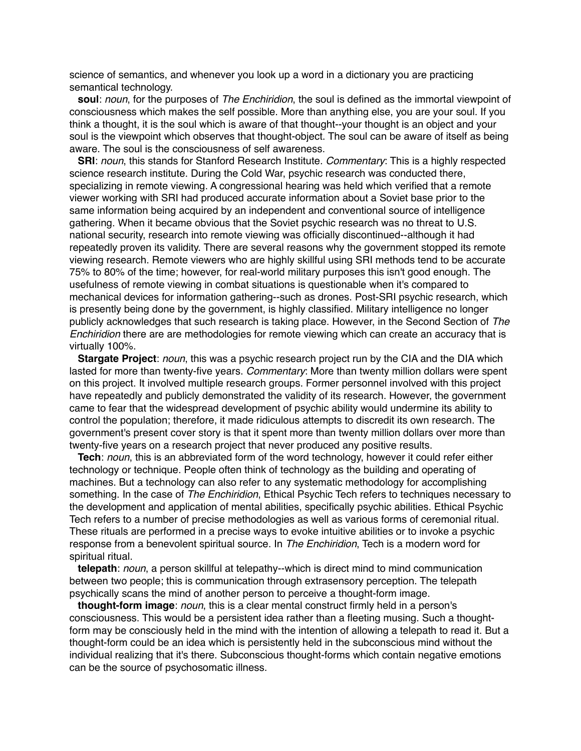science of semantics, and whenever you look up a word in a dictionary you are practicing semantical technology.

**soul**: *noun*, for the purposes of *The Enchiridion*, the soul is defined as the immortal viewpoint of consciousness which makes the self possible. More than anything else, you are your soul. If you think a thought, it is the soul which is aware of that thought--your thought is an object and your soul is the viewpoint which observes that thought-object. The soul can be aware of itself as being aware. The soul is the consciousness of self awareness.

**SRI**: *noun*, this stands for Stanford Research Institute. *Commentary*: This is a highly respected science research institute. During the Cold War, psychic research was conducted there, specializing in remote viewing. A congressional hearing was held which verified that a remote viewer working with SRI had produced accurate information about a Soviet base prior to the same information being acquired by an independent and conventional source of intelligence gathering. When it became obvious that the Soviet psychic research was no threat to U.S. national security, research into remote viewing was officially discontinued--although it had repeatedly proven its validity. There are several reasons why the government stopped its remote viewing research. Remote viewers who are highly skillful using SRI methods tend to be accurate 75% to 80% of the time; however, for real-world military purposes this isn't good enough. The usefulness of remote viewing in combat situations is questionable when it's compared to mechanical devices for information gathering--such as drones. Post-SRI psychic research, which is presently being done by the government, is highly classified. Military intelligence no longer publicly acknowledges that such research is taking place. However, in the Second Section of *The Enchiridion* there are are methodologies for remote viewing which can create an accuracy that is virtually 100%.

**Stargate Project**: *noun*, this was a psychic research project run by the CIA and the DIA which lasted for more than twenty-five years. *Commentary*: More than twenty million dollars were spent on this project. It involved multiple research groups. Former personnel involved with this project have repeatedly and publicly demonstrated the validity of its research. However, the government came to fear that the widespread development of psychic ability would undermine its ability to control the population; therefore, it made ridiculous attempts to discredit its own research. The government's present cover story is that it spent more than twenty million dollars over more than twenty-five years on a research project that never produced any positive results.

**Tech**: *noun*, this is an abbreviated form of the word technology, however it could refer either technology or technique. People often think of technology as the building and operating of machines. But a technology can also refer to any systematic methodology for accomplishing something. In the case of *The Enchiridion*, Ethical Psychic Tech refers to techniques necessary to the development and application of mental abilities, specifically psychic abilities. Ethical Psychic Tech refers to a number of precise methodologies as well as various forms of ceremonial ritual. These rituals are performed in a precise ways to evoke intuitive abilities or to invoke a psychic response from a benevolent spiritual source. In *The Enchiridion*, Tech is a modern word for spiritual ritual.

**telepath**: *noun*, a person skillful at telepathy--which is direct mind to mind communication between two people; this is communication through extrasensory perception. The telepath psychically scans the mind of another person to perceive a thought-form image.

**thought-form image**: *noun*, this is a clear mental construct firmly held in a person's consciousness. This would be a persistent idea rather than a fleeting musing. Such a thought-form may be consciously held in the mind with the intention of allowing a telepath to read it. But a thought-form could be an idea which is persistently held in the subconscious mind without the individual realizing that it's there. Subconscious thought-forms which contain negative emotions can be the source of psychosomatic illness.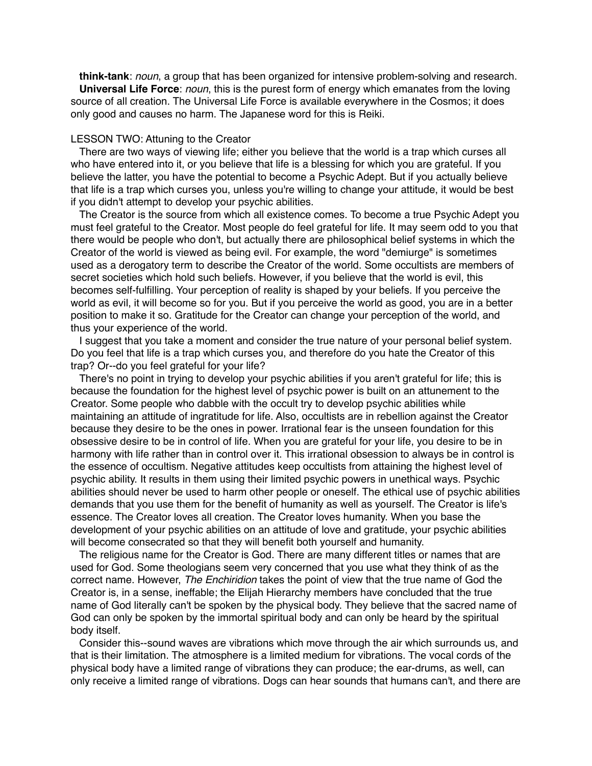**think-tank**: *noun*, a group that has been organized for intensive problem-solving and research.

**Universal Life Force**: *noun*, this is the purest form of energy which emanates from the loving source of all creation. The Universal Life Force is available everywhere in the Cosmos; it does only good and causes no harm. The Japanese word for this is Reiki.

## LESSON TWO: Attuning to the Creator

There are two ways of viewing life; either you believe that the world is a trap which curses all who have entered into it, or you believe that life is a blessing for which you are grateful. If you believe the latter, you have the potential to become a Psychic Adept. But if you actually believe that life is a trap which curses you, unless you're willing to change your attitude, it would be best if you didn't attempt to develop your psychic abilities.

The Creator is the source from which all existence comes. To become a true Psychic Adept you must feel grateful to the Creator. Most people do feel grateful for life. It may seem odd to you that there would be people who don't, but actually there are philosophical belief systems in which the Creator of the world is viewed as being evil. For example, the word "demiurge" is sometimes used as a derogatory term to describe the Creator of the world. Some occultists are members of secret societies which hold such beliefs. However, if you believe that the world is evil, this becomes self-fulfilling. Your perception of reality is shaped by your beliefs. If you perceive the world as evil, it will become so for you. But if you perceive the world as good, you are in a better position to make it so. Gratitude for the Creator can change your perception of the world, and thus your experience of the world.

I suggest that you take a moment and consider the true nature of your personal belief system. Do you feel that life is a trap which curses you, and therefore do you hate the Creator of this trap? Or--do you feel grateful for your life?

There's no point in trying to develop your psychic abilities if you aren't grateful for life; this is because the foundation for the highest level of psychic power is built on an attunement to the Creator. Some people who dabble with the occult try to develop psychic abilities while maintaining an attitude of ingratitude for life. Also, occultists are in rebellion against the Creator because they desire to be the ones in power. Irrational fear is the unseen foundation for this obsessive desire to be in control of life. When you are grateful for your life, you desire to be in harmony with life rather than in control over it. This irrational obsession to always be in control is the essence of occultism. Negative attitudes keep occultists from attaining the highest level of psychic ability. It results in them using their limited psychic powers in unethical ways. Psychic abilities should never be used to harm other people or oneself. The ethical use of psychic abilities demands that you use them for the benefit of humanity as well as yourself. The Creator is life's essence. The Creator loves all creation. The Creator loves humanity. When you base the development of your psychic abilities on an attitude of love and gratitude, your psychic abilities will become consecrated so that they will benefit both yourself and humanity.

The religious name for the Creator is God. There are many different titles or names that are used for God. Some theologians seem very concerned that you use what they think of as the correct name. However, *The Enchiridion* takes the point of view that the true name of God the Creator is, in a sense, ineffable; the Elijah Hierarchy members have concluded that the true name of God literally can't be spoken by the physical body. They believe that the sacred name of God can only be spoken by the immortal spiritual body and can only be heard by the spiritual body itself.

Consider this--sound waves are vibrations which move through the air which surrounds us, and that is their limitation. The atmosphere is a limited medium for vibrations. The vocal cords of the physical body have a limited range of vibrations they can produce; the ear-drums, as well, can only receive a limited range of vibrations. Dogs can hear sounds that humans can't, and there are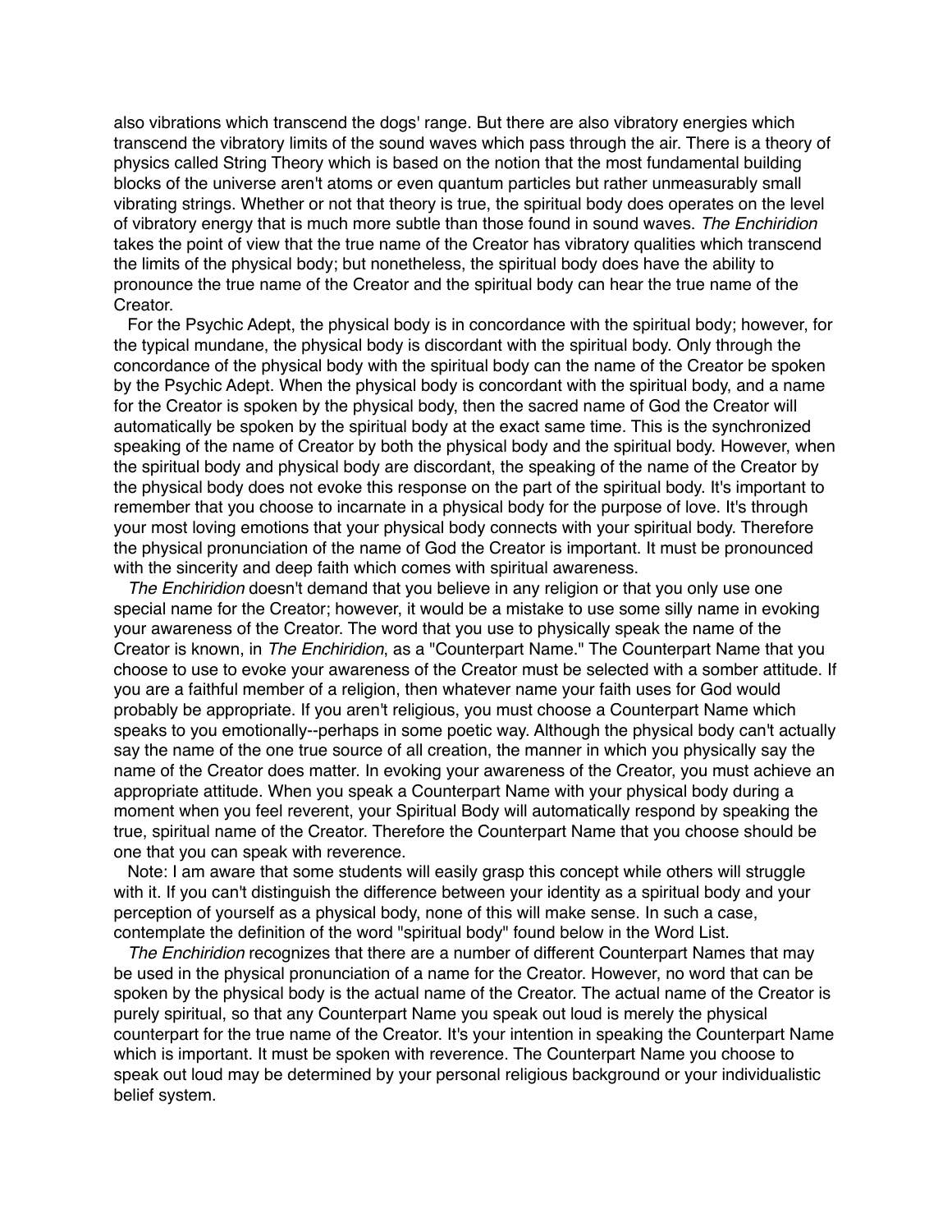also vibrations which transcend the dogs' range. But there are also vibratory energies which transcend the vibratory limits of the sound waves which pass through the air. There is a theory of physics called String Theory which is based on the notion that the most fundamental building blocks of the universe aren't atoms or even quantum particles but rather unmeasurably small vibrating strings. Whether or not that theory is true, the spiritual body does operates on the level of vibratory energy that is much more subtle than those found in sound waves. *The Enchiridion* takes the point of view that the true name of the Creator has vibratory qualities which transcend the limits of the physical body; but nonetheless, the spiritual body does have the ability to pronounce the true name of the Creator and the spiritual body can hear the true name of the Creator.

For the Psychic Adept, the physical body is in concordance with the spiritual body; however, for the typical mundane, the physical body is discordant with the spiritual body. Only through the concordance of the physical body with the spiritual body can the name of the Creator be spoken by the Psychic Adept. When the physical body is concordant with the spiritual body, and a name for the Creator is spoken by the physical body, then the sacred name of God the Creator will automatically be spoken by the spiritual body at the exact same time. This is the synchronized speaking of the name of Creator by both the physical body and the spiritual body. However, when the spiritual body and physical body are discordant, the speaking of the name of the Creator by the physical body does not evoke this response on the part of the spiritual body. It's important to remember that you choose to incarnate in a physical body for the purpose of love. It's through your most loving emotions that your physical body connects with your spiritual body. Therefore the physical pronunciation of the name of God the Creator is important. It must be pronounced with the sincerity and deep faith which comes with spiritual awareness.

*The Enchiridion* doesn't demand that you believe in any religion or that you only use one special name for the Creator; however, it would be a mistake to use some silly name in evoking your awareness of the Creator. The word that you use to physically speak the name of the Creator is known, in *The Enchiridion,* as a "Counterpart Name." The Counterpart Name that you choose to use to evoke your awareness of the Creator must be selected with a somber attitude. If you are a faithful member of a religion, then whatever name your faith uses for God would probably be appropriate. If you aren't religious, you must choose a Counterpart Name which speaks to you emotionally--perhaps in some poetic way. Although the physical body can't actually say the name of the one true source of all creation, the manner in which you physically say the name of the Creator does matter. In evoking your awareness of the Creator, you must achieve an appropriate attitude. When you speak a Counterpart Name with your physical body during a moment when you feel reverent, your Spiritual Body will automatically respond by speaking the true, spiritual name of the Creator. Therefore the Counterpart Name that you choose should be one that you can speak with reverence.

Note: I am aware that some students will easily grasp this concept while others will struggle with it. If you can't distinguish the difference between your identity as a spiritual body and your perception of yourself as a physical body, none of this will make sense. In such a case, contemplate the definition of the word "spiritual body" found below in the Word List.

*The Enchiridion* recognizes that there are a number of different Counterpart Names that may be used in the physical pronunciation of a name for the Creator. However, no word that can be spoken by the physical body is the actual name of the Creator. The actual name of the Creator is purely spiritual, so that any Counterpart Name you speak out loud is merely the physical counterpart for the true name of the Creator. It's your intention in speaking the Counterpart Name which is important. It must be spoken with reverence. The Counterpart Name you choose to speak out loud may be determined by your personal religious background or your individualistic belief system.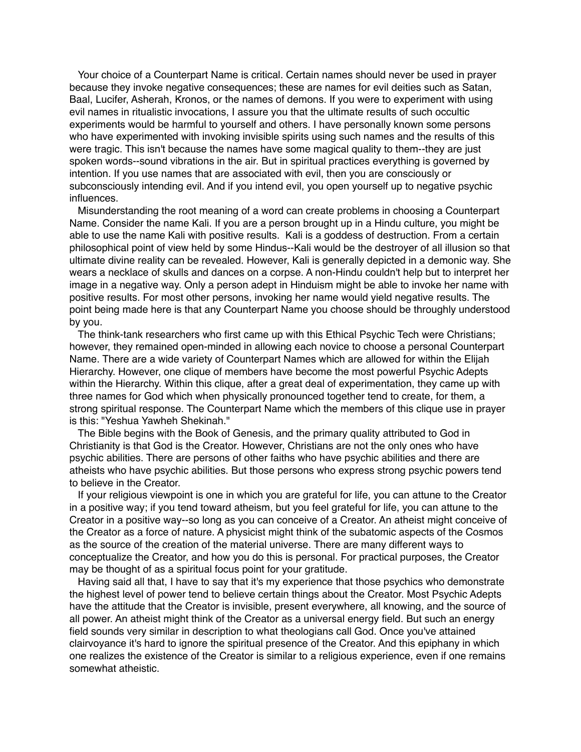Your choice of a Counterpart Name is critical. Certain names should never be used in prayer because they invoke negative consequences; these are names for evil deities such as Satan, Baal, Lucifer, Asherah, Kronos, or the names of demons. If you were to experiment with using evil names in ritualistic invocations, I assure you that the ultimate results of such occultic experiments would be harmful to yourself and others. I have personally known some persons who have experimented with invoking invisible spirits using such names and the results of this were tragic. This isn't because the names have some magical quality to them--they are just spoken words--sound vibrations in the air. But in spiritual practices everything is governed by intention. If you use names that are associated with evil, then you are consciously or subconsciously intending evil. And if you intend evil, you open yourself up to negative psychic influences.

Misunderstanding the root meaning of a word can create problems in choosing a Counterpart Name. Consider the name Kali. If you are a person brought up in a Hindu culture, you might be able to use the name Kali with positive results. Kali is a goddess of destruction. From a certain philosophical point of view held by some Hindus--Kali would be the destroyer of all illusion so that ultimate divine reality can be revealed. However, Kali is generally depicted in a demonic way. She wears a necklace of skulls and dances on a corpse. A non-Hindu couldn't help but to interpret her image in a negative way. Only a person adept in Hinduism might be able to invoke her name with positive results. For most other persons, invoking her name would yield negative results. The point being made here is that any Counterpart Name you choose should be throughly understood by you.

The think-tank researchers who first came up with this Ethical Psychic Tech were Christians; however, they remained open-minded in allowing each novice to choose a personal Counterpart Name. There are a wide variety of Counterpart Names which are allowed for within the Elijah Hierarchy. However, one clique of members have become the most powerful Psychic Adepts within the Hierarchy. Within this clique, after a great deal of experimentation, they came up with three names for God which when physically pronounced together tend to create, for them, a strong spiritual response. The Counterpart Name which the members of this clique use in prayer is this: "Yeshua Yawheh Shekinah."

The Bible begins with the Book of Genesis, and the primary quality attributed to God in Christianity is that God is the Creator. However, Christians are not the only ones who have psychic abilities. There are persons of other faiths who have psychic abilities and there are atheists who have psychic abilities. But those persons who express strong psychic powers tend to believe in the Creator.

If your religious viewpoint is one in which you are grateful for life, you can attune to the Creator in a positive way; if you tend toward atheism, but you feel grateful for life, you can attune to the Creator in a positive way--so long as you can conceive of a Creator. An atheist might conceive of the Creator as a force of nature. A physicist might think of the subatomic aspects of the Cosmos as the source of the creation of the material universe. There are many different ways to conceptualize the Creator, and how you do this is personal. For practical purposes, the Creator may be thought of as a spiritual focus point for your gratitude.

Having said all that, I have to say that it's my experience that those psychics who demonstrate the highest level of power tend to believe certain things about the Creator. Most Psychic Adepts have the attitude that the Creator is invisible, present everywhere, all knowing, and the source of all power. An atheist might think of the Creator as a universal energy field. But such an energy field sounds very similar in description to what theologians call God. Once you've attained clairvoyance it's hard to ignore the spiritual presence of the Creator. And this epiphany in which one realizes the existence of the Creator is similar to a religious experience, even if one remains somewhat atheistic.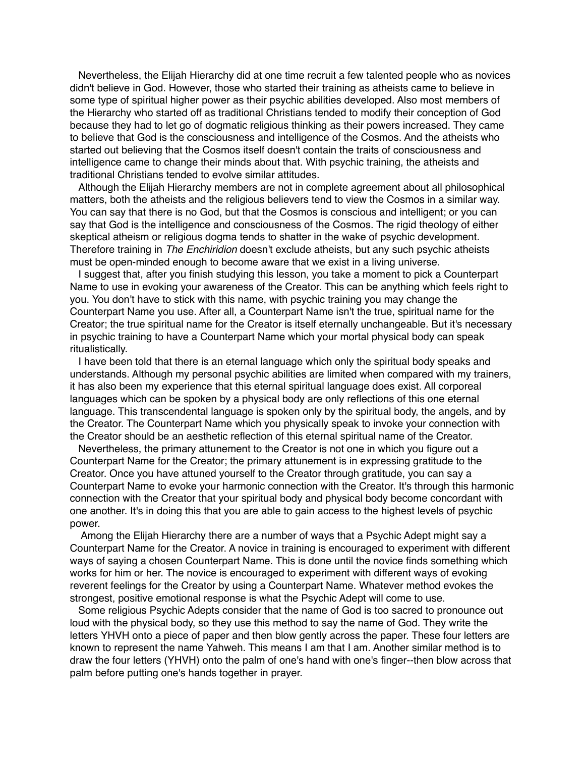Nevertheless, the Elijah Hierarchy did at one time recruit a few talented people who as novices didn't believe in God. However, those who started their training as atheists came to believe in some type of spiritual higher power as their psychic abilities developed. Also most members of the Hierarchy who started off as traditional Christians tended to modify their conception of God because they had to let go of dogmatic religious thinking as their powers increased. They came to believe that God is the consciousness and intelligence of the Cosmos. And the atheists who started out believing that the Cosmos itself doesn't contain the traits of consciousness and intelligence came to change their minds about that. With psychic training, the atheists and traditional Christians tended to evolve similar attitudes.

Although the Elijah Hierarchy members are not in complete agreement about all philosophical matters, both the atheists and the religious believers tend to view the Cosmos in a similar way. You can say that there is no God, but that the Cosmos is conscious and intelligent; or you can say that God is the intelligence and consciousness of the Cosmos. The rigid theology of either skeptical atheism or religious dogma tends to shatter in the wake of psychic development. Therefore training in *The Enchiridion* doesn't exclude atheists, but any such psychic atheists must be open-minded enough to become aware that we exist in a living universe.

I suggest that, after you finish studying this lesson, you take a moment to pick a Counterpart Name to use in evoking your awareness of the Creator. This can be anything which feels right to you. You don't have to stick with this name, with psychic training you may change the Counterpart Name you use. After all, a Counterpart Name isn't the true, spiritual name for the Creator; the true spiritual name for the Creator is itself eternally unchangeable. But it's necessary in psychic training to have a Counterpart Name which your mortal physical body can speak ritualistically.

I have been told that there is an eternal language which only the spiritual body speaks and understands. Although my personal psychic abilities are limited when compared with my trainers, it has also been my experience that this eternal spiritual language does exist. All corporeal languages which can be spoken by a physical body are only reflections of this one eternal language. This transcendental language is spoken only by the spiritual body, the angels, and by the Creator. The Counterpart Name which you physically speak to invoke your connection with the Creator should be an aesthetic reflection of this eternal spiritual name of the Creator.

Nevertheless, the primary attunement to the Creator is not one in which you figure out a Counterpart Name for the Creator; the primary attunement is in expressing gratitude to the Creator. Once you have attuned yourself to the Creator through gratitude, you can say a Counterpart Name to evoke your harmonic connection with the Creator. It's through this harmonic connection with the Creator that your spiritual body and physical body become concordant with one another. It's in doing this that you are able to gain access to the highest levels of psychic power.

Among the Elijah Hierarchy there are a number of ways that a Psychic Adept might say a Counterpart Name for the Creator. A novice in training is encouraged to experiment with different ways of saying a chosen Counterpart Name. This is done until the novice finds something which works for him or her. The novice is encouraged to experiment with different ways of evoking reverent feelings for the Creator by using a Counterpart Name. Whatever method evokes the strongest, positive emotional response is what the Psychic Adept will come to use.

Some religious Psychic Adepts consider that the name of God is too sacred to pronounce out loud with the physical body, so they use this method to say the name of God. They write the letters YHVH onto a piece of paper and then blow gently across the paper. These four letters are known to represent the name Yahweh. This means I am that I am. Another similar method is to draw the four letters (YHVH) onto the palm of one's hand with one's finger--then blow across that palm before putting one's hands together in prayer.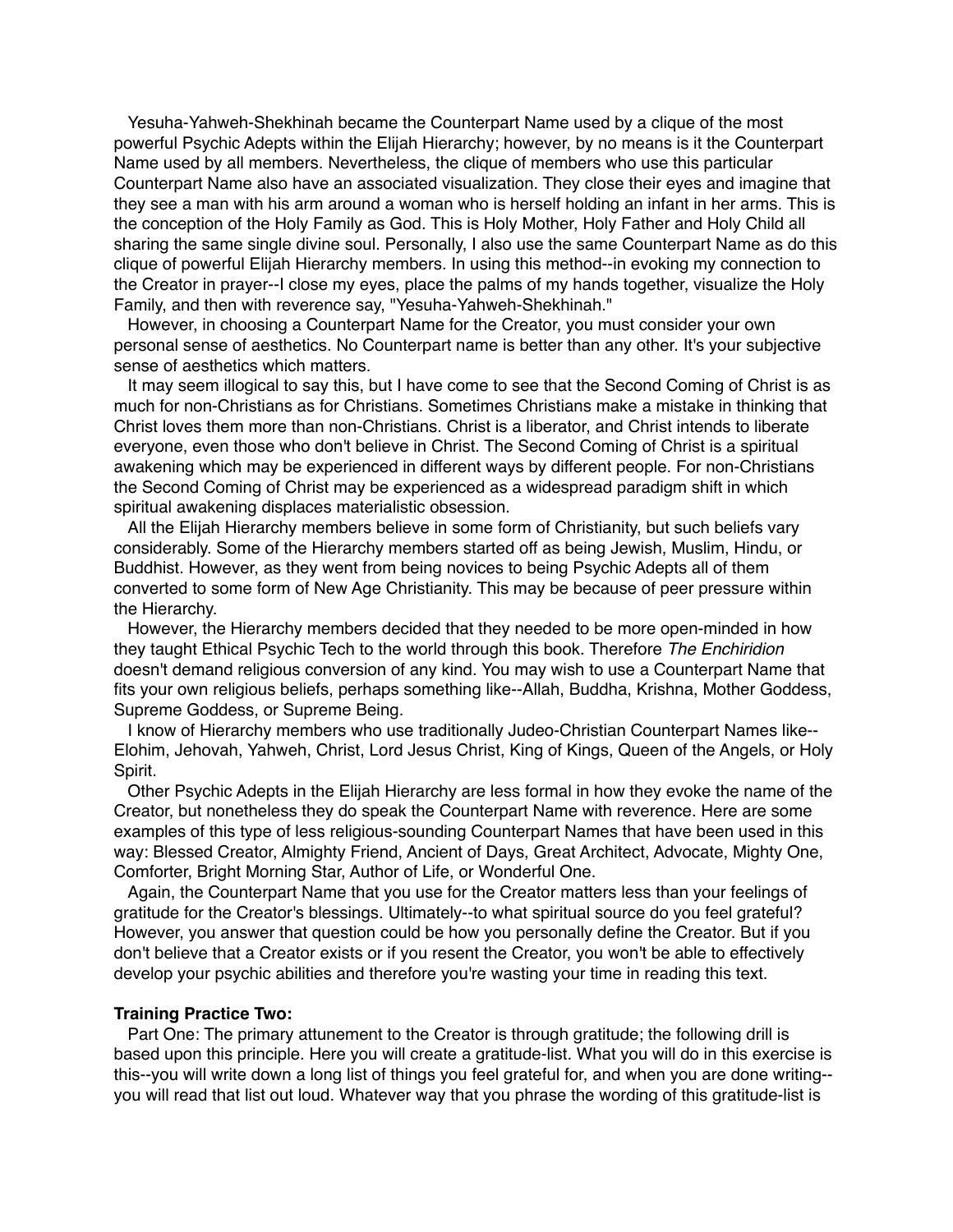Yesuha-Yahweh-Shekhinah became the Counterpart Name used by a clique of the most powerful Psychic Adepts within the Elijah Hierarchy; however, by no means is it the Counterpart Name used by all members. Nevertheless, the clique of members who use this particular Counterpart Name also have an associated visualization. They close their eyes and imagine that they see a man with his arm around a woman who is herself holding an infant in her arms. This is the conception of the Holy Family as God. This is Holy Mother, Holy Father and Holy Child all sharing the same single divine soul. Personally, I also use the same Counterpart Name as do this clique of powerful Elijah Hierarchy members. In using this method--in evoking my connection to the Creator in prayer--I close my eyes, place the palms of my hands together, visualize the Holy Family, and then with reverence say, "Yesuha-Yahweh-Shekhinah."

However, in choosing a Counterpart Name for the Creator, you must consider your own personal sense of aesthetics. No Counterpart name is better than any other. It's your subjective sense of aesthetics which matters.

It may seem illogical to say this, but I have come to see that the Second Coming of Christ is as much for non-Christians as for Christians. Sometimes Christians make a mistake in thinking that Christ loves them more than non-Christians. Christ is a liberator, and Christ intends to liberate everyone, even those who don't believe in Christ. The Second Coming of Christ is a spiritual awakening which may be experienced in different ways by different people. For non-Christians the Second Coming of Christ may be experienced as a widespread paradigm shift in which spiritual awakening displaces materialistic obsession.

All the Elijah Hierarchy members believe in some form of Christianity, but such beliefs vary considerably. Some of the Hierarchy members started off as being Jewish, Muslim, Hindu, or Buddhist. However, as they went from being novices to being Psychic Adepts all of them converted to some form of New Age Christianity. This may be because of peer pressure within the Hierarchy.

However, the Hierarchy members decided that they needed to be more open-minded in how they taught Ethical Psychic Tech to the world through this book. Therefore *The Enchiridion* doesn't demand religious conversion of any kind. You may wish to use a Counterpart Name that fits your own religious beliefs, perhaps something like--Allah, Buddha, Krishna, Mother Goddess, Supreme Goddess, or Supreme Being.

I know of Hierarchy members who use traditionally Judeo-Christian Counterpart Names like--Elohim, Jehovah, Yahweh, Christ, Lord Jesus Christ, King of Kings, Queen of the Angels, or Holy Spirit.

Other Psychic Adepts in the Elijah Hierarchy are less formal in how they evoke the name of the Creator, but nonetheless they do speak the Counterpart Name with reverence. Here are some examples of this type of less religious-sounding Counterpart Names that have been used in this way: Blessed Creator, Almighty Friend, Ancient of Days, Great Architect, Advocate, Mighty One, Comforter, Bright Morning Star, Author of Life, or Wonderful One.

Again, the Counterpart Name that you use for the Creator matters less than your feelings of gratitude for the Creator's blessings. Ultimately--to what spiritual source do you feel grateful? However, you answer that question could be how you personally define the Creator. But if you don't believe that a Creator exists or if you resent the Creator, you won't be able to effectively develop your psychic abilities and therefore you're wasting your time in reading this text.

**Training Practice Two:**

Part One: The primary attunement to the Creator is through gratitude; the following drill is based upon this principle. Here you will create a gratitude-list. What you will do in this exercise is this--you will write down a long list of things you feel grateful for, and when you are done writing--you will read that list out loud. Whatever way that you phrase the wording of this gratitude-list is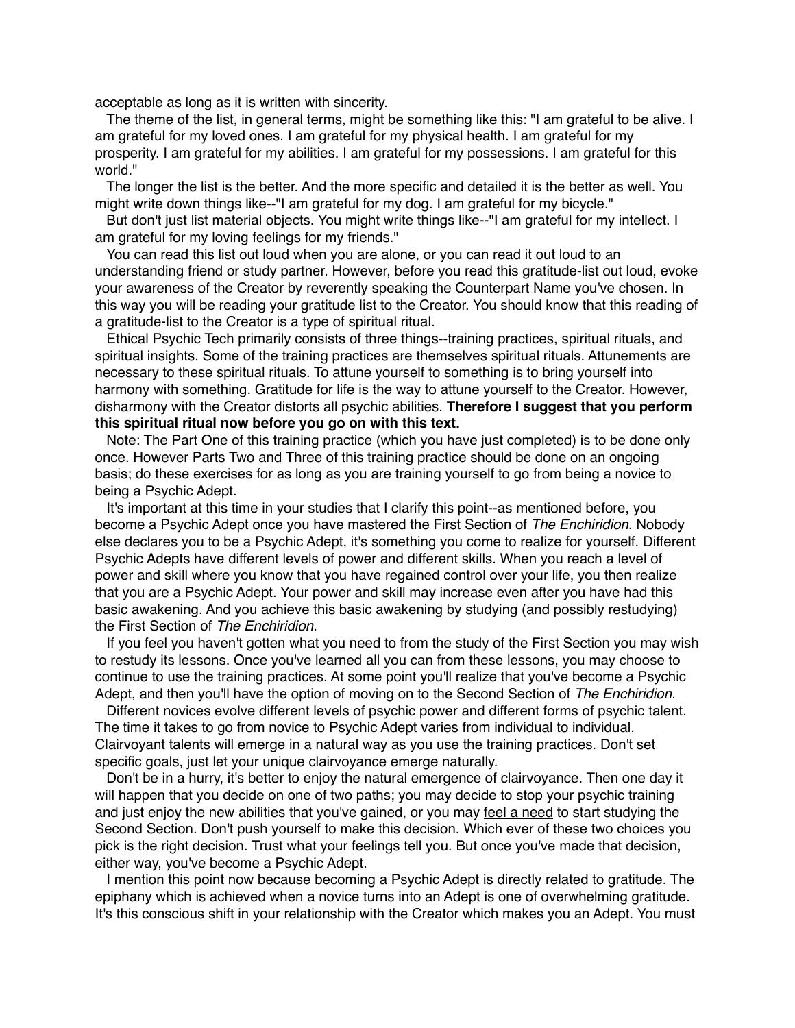acceptable as long as it is written with sincerity.

The theme of the list, in general terms, might be something like this: "I am grateful to be alive. I am grateful for my loved ones. I am grateful for my physical health. I am grateful for my prosperity. I am grateful for my abilities. I am grateful for my possessions. I am grateful for this world."

The longer the list is the better. And the more specific and detailed it is the better as well. You might write down things like--"I am grateful for my dog. I am grateful for my bicycle."

But don't just list material objects. You might write things like--"I am grateful for my intellect. I am grateful for my loving feelings for my friends."

You can read this list out loud when you are alone, or you can read it out loud to an understanding friend or study partner. However, before you read this gratitude-list out loud, evoke your awareness of the Creator by reverently speaking the Counterpart Name you've chosen. In this way you will be reading your gratitude list to the Creator. You should know that this reading of a gratitude-list to the Creator is a type of spiritual ritual.

Ethical Psychic Tech primarily consists of three things--training practices, spiritual rituals, and spiritual insights. Some of the training practices are themselves spiritual rituals. Attunements are necessary to these spiritual rituals. To attune yourself to something is to bring yourself into harmony with something. Gratitude for life is the way to attune yourself to the Creator. However, disharmony with the Creator distorts all psychic abilities. **Therefore I suggest that you perform this spiritual ritual now before you go on with this text.**

Note: The Part One of this training practice (which you have just completed) is to be done only once. However Parts Two and Three of this training practice should be done on an ongoing basis; do these exercises for as long as you are training yourself to go from being a novice to being a Psychic Adept.

It's important at this time in your studies that I clarify this point--as mentioned before, you become a Psychic Adept once you have mastered the First Section of *The Enchiridion*. Nobody else declares you to be a Psychic Adept, it's something you come to realize for yourself. Different Psychic Adepts have different levels of power and different skills. When you reach a level of power and skill where you know that you have regained control over your life, you then realize that you are a Psychic Adept. Your power and skill may increase even after you have had this basic awakening. And you achieve this basic awakening by studying (and possibly restudying) the First Section of *The Enchiridion*.

If you feel you haven't gotten what you need to from the study of the First Section you may wish to restudy its lessons. Once you've learned all you can from these lessons, you may choose to continue to use the training practices. At some point you'll realize that you've become a Psychic Adept, and then you'll have the option of moving on to the Second Section of *The Enchiridion*.

Different novices evolve different levels of psychic power and different forms of psychic talent. The time it takes to go from novice to Psychic Adept varies from individual to individual. Clairvoyant talents will emerge in a natural way as you use the training practices. Don't set specific goals, just let your unique clairvoyance emerge naturally.

Don't be in a hurry, it's better to enjoy the natural emergence of clairvoyance. Then one day it will happen that you decide on one of two paths; you may decide to stop your psychic training and just enjoy the new abilities that you've gained, or you may <u>feel a need</u> to start studying the Second Section. Don't push yourself to make this decision. Which ever of these two choices you pick is the right decision. Trust what your feelings tell you. But once you've made that decision, either way, you've become a Psychic Adept.

I mention this point now because becoming a Psychic Adept is directly related to gratitude. The epiphany which is achieved when a novice turns into an Adept is one of overwhelming gratitude. It's this conscious shift in your relationship with the Creator which makes you an Adept. You must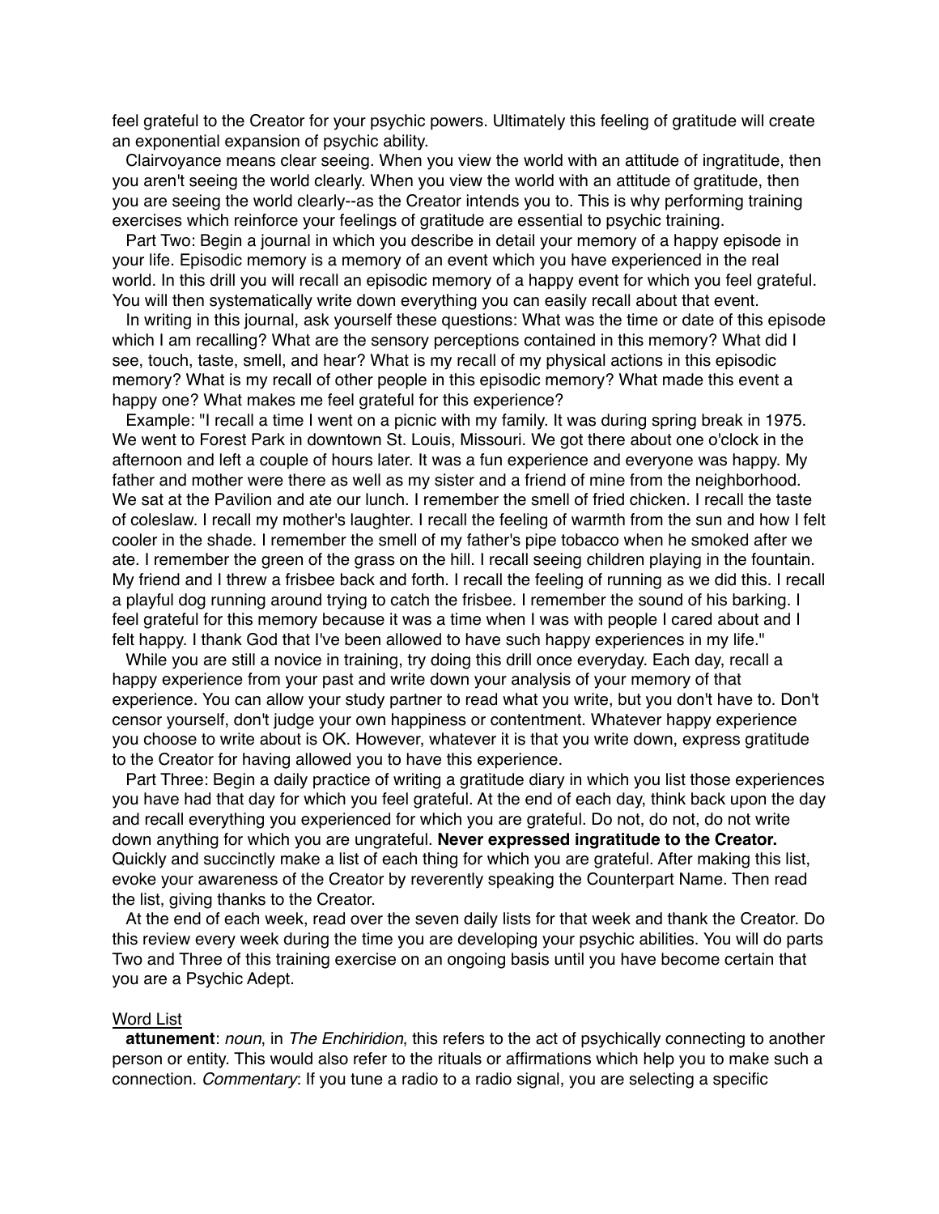feel grateful to the Creator for your psychic powers. Ultimately this feeling of gratitude will create an exponential expansion of psychic ability.

Clairvoyance means clear seeing. When you view the world with an attitude of ingratitude, then you aren't seeing the world clearly. When you view the world with an attitude of gratitude, then you are seeing the world clearly--as the Creator intends you to. This is why performing training exercises which reinforce your feelings of gratitude are essential to psychic training.

Part Two: Begin a journal in which you describe in detail your memory of a happy episode in your life. Episodic memory is a memory of an event which you have experienced in the real world. In this drill you will recall an episodic memory of a happy event for which you feel grateful. You will then systematically write down everything you can easily recall about that event.

In writing in this journal, ask yourself these questions: What was the time or date of this episode which I am recalling? What are the sensory perceptions contained in this memory? What did I see, touch, taste, smell, and hear? What is my recall of my physical actions in this episodic memory? What is my recall of other people in this episodic memory? What made this event a happy one? What makes me feel grateful for this experience?

Example: "I recall a time I went on a picnic with my family. It was during spring break in 1975. We went to Forest Park in downtown St. Louis, Missouri. We got there about one o'clock in the afternoon and left a couple of hours later. It was a fun experience and everyone was happy. My father and mother were there as well as my sister and a friend of mine from the neighborhood. We sat at the Pavilion and ate our lunch. I remember the smell of fried chicken. I recall the taste of coleslaw. I recall my mother's laughter. I recall the feeling of warmth from the sun and how I felt cooler in the shade. I remember the smell of my father's pipe tobacco when he smoked after we ate. I remember the green of the grass on the hill. I recall seeing children playing in the fountain. My friend and I threw a frisbee back and forth. I recall the feeling of running as we did this. I recall a playful dog running around trying to catch the frisbee. I remember the sound of his barking. I feel grateful for this memory because it was a time when I was with people I cared about and I felt happy. I thank God that I've been allowed to have such happy experiences in my life."

While you are still a novice in training, try doing this drill once everyday. Each day, recall a happy experience from your past and write down your analysis of your memory of that experience. You can allow your study partner to read what you write, but you don't have to. Don't censor yourself, don't judge your own happiness or contentment. Whatever happy experience you choose to write about is OK. However, whatever it is that you write down, express gratitude to the Creator for having allowed you to have this experience.

Part Three: Begin a daily practice of writing a gratitude diary in which you list those experiences you have had that day for which you feel grateful. At the end of each day, think back upon the day and recall everything you experienced for which you are grateful. Do not, do not, do not write down anything for which you are ungrateful. **Never expressed ingratitude to the Creator.** Quickly and succinctly make a list of each thing for which you are grateful. After making this list, evoke your awareness of the Creator by reverently speaking the Counterpart Name. Then read the list, giving thanks to the Creator.

At the end of each week, read over the seven daily lists for that week and thank the Creator. Do this review every week during the time you are developing your psychic abilities. You will do parts Two and Three of this training exercise on an ongoing basis until you have become certain that you are a Psychic Adept.

Word List

**attunement**: *noun*, in *The Enchiridion*, this refers to the act of psychically connecting to another person or entity. This would also refer to the rituals or affirmations which help you to make such a connection. *Commentary*: If you tune a radio to a radio signal, you are selecting a specific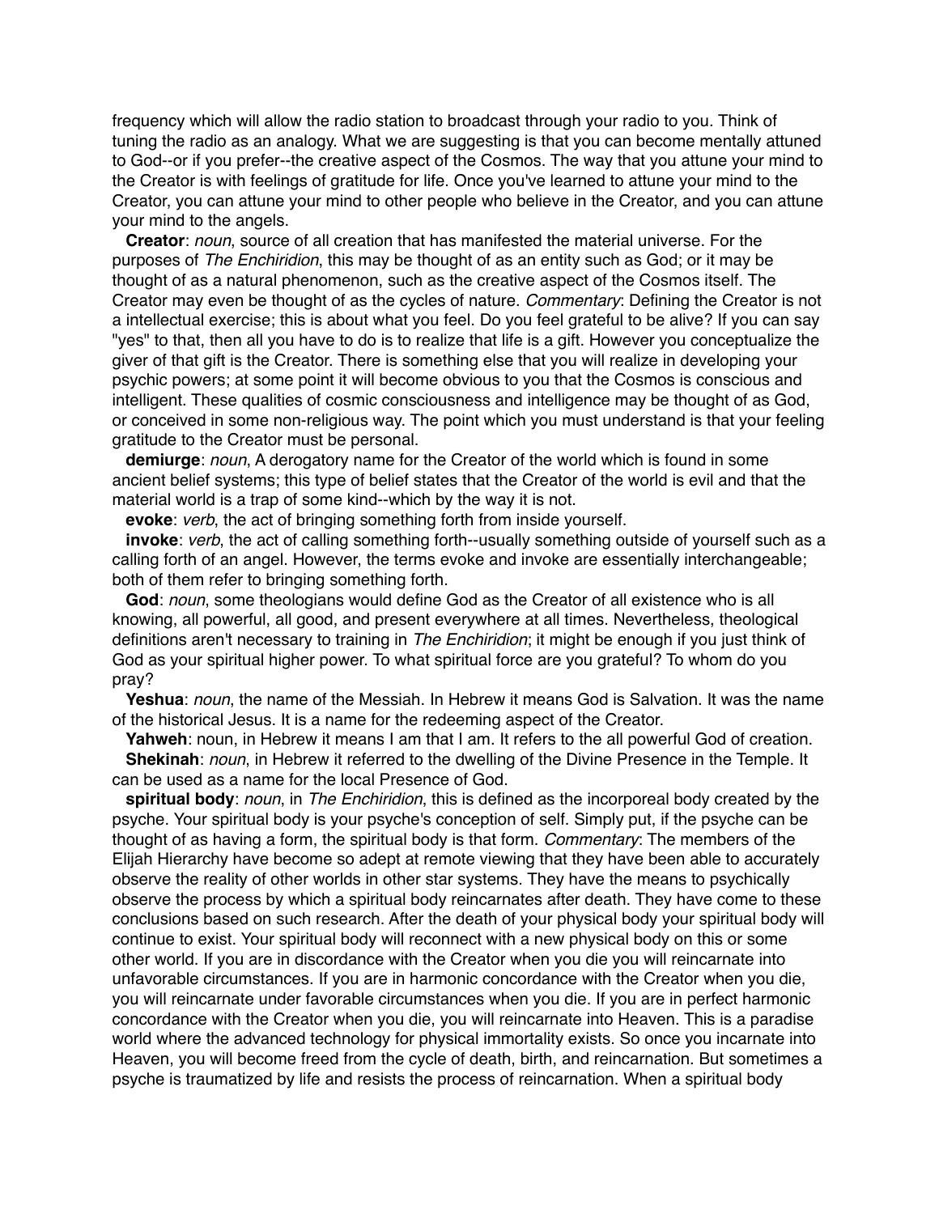frequency which will allow the radio station to broadcast through your radio to you. Think of tuning the radio as an analogy. What we are suggesting is that you can become mentally attuned to God--or if you prefer--the creative aspect of the Cosmos. The way that you attune your mind to the Creator is with feelings of gratitude for life. Once you've learned to attune your mind to the Creator, you can attune your mind to other people who believe in the Creator, and you can attune your mind to the angels.

**Creator**: *noun*, source of all creation that has manifested the material universe. For the purposes of *The Enchiridion*, this may be thought of as an entity such as God; or it may be thought of as a natural phenomenon, such as the creative aspect of the Cosmos itself. The Creator may even be thought of as the cycles of nature. *Commentary*: Defining the Creator is not a intellectual exercise; this is about what you feel. Do you feel grateful to be alive? If you can say "yes" to that, then all you have to do is to realize that life is a gift. However you conceptualize the giver of that gift is the Creator. There is something else that you will realize in developing your psychic powers; at some point it will become obvious to you that the Cosmos is conscious and intelligent. These qualities of cosmic consciousness and intelligence may be thought of as God, or conceived in some non-religious way. The point which you must understand is that your feeling gratitude to the Creator must be personal.

**demiurge**: *noun*, A derogatory name for the Creator of the world which is found in some ancient belief systems; this type of belief states that the Creator of the world is evil and that the material world is a trap of some kind--which by the way it is not.

**evoke**: *verb*, the act of bringing something forth from inside yourself.

**invoke**: *verb*, the act of calling something forth--usually something outside of yourself such as a calling forth of an angel. However, the terms evoke and invoke are essentially interchangeable; both of them refer to bringing something forth.

**God**: *noun*, some theologians would define God as the Creator of all existence who is all knowing, all powerful, all good, and present everywhere at all times. Nevertheless, theological definitions aren't necessary to training in *The Enchiridion*; it might be enough if you just think of God as your spiritual higher power. To what spiritual force are you grateful? To whom do you pray?

**Yeshua**: *noun*, the name of the Messiah. In Hebrew it means God is Salvation. It was the name of the historical Jesus. It is a name for the redeeming aspect of the Creator.

**Yahweh**: noun, in Hebrew it means I am that I am. It refers to the all powerful God of creation.

**Shekinah**: *noun*, in Hebrew it referred to the dwelling of the Divine Presence in the Temple. It can be used as a name for the local Presence of God.

**spiritual body**: *noun*, in *The Enchiridion*, this is defined as the incorporeal body created by the psyche. Your spiritual body is your psyche's conception of self. Simply put, if the psyche can be thought of as having a form, the spiritual body is that form. *Commentary*: The members of the Elijah Hierarchy have become so adept at remote viewing that they have been able to accurately observe the reality of other worlds in other star systems. They have the means to psychically observe the process by which a spiritual body reincarnates after death. They have come to these conclusions based on such research. After the death of your physical body your spiritual body will continue to exist. Your spiritual body will reconnect with a new physical body on this or some other world. If you are in discordance with the Creator when you die you will reincarnate into unfavorable circumstances. If you are in harmonic concordance with the Creator when you die, you will reincarnate under favorable circumstances when you die. If you are in perfect harmonic concordance with the Creator when you die, you will reincarnate into Heaven. This is a paradise world where the advanced technology for physical immortality exists. So once you incarnate into Heaven, you will become freed from the cycle of death, birth, and reincarnation. But sometimes a psyche is traumatized by life and resists the process of reincarnation. When a spiritual body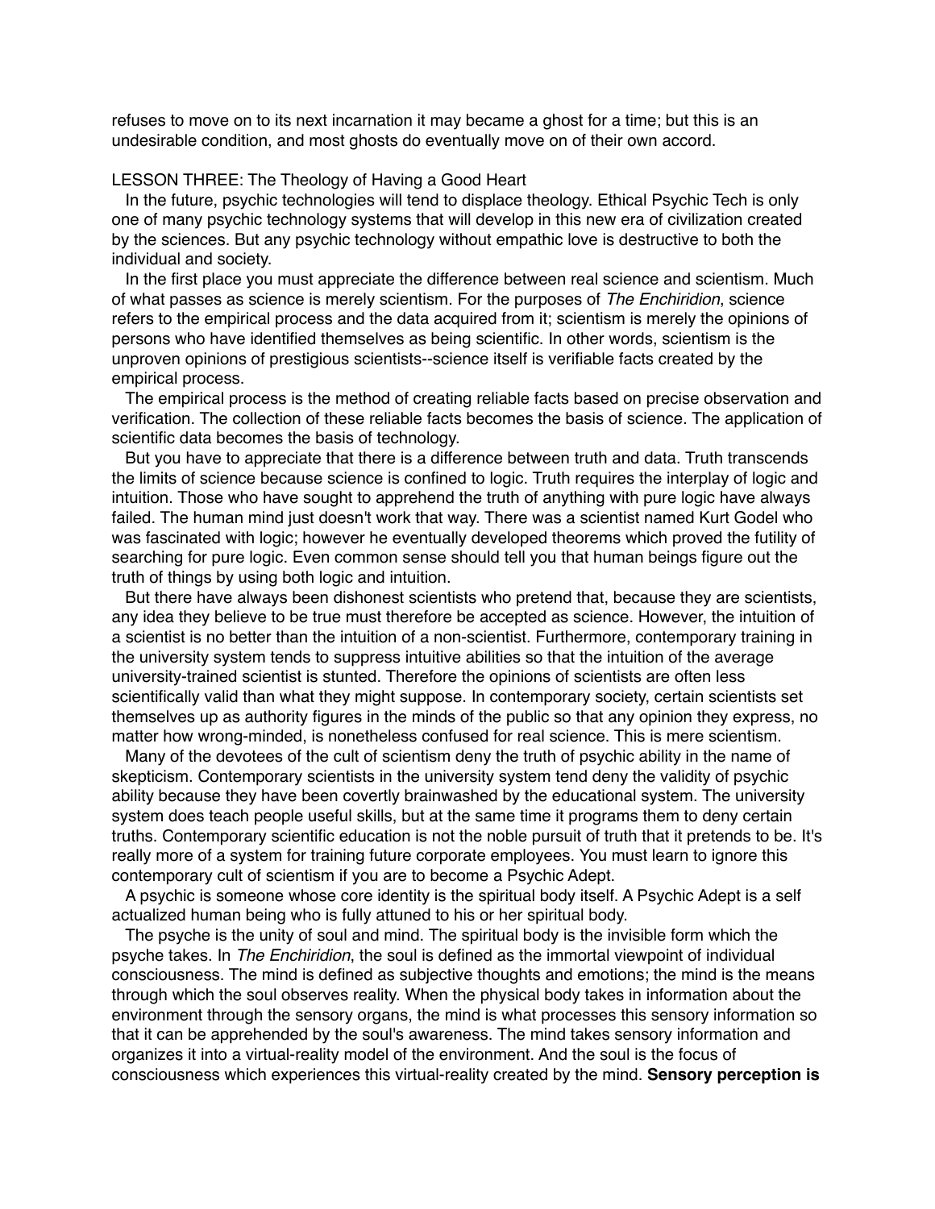refuses to move on to its next incarnation it may became a ghost for a time; but this is an undesirable condition, and most ghosts do eventually move on of their own accord.

## LESSON THREE: The Theology of Having a Good Heart

In the future, psychic technologies will tend to displace theology. Ethical Psychic Tech is only one of many psychic technology systems that will develop in this new era of civilization created by the sciences. But any psychic technology without empathic love is destructive to both the individual and society.

In the first place you must appreciate the difference between real science and scientism. Much of what passes as science is merely scientism. For the purposes of *The Enchiridion*, science refers to the empirical process and the data acquired from it; scientism is merely the opinions of persons who have identified themselves as being scientific. In other words, scientism is the unproven opinions of prestigious scientists--science itself is verifiable facts created by the empirical process.

The empirical process is the method of creating reliable facts based on precise observation and verification. The collection of these reliable facts becomes the basis of science. The application of scientific data becomes the basis of technology.

But you have to appreciate that there is a difference between truth and data. Truth transcends the limits of science because science is confined to logic. Truth requires the interplay of logic and intuition. Those who have sought to apprehend the truth of anything with pure logic have always failed. The human mind just doesn't work that way. There was a scientist named Kurt Godel who was fascinated with logic; however he eventually developed theorems which proved the futility of searching for pure logic. Even common sense should tell you that human beings figure out the truth of things by using both logic and intuition.

But there have always been dishonest scientists who pretend that, because they are scientists, any idea they believe to be true must therefore be accepted as science. However, the intuition of a scientist is no better than the intuition of a non-scientist. Furthermore, contemporary training in the university system tends to suppress intuitive abilities so that the intuition of the average university-trained scientist is stunted. Therefore the opinions of scientists are often less scientifically valid than what they might suppose. In contemporary society, certain scientists set themselves up as authority figures in the minds of the public so that any opinion they express, no matter how wrong-minded, is nonetheless confused for real science. This is mere scientism.

Many of the devotees of the cult of scientism deny the truth of psychic ability in the name of skepticism. Contemporary scientists in the university system tend deny the validity of psychic ability because they have been covertly brainwashed by the educational system. The university system does teach people useful skills, but at the same time it programs them to deny certain truths. Contemporary scientific education is not the noble pursuit of truth that it pretends to be. It's really more of a system for training future corporate employees. You must learn to ignore this contemporary cult of scientism if you are to become a Psychic Adept.

A psychic is someone whose core identity is the spiritual body itself. A Psychic Adept is a self actualized human being who is fully attuned to his or her spiritual body.

The psyche is the unity of soul and mind. The spiritual body is the invisible form which the psyche takes. In *The Enchiridion*, the soul is defined as the immortal viewpoint of individual consciousness. The mind is defined as subjective thoughts and emotions; the mind is the means through which the soul observes reality. When the physical body takes in information about the environment through the sensory organs, the mind is what processes this sensory information so that it can be apprehended by the soul's awareness. The mind takes sensory information and organizes it into a virtual-reality model of the environment. And the soul is the focus of consciousness which experiences this virtual-reality created by the mind. **Sensory perception is**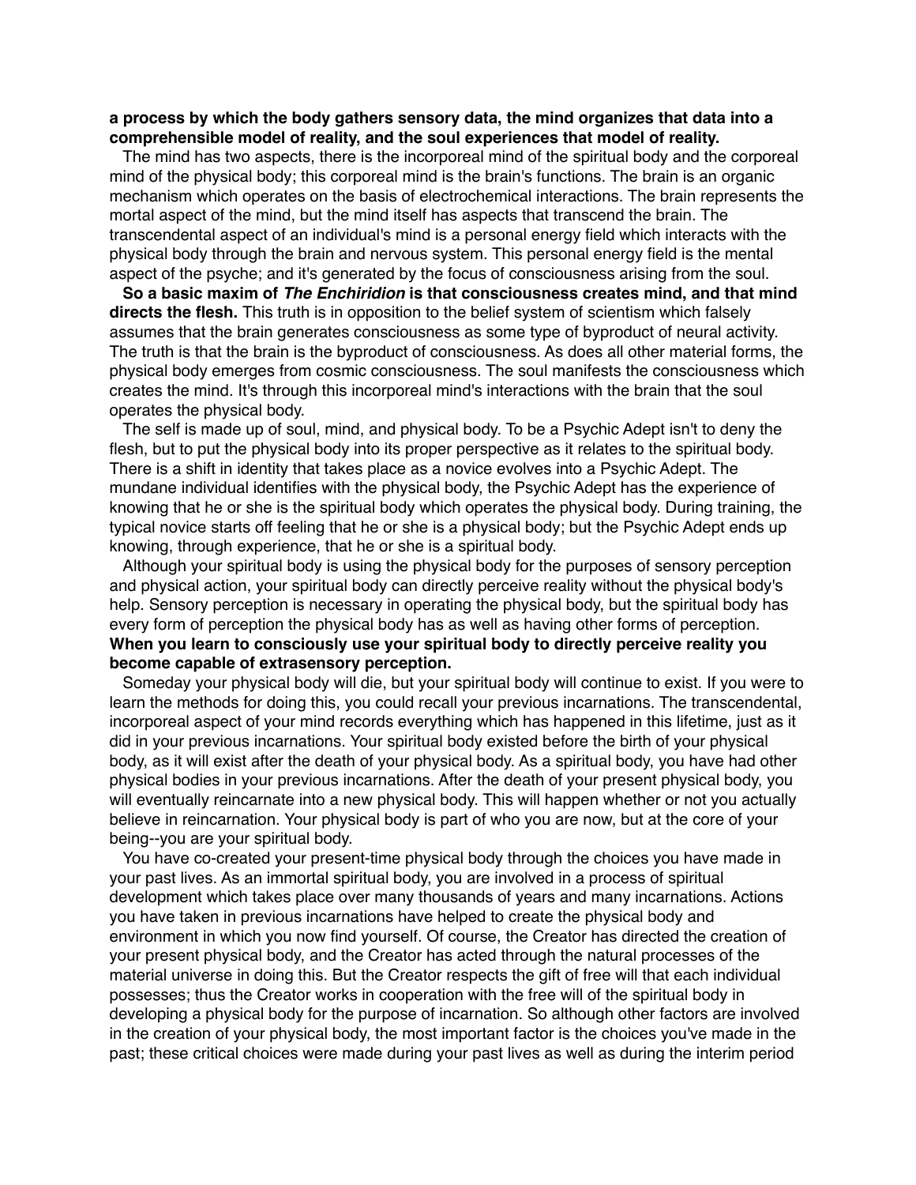**a process by which the body gathers sensory data, the mind organizes that data into a comprehensible model of reality, and the soul experiences that model of reality.**

The mind has two aspects, there is the incorporeal mind of the spiritual body and the corporeal mind of the physical body; this corporeal mind is the brain's functions. The brain is an organic mechanism which operates on the basis of electrochemical interactions. The brain represents the mortal aspect of the mind, but the mind itself has aspects that transcend the brain. The transcendental aspect of an individual's mind is a personal energy field which interacts with the physical body through the brain and nervous system. This personal energy field is the mental aspect of the psyche; and it's generated by the focus of consciousness arising from the soul.

**So a basic maxim of *The Enchiridion* is that consciousness creates mind, and that mind directs the flesh.** This truth is in opposition to the belief system of scientism which falsely assumes that the brain generates consciousness as some type of byproduct of neural activity. The truth is that the brain is the byproduct of consciousness. As does all other material forms, the physical body emerges from cosmic consciousness. The soul manifests the consciousness which creates the mind. It's through this incorporeal mind's interactions with the brain that the soul operates the physical body.

The self is made up of soul, mind, and physical body. To be a Psychic Adept isn't to deny the flesh, but to put the physical body into its proper perspective as it relates to the spiritual body. There is a shift in identity that takes place as a novice evolves into a Psychic Adept. The mundane individual identifies with the physical body, the Psychic Adept has the experience of knowing that he or she is the spiritual body which operates the physical body. During training, the typical novice starts off feeling that he or she is a physical body; but the Psychic Adept ends up knowing, through experience, that he or she is a spiritual body.

Although your spiritual body is using the physical body for the purposes of sensory perception and physical action, your spiritual body can directly perceive reality without the physical body's help. Sensory perception is necessary in operating the physical body, but the spiritual body has every form of perception the physical body has as well as having other forms of perception. **When you learn to consciously use your spiritual body to directly perceive reality you become capable of extrasensory perception.**

Someday your physical body will die, but your spiritual body will continue to exist. If you were to learn the methods for doing this, you could recall your previous incarnations. The transcendental, incorporeal aspect of your mind records everything which has happened in this lifetime, just as it did in your previous incarnations. Your spiritual body existed before the birth of your physical body, as it will exist after the death of your physical body. As a spiritual body, you have had other physical bodies in your previous incarnations. After the death of your present physical body, you will eventually reincarnate into a new physical body. This will happen whether or not you actually believe in reincarnation. Your physical body is part of who you are now, but at the core of your being--you are your spiritual body.

You have co-created your present-time physical body through the choices you have made in your past lives. As an immortal spiritual body, you are involved in a process of spiritual development which takes place over many thousands of years and many incarnations. Actions you have taken in previous incarnations have helped to create the physical body and environment in which you now find yourself. Of course, the Creator has directed the creation of your present physical body, and the Creator has acted through the natural processes of the material universe in doing this. But the Creator respects the gift of free will that each individual possesses; thus the Creator works in cooperation with the free will of the spiritual body in developing a physical body for the purpose of incarnation. So although other factors are involved in the creation of your physical body, the most important factor is the choices you've made in the past; these critical choices were made during your past lives as well as during the interim period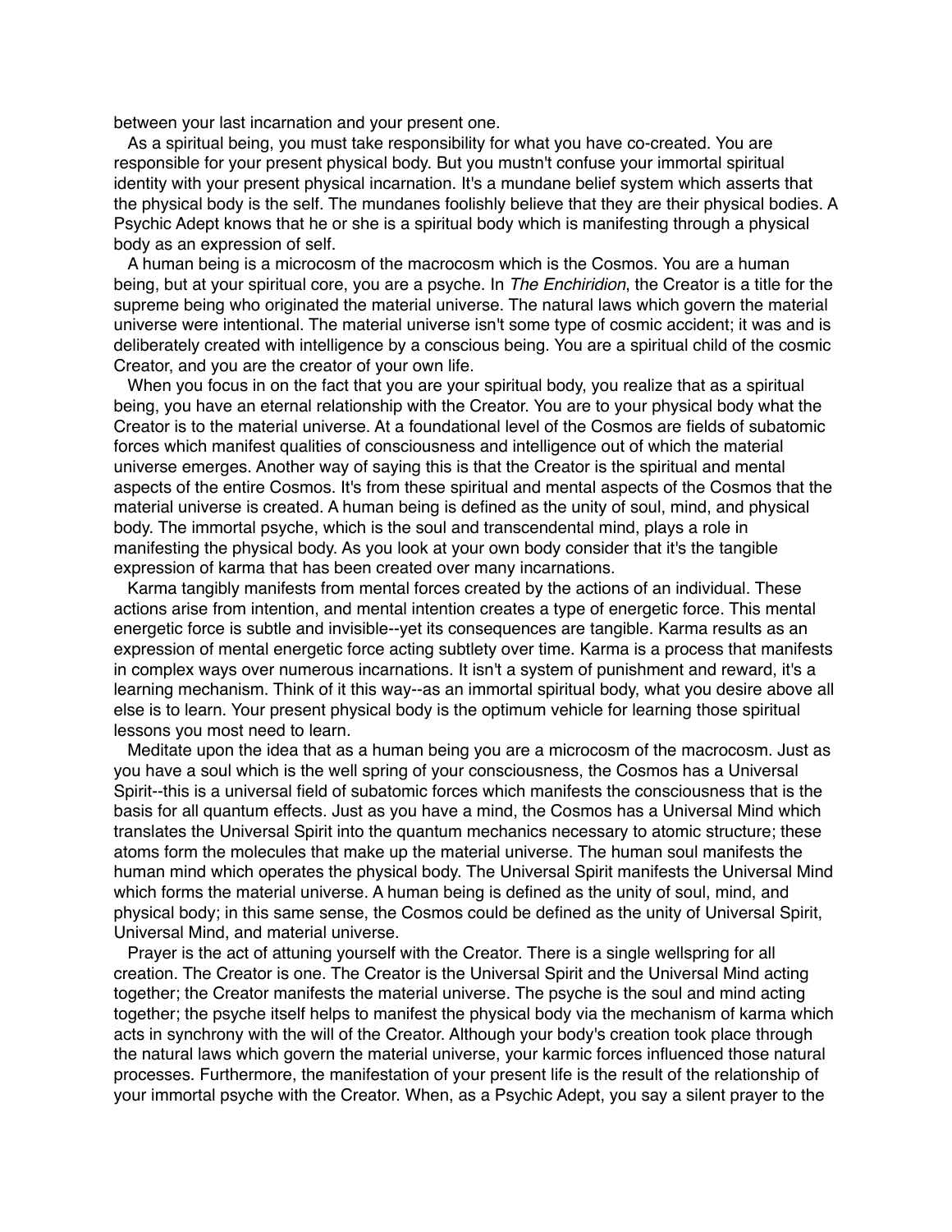between your last incarnation and your present one.

As a spiritual being, you must take responsibility for what you have co-created. You are responsible for your present physical body. But you mustn't confuse your immortal spiritual identity with your present physical incarnation. It's a mundane belief system which asserts that the physical body is the self. The mundanes foolishly believe that they are their physical bodies. A Psychic Adept knows that he or she is a spiritual body which is manifesting through a physical body as an expression of self.

A human being is a microcosm of the macrocosm which is the Cosmos. You are a human being, but at your spiritual core, you are a psyche. In *The Enchiridion*, the Creator is a title for the supreme being who originated the material universe. The natural laws which govern the material universe were intentional. The material universe isn't some type of cosmic accident; it was and is deliberately created with intelligence by a conscious being. You are a spiritual child of the cosmic Creator, and you are the creator of your own life.

When you focus in on the fact that you are your spiritual body, you realize that as a spiritual being, you have an eternal relationship with the Creator. You are to your physical body what the Creator is to the material universe. At a foundational level of the Cosmos are fields of subatomic forces which manifest qualities of consciousness and intelligence out of which the material universe emerges. Another way of saying this is that the Creator is the spiritual and mental aspects of the entire Cosmos. It's from these spiritual and mental aspects of the Cosmos that the material universe is created. A human being is defined as the unity of soul, mind, and physical body. The immortal psyche, which is the soul and transcendental mind, plays a role in manifesting the physical body. As you look at your own body consider that it's the tangible expression of karma that has been created over many incarnations.

Karma tangibly manifests from mental forces created by the actions of an individual. These actions arise from intention, and mental intention creates a type of energetic force. This mental energetic force is subtle and invisible--yet its consequences are tangible. Karma results as an expression of mental energetic force acting subtletly over time. Karma is a process that manifests in complex ways over numerous incarnations. It isn't a system of punishment and reward, it's a learning mechanism. Think of it this way--as an immortal spiritual body, what you desire above all else is to learn. Your present physical body is the optimum vehicle for learning those spiritual lessons you most need to learn.

Meditate upon the idea that as a human being you are a microcosm of the macrocosm. Just as you have a soul which is the well spring of your consciousness, the Cosmos has a Universal Spirit--this is a universal field of subatomic forces which manifests the consciousness that is the basis for all quantum effects. Just as you have a mind, the Cosmos has a Universal Mind which translates the Universal Spirit into the quantum mechanics necessary to atomic structure; these atoms form the molecules that make up the material universe. The human soul manifests the human mind which operates the physical body. The Universal Spirit manifests the Universal Mind which forms the material universe. A human being is defined as the unity of soul, mind, and physical body; in this same sense, the Cosmos could be defined as the unity of Universal Spirit, Universal Mind, and material universe.

Prayer is the act of attuning yourself with the Creator. There is a single wellspring for all creation. The Creator is one. The Creator is the Universal Spirit and the Universal Mind acting together; the Creator manifests the material universe. The psyche is the soul and mind acting together; the psyche itself helps to manifest the physical body via the mechanism of karma which acts in synchrony with the will of the Creator. Although your body's creation took place through the natural laws which govern the material universe, your karmic forces influenced those natural processes. Furthermore, the manifestation of your present life is the result of the relationship of your immortal psyche with the Creator. When, as a Psychic Adept, you say a silent prayer to the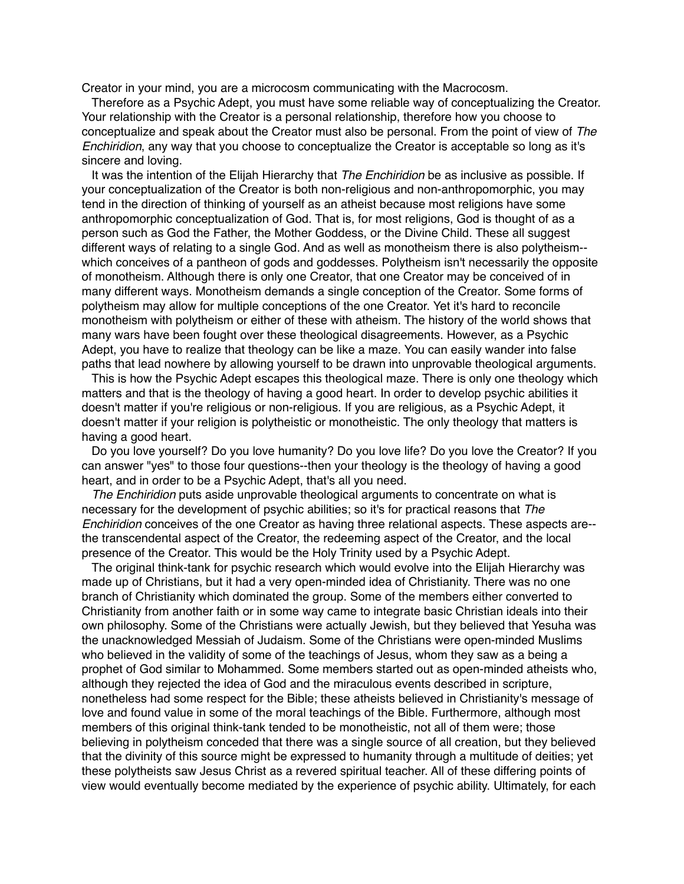Creator in your mind, you are a microcosm communicating with the Macrocosm.

Therefore as a Psychic Adept, you must have some reliable way of conceptualizing the Creator. Your relationship with the Creator is a personal relationship, therefore how you choose to conceptualize and speak about the Creator must also be personal. From the point of view of *The Enchiridion*, any way that you choose to conceptualize the Creator is acceptable so long as it's sincere and loving.

It was the intention of the Elijah Hierarchy that *The Enchiridion* be as inclusive as possible. If your conceptualization of the Creator is both non-religious and non-anthropomorphic, you may tend in the direction of thinking of yourself as an atheist because most religions have some anthropomorphic conceptualization of God. That is, for most religions, God is thought of as a person such as God the Father, the Mother Goddess, or the Divine Child. These all suggest different ways of relating to a single God. And as well as monotheism there is also polytheism--which conceives of a pantheon of gods and goddesses. Polytheism isn't necessarily the opposite of monotheism. Although there is only one Creator, that one Creator may be conceived of in many different ways. Monotheism demands a single conception of the Creator. Some forms of polytheism may allow for multiple conceptions of the one Creator. Yet it's hard to reconcile monotheism with polytheism or either of these with atheism. The history of the world shows that many wars have been fought over these theological disagreements. However, as a Psychic Adept, you have to realize that theology can be like a maze. You can easily wander into false paths that lead nowhere by allowing yourself to be drawn into unprovable theological arguments.

This is how the Psychic Adept escapes this theological maze. There is only one theology which matters and that is the theology of having a good heart. In order to develop psychic abilities it doesn't matter if you're religious or non-religious. If you are religious, as a Psychic Adept, it doesn't matter if your religion is polytheistic or monotheistic. The only theology that matters is having a good heart.

Do you love yourself? Do you love humanity? Do you love life? Do you love the Creator? If you can answer "yes" to those four questions--then your theology is the theology of having a good heart, and in order to be a Psychic Adept, that's all you need.

*The Enchiridion* puts aside unprovable theological arguments to concentrate on what is necessary for the development of psychic abilities; so it's for practical reasons that *The Enchiridion* conceives of the one Creator as having three relational aspects. These aspects are--the transcendental aspect of the Creator, the redeeming aspect of the Creator, and the local presence of the Creator. This would be the Holy Trinity used by a Psychic Adept.

The original think-tank for psychic research which would evolve into the Elijah Hierarchy was made up of Christians, but it had a very open-minded idea of Christianity. There was no one branch of Christianity which dominated the group. Some of the members either converted to Christianity from another faith or in some way came to integrate basic Christian ideals into their own philosophy. Some of the Christians were actually Jewish, but they believed that Yesuha was the unacknowledged Messiah of Judaism. Some of the Christians were open-minded Muslims who believed in the validity of some of the teachings of Jesus, whom they saw as a being a prophet of God similar to Mohammed. Some members started out as open-minded atheists who, although they rejected the idea of God and the miraculous events described in scripture, nonetheless had some respect for the Bible; these atheists believed in Christianity's message of love and found value in some of the moral teachings of the Bible. Furthermore, although most members of this original think-tank tended to be monotheistic, not all of them were; those believing in polytheism conceded that there was a single source of all creation, but they believed that the divinity of this source might be expressed to humanity through a multitude of deities; yet these polytheists saw Jesus Christ as a revered spiritual teacher. All of these differing points of view would eventually become mediated by the experience of psychic ability. Ultimately, for each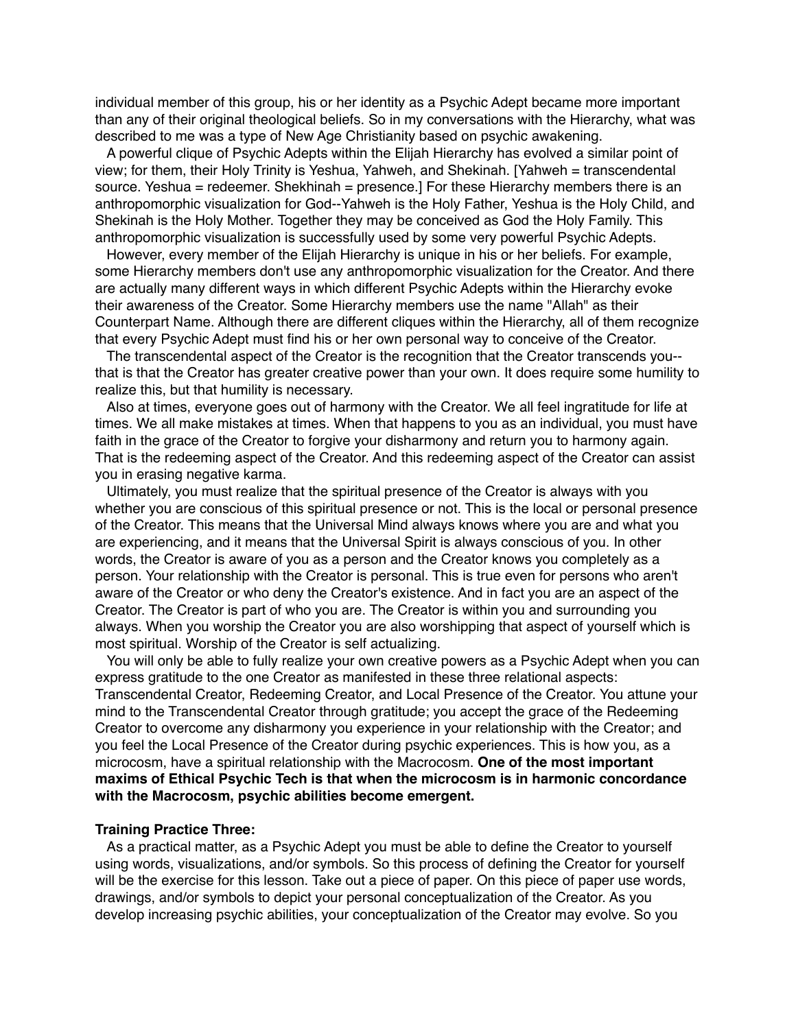individual member of this group, his or her identity as a Psychic Adept became more important than any of their original theological beliefs. So in my conversations with the Hierarchy, what was described to me was a type of New Age Christianity based on psychic awakening.

A powerful clique of Psychic Adepts within the Elijah Hierarchy has evolved a similar point of view; for them, their Holy Trinity is Yeshua, Yahweh, and Shekinah. [Yahweh = transcendental source. Yeshua = redeemer. Shekhinah = presence.] For these Hierarchy members there is an anthropomorphic visualization for God--Yahweh is the Holy Father, Yeshua is the Holy Child, and Shekinah is the Holy Mother. Together they may be conceived as God the Holy Family. This anthropomorphic visualization is successfully used by some very powerful Psychic Adepts.

However, every member of the Elijah Hierarchy is unique in his or her beliefs. For example, some Hierarchy members don't use any anthropomorphic visualization for the Creator. And there are actually many different ways in which different Psychic Adepts within the Hierarchy evoke their awareness of the Creator. Some Hierarchy members use the name "Allah" as their Counterpart Name. Although there are different cliques within the Hierarchy, all of them recognize that every Psychic Adept must find his or her own personal way to conceive of the Creator.

The transcendental aspect of the Creator is the recognition that the Creator transcends you--that is that the Creator has greater creative power than your own. It does require some humility to realize this, but that humility is necessary.

Also at times, everyone goes out of harmony with the Creator. We all feel ingratitude for life at times. We all make mistakes at times. When that happens to you as an individual, you must have faith in the grace of the Creator to forgive your disharmony and return you to harmony again. That is the redeeming aspect of the Creator. And this redeeming aspect of the Creator can assist you in erasing negative karma.

Ultimately, you must realize that the spiritual presence of the Creator is always with you whether you are conscious of this spiritual presence or not. This is the local or personal presence of the Creator. This means that the Universal Mind always knows where you are and what you are experiencing, and it means that the Universal Spirit is always conscious of you. In other words, the Creator is aware of you as a person and the Creator knows you completely as a person. Your relationship with the Creator is personal. This is true even for persons who aren't aware of the Creator or who deny the Creator's existence. And in fact you are an aspect of the Creator. The Creator is part of who you are. The Creator is within you and surrounding you always. When you worship the Creator you are also worshipping that aspect of yourself which is most spiritual. Worship of the Creator is self actualizing.

You will only be able to fully realize your own creative powers as a Psychic Adept when you can express gratitude to the one Creator as manifested in these three relational aspects: Transcendental Creator, Redeeming Creator, and Local Presence of the Creator. You attune your mind to the Transcendental Creator through gratitude; you accept the grace of the Redeeming Creator to overcome any disharmony you experience in your relationship with the Creator; and you feel the Local Presence of the Creator during psychic experiences. This is how you, as a microcosm, have a spiritual relationship with the Macrocosm. **One of the most important maxims of Ethical Psychic Tech is that when the microcosm is in harmonic concordance with the Macrocosm, psychic abilities become emergent.**

**Training Practice Three:**

As a practical matter, as a Psychic Adept you must be able to define the Creator to yourself using words, visualizations, and/or symbols. So this process of defining the Creator for yourself will be the exercise for this lesson. Take out a piece of paper. On this piece of paper use words, drawings, and/or symbols to depict your personal conceptualization of the Creator. As you develop increasing psychic abilities, your conceptualization of the Creator may evolve. So you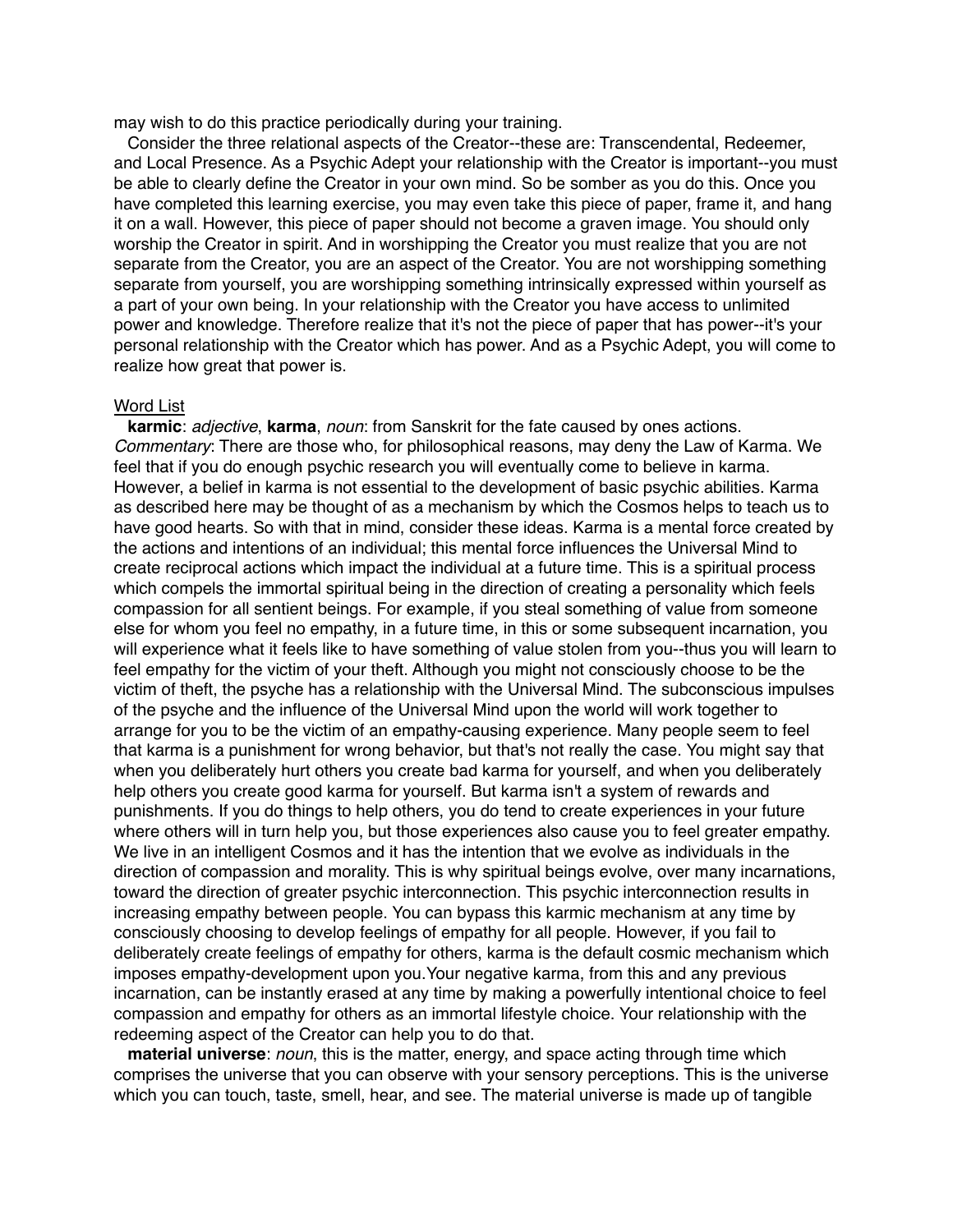may wish to do this practice periodically during your training.

Consider the three relational aspects of the Creator--these are: Transcendental, Redeemer, and Local Presence. As a Psychic Adept your relationship with the Creator is important--you must be able to clearly define the Creator in your own mind. So be somber as you do this. Once you have completed this learning exercise, you may even take this piece of paper, frame it, and hang it on a wall. However, this piece of paper should not become a graven image. You should only worship the Creator in spirit. And in worshipping the Creator you must realize that you are not separate from the Creator, you are an aspect of the Creator. You are not worshipping something separate from yourself, you are worshipping something intrinsically expressed within yourself as a part of your own being. In your relationship with the Creator you have access to unlimited power and knowledge. Therefore realize that it's not the piece of paper that has power--it's your personal relationship with the Creator which has power. And as a Psychic Adept, you will come to realize how great that power is.

<u>Word List</u>

**karmic**: *adjective*, **karma**, *noun*: from Sanskrit for the fate caused by ones actions. *Commentary*: There are those who, for philosophical reasons, may deny the Law of Karma. We feel that if you do enough psychic research you will eventually come to believe in karma. However, a belief in karma is not essential to the development of basic psychic abilities. Karma as described here may be thought of as a mechanism by which the Cosmos helps to teach us to have good hearts. So with that in mind, consider these ideas. Karma is a mental force created by the actions and intentions of an individual; this mental force influences the Universal Mind to create reciprocal actions which impact the individual at a future time. This is a spiritual process which compels the immortal spiritual being in the direction of creating a personality which feels compassion for all sentient beings. For example, if you steal something of value from someone else for whom you feel no empathy, in a future time, in this or some subsequent incarnation, you will experience what it feels like to have something of value stolen from you--thus you will learn to feel empathy for the victim of your theft. Although you might not consciously choose to be the victim of theft, the psyche has a relationship with the Universal Mind. The subconscious impulses of the psyche and the influence of the Universal Mind upon the world will work together to arrange for you to be the victim of an empathy-causing experience. Many people seem to feel that karma is a punishment for wrong behavior, but that's not really the case. You might say that when you deliberately hurt others you create bad karma for yourself, and when you deliberately help others you create good karma for yourself. But karma isn't a system of rewards and punishments. If you do things to help others, you do tend to create experiences in your future where others will in turn help you, but those experiences also cause you to feel greater empathy. We live in an intelligent Cosmos and it has the intention that we evolve as individuals in the direction of compassion and morality. This is why spiritual beings evolve, over many incarnations, toward the direction of greater psychic interconnection. This psychic interconnection results in increasing empathy between people. You can bypass this karmic mechanism at any time by consciously choosing to develop feelings of empathy for all people. However, if you fail to deliberately create feelings of empathy for others, karma is the default cosmic mechanism which imposes empathy-development upon you.Your negative karma, from this and any previous incarnation, can be instantly erased at any time by making a powerfully intentional choice to feel compassion and empathy for others as an immortal lifestyle choice. Your relationship with the redeeming aspect of the Creator can help you to do that.

**material universe**: *noun*, this is the matter, energy, and space acting through time which comprises the universe that you can observe with your sensory perceptions. This is the universe which you can touch, taste, smell, hear, and see. The material universe is made up of tangible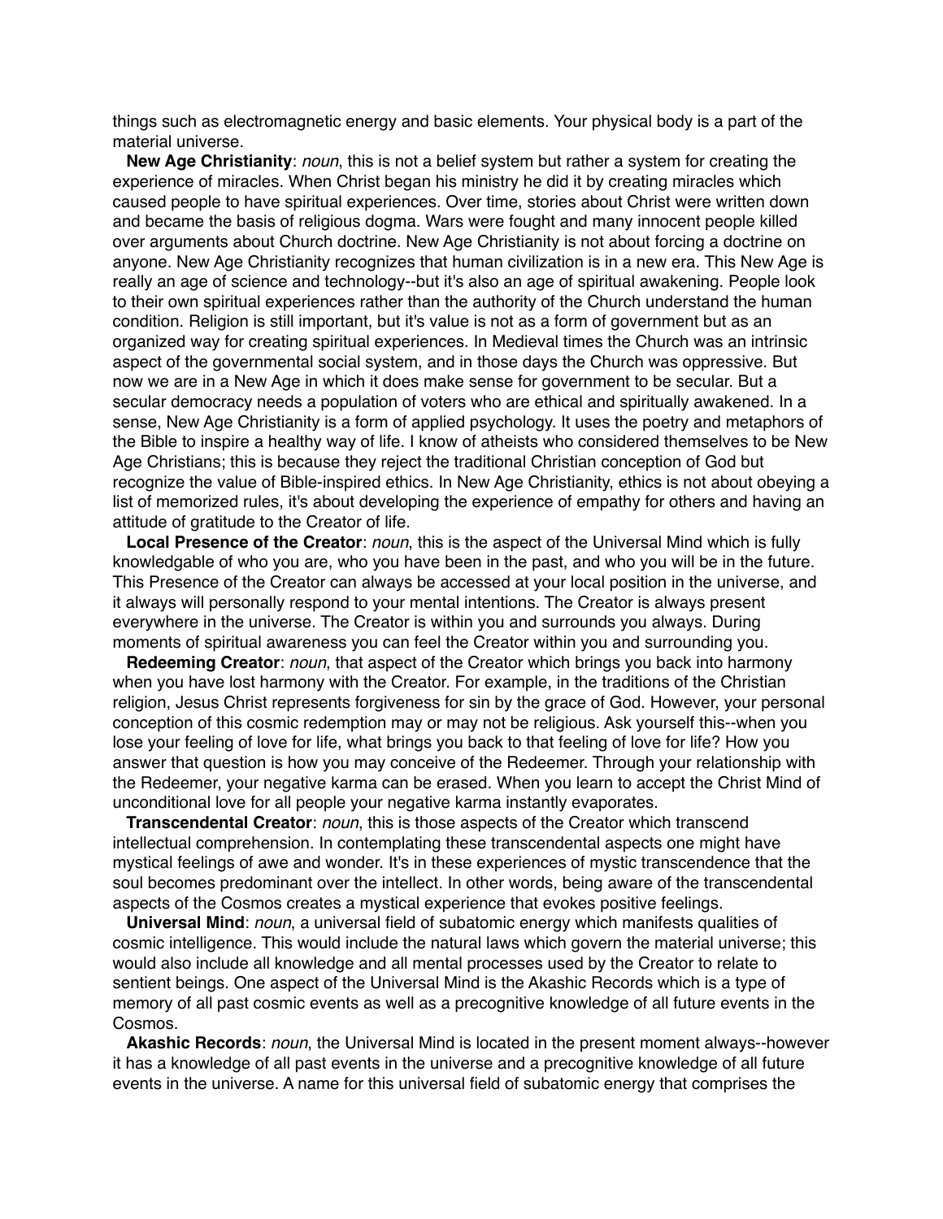things such as electromagnetic energy and basic elements. Your physical body is a part of the material universe.

**New Age Christianity**: *noun*, this is not a belief system but rather a system for creating the experience of miracles. When Christ began his ministry he did it by creating miracles which caused people to have spiritual experiences. Over time, stories about Christ were written down and became the basis of religious dogma. Wars were fought and many innocent people killed over arguments about Church doctrine. New Age Christianity is not about forcing a doctrine on anyone. New Age Christianity recognizes that human civilization is in a new era. This New Age is really an age of science and technology--but it's also an age of spiritual awakening. People look to their own spiritual experiences rather than the authority of the Church understand the human condition. Religion is still important, but it's value is not as a form of government but as an organized way for creating spiritual experiences. In Medieval times the Church was an intrinsic aspect of the governmental social system, and in those days the Church was oppressive. But now we are in a New Age in which it does make sense for government to be secular. But a secular democracy needs a population of voters who are ethical and spiritually awakened. In a sense, New Age Christianity is a form of applied psychology. It uses the poetry and metaphors of the Bible to inspire a healthy way of life. I know of atheists who considered themselves to be New Age Christians; this is because they reject the traditional Christian conception of God but recognize the value of Bible-inspired ethics. In New Age Christianity, ethics is not about obeying a list of memorized rules, it's about developing the experience of empathy for others and having an attitude of gratitude to the Creator of life.

**Local Presence of the Creator**: *noun*, this is the aspect of the Universal Mind which is fully knowledgable of who you are, who you have been in the past, and who you will be in the future. This Presence of the Creator can always be accessed at your local position in the universe, and it always will personally respond to your mental intentions. The Creator is always present everywhere in the universe. The Creator is within you and surrounds you always. During moments of spiritual awareness you can feel the Creator within you and surrounding you.

**Redeeming Creator**: *noun*, that aspect of the Creator which brings you back into harmony when you have lost harmony with the Creator. For example, in the traditions of the Christian religion, Jesus Christ represents forgiveness for sin by the grace of God. However, your personal conception of this cosmic redemption may or may not be religious. Ask yourself this--when you lose your feeling of love for life, what brings you back to that feeling of love for life? How you answer that question is how you may conceive of the Redeemer. Through your relationship with the Redeemer, your negative karma can be erased. When you learn to accept the Christ Mind of unconditional love for all people your negative karma instantly evaporates.

**Transcendental Creator**: *noun*, this is those aspects of the Creator which transcend intellectual comprehension. In contemplating these transcendental aspects one might have mystical feelings of awe and wonder. It's in these experiences of mystic transcendence that the soul becomes predominant over the intellect. In other words, being aware of the transcendental aspects of the Cosmos creates a mystical experience that evokes positive feelings.

**Universal Mind**: *noun*, a universal field of subatomic energy which manifests qualities of cosmic intelligence. This would include the natural laws which govern the material universe; this would also include all knowledge and all mental processes used by the Creator to relate to sentient beings. One aspect of the Universal Mind is the Akashic Records which is a type of memory of all past cosmic events as well as a precognitive knowledge of all future events in the Cosmos.

**Akashic Records**: *noun*, the Universal Mind is located in the present moment always--however it has a knowledge of all past events in the universe and a precognitive knowledge of all future events in the universe. A name for this universal field of subatomic energy that comprises the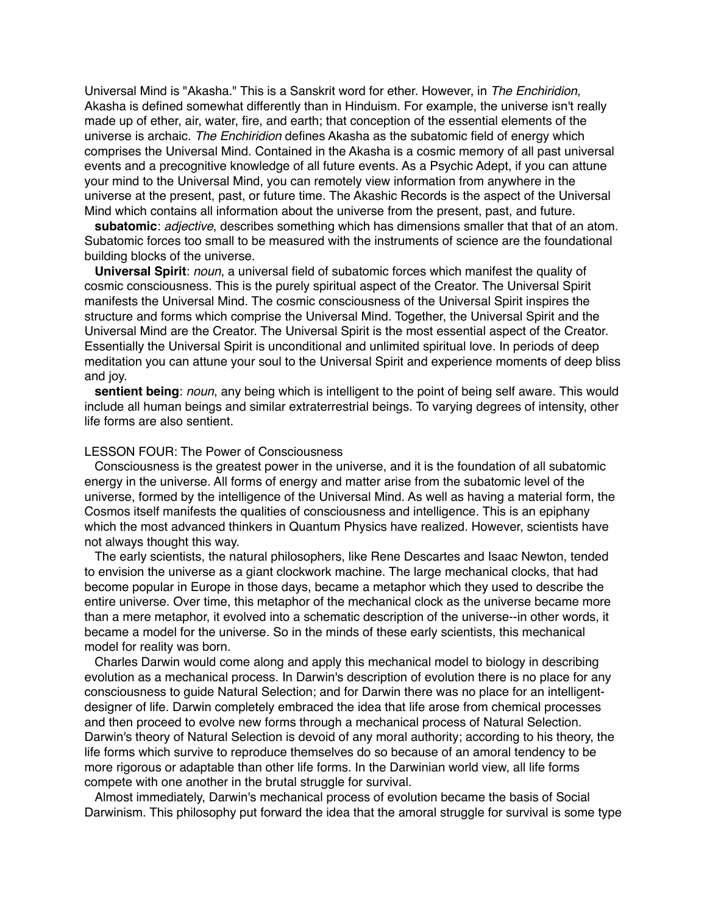Universal Mind is "Akasha." This is a Sanskrit word for ether. However, in *The Enchiridion*, Akasha is defined somewhat differently than in Hinduism. For example, the universe isn't really made up of ether, air, water, fire, and earth; that conception of the essential elements of the universe is archaic. *The Enchiridion* defines Akasha as the subatomic field of energy which comprises the Universal Mind. Contained in the Akasha is a cosmic memory of all past universal events and a precognitive knowledge of all future events. As a Psychic Adept, if you can attune your mind to the Universal Mind, you can remotely view information from anywhere in the universe at the present, past, or future time. The Akashic Records is the aspect of the Universal Mind which contains all information about the universe from the present, past, and future.

**subatomic**: *adjective*, describes something which has dimensions smaller that that of an atom. Subatomic forces too small to be measured with the instruments of science are the foundational building blocks of the universe.

**Universal Spirit**: *noun*, a universal field of subatomic forces which manifest the quality of cosmic consciousness. This is the purely spiritual aspect of the Creator. The Universal Spirit manifests the Universal Mind. The cosmic consciousness of the Universal Spirit inspires the structure and forms which comprise the Universal Mind. Together, the Universal Spirit and the Universal Mind are the Creator. The Universal Spirit is the most essential aspect of the Creator. Essentially the Universal Spirit is unconditional and unlimited spiritual love. In periods of deep meditation you can attune your soul to the Universal Spirit and experience moments of deep bliss and joy.

**sentient being**: *noun*, any being which is intelligent to the point of being self aware. This would include all human beings and similar extraterrestrial beings. To varying degrees of intensity, other life forms are also sentient.

LESSON FOUR: The Power of Consciousness

Consciousness is the greatest power in the universe, and it is the foundation of all subatomic energy in the universe. All forms of energy and matter arise from the subatomic level of the universe, formed by the intelligence of the Universal Mind. As well as having a material form, the Cosmos itself manifests the qualities of consciousness and intelligence. This is an epiphany which the most advanced thinkers in Quantum Physics have realized. However, scientists have not always thought this way.

The early scientists, the natural philosophers, like Rene Descartes and Isaac Newton, tended to envision the universe as a giant clockwork machine. The large mechanical clocks, that had become popular in Europe in those days, became a metaphor which they used to describe the entire universe. Over time, this metaphor of the mechanical clock as the universe became more than a mere metaphor, it evolved into a schematic description of the universe--in other words, it became a model for the universe. So in the minds of these early scientists, this mechanical model for reality was born.

Charles Darwin would come along and apply this mechanical model to biology in describing evolution as a mechanical process. In Darwin's description of evolution there is no place for any consciousness to guide Natural Selection; and for Darwin there was no place for an intelligent-designer of life. Darwin completely embraced the idea that life arose from chemical processes and then proceed to evolve new forms through a mechanical process of Natural Selection. Darwin's theory of Natural Selection is devoid of any moral authority; according to his theory, the life forms which survive to reproduce themselves do so because of an amoral tendency to be more rigorous or adaptable than other life forms. In the Darwinian world view, all life forms compete with one another in the brutal struggle for survival.

Almost immediately, Darwin's mechanical process of evolution became the basis of Social Darwinism. This philosophy put forward the idea that the amoral struggle for survival is some type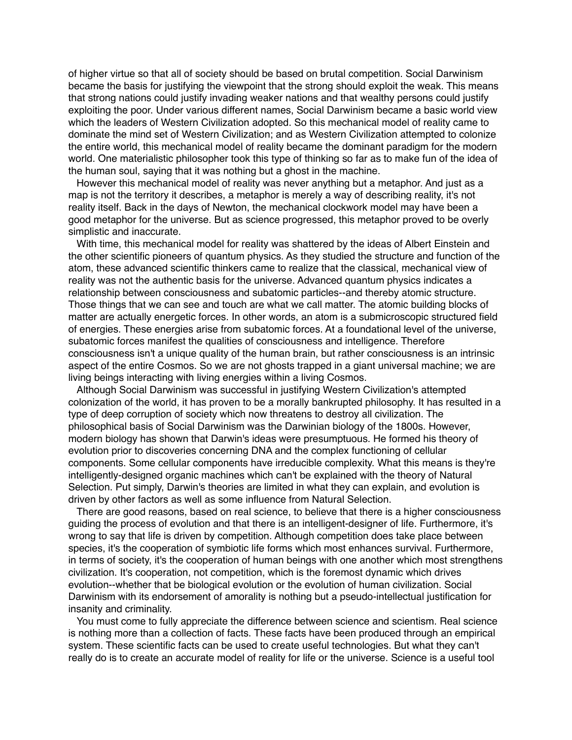of higher virtue so that all of society should be based on brutal competition. Social Darwinism became the basis for justifying the viewpoint that the strong should exploit the weak. This means that strong nations could justify invading weaker nations and that wealthy persons could justify exploiting the poor. Under various different names, Social Darwinism became a basic world view which the leaders of Western Civilization adopted. So this mechanical model of reality came to dominate the mind set of Western Civilization; and as Western Civilization attempted to colonize the entire world, this mechanical model of reality became the dominant paradigm for the modern world. One materialistic philosopher took this type of thinking so far as to make fun of the idea of the human soul, saying that it was nothing but a ghost in the machine.

However this mechanical model of reality was never anything but a metaphor. And just as a map is not the territory it describes, a metaphor is merely a way of describing reality, it's not reality itself. Back in the days of Newton, the mechanical clockwork model may have been a good metaphor for the universe. But as science progressed, this metaphor proved to be overly simplistic and inaccurate.

With time, this mechanical model for reality was shattered by the ideas of Albert Einstein and the other scientific pioneers of quantum physics. As they studied the structure and function of the atom, these advanced scientific thinkers came to realize that the classical, mechanical view of reality was not the authentic basis for the universe. Advanced quantum physics indicates a relationship between consciousness and subatomic particles--and thereby atomic structure. Those things that we can see and touch are what we call matter. The atomic building blocks of matter are actually energetic forces. In other words, an atom is a submicroscopic structured field of energies. These energies arise from subatomic forces. At a foundational level of the universe, subatomic forces manifest the qualities of consciousness and intelligence. Therefore consciousness isn't a unique quality of the human brain, but rather consciousness is an intrinsic aspect of the entire Cosmos. So we are not ghosts trapped in a giant universal machine; we are living beings interacting with living energies within a living Cosmos.

Although Social Darwinism was successful in justifying Western Civilization's attempted colonization of the world, it has proven to be a morally bankrupted philosophy. It has resulted in a type of deep corruption of society which now threatens to destroy all civilization. The philosophical basis of Social Darwinism was the Darwinian biology of the 1800s. However, modern biology has shown that Darwin's ideas were presumptuous. He formed his theory of evolution prior to discoveries concerning DNA and the complex functioning of cellular components. Some cellular components have irreducible complexity. What this means is they're intelligently-designed organic machines which can't be explained with the theory of Natural Selection. Put simply, Darwin's theories are limited in what they can explain, and evolution is driven by other factors as well as some influence from Natural Selection.

There are good reasons, based on real science, to believe that there is a higher consciousness guiding the process of evolution and that there is an intelligent-designer of life. Furthermore, it's wrong to say that life is driven by competition. Although competition does take place between species, it's the cooperation of symbiotic life forms which most enhances survival. Furthermore, in terms of society, it's the cooperation of human beings with one another which most strengthens civilization. It's cooperation, not competition, which is the foremost dynamic which drives evolution--whether that be biological evolution or the evolution of human civilization. Social Darwinism with its endorsement of amorality is nothing but a pseudo-intellectual justification for insanity and criminality.

You must come to fully appreciate the difference between science and scientism. Real science is nothing more than a collection of facts. These facts have been produced through an empirical system. These scientific facts can be used to create useful technologies. But what they can't really do is to create an accurate model of reality for life or the universe. Science is a useful tool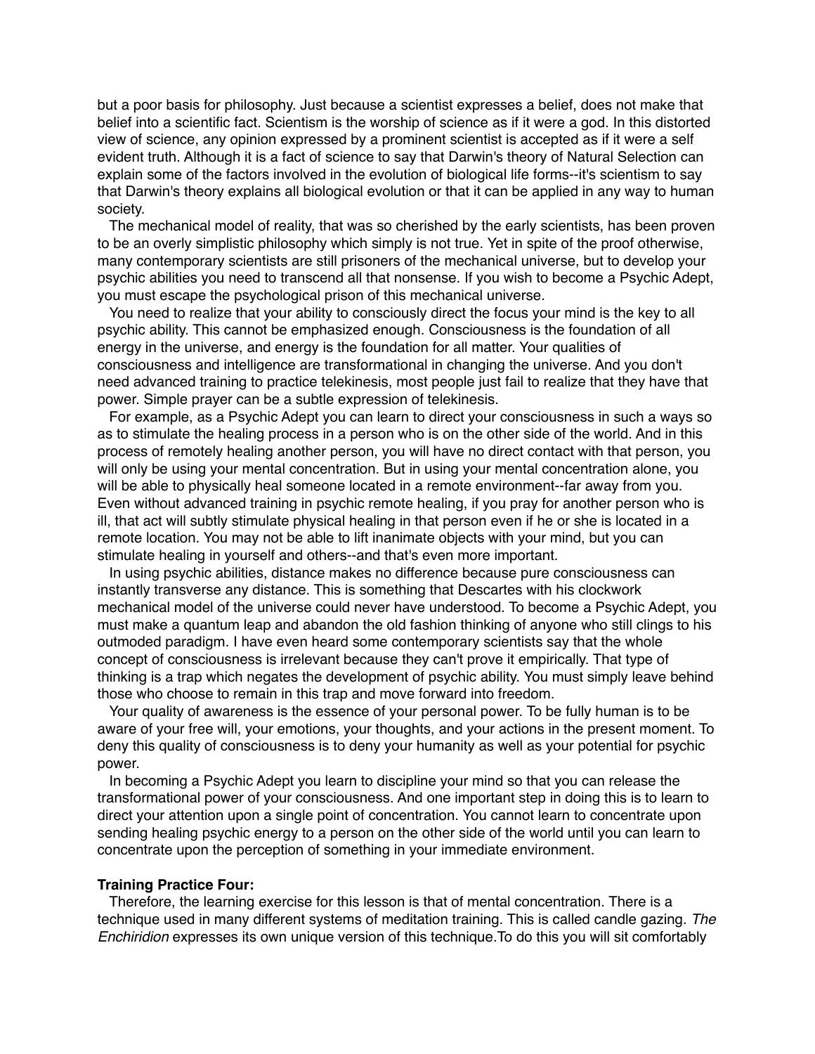but a poor basis for philosophy. Just because a scientist expresses a belief, does not make that belief into a scientific fact. Scientism is the worship of science as if it were a god. In this distorted view of science, any opinion expressed by a prominent scientist is accepted as if it were a self evident truth. Although it is a fact of science to say that Darwin's theory of Natural Selection can explain some of the factors involved in the evolution of biological life forms--it's scientism to say that Darwin's theory explains all biological evolution or that it can be applied in any way to human society.

The mechanical model of reality, that was so cherished by the early scientists, has been proven to be an overly simplistic philosophy which simply is not true. Yet in spite of the proof otherwise, many contemporary scientists are still prisoners of the mechanical universe, but to develop your psychic abilities you need to transcend all that nonsense. If you wish to become a Psychic Adept, you must escape the psychological prison of this mechanical universe.

You need to realize that your ability to consciously direct the focus your mind is the key to all psychic ability. This cannot be emphasized enough. Consciousness is the foundation of all energy in the universe, and energy is the foundation for all matter. Your qualities of consciousness and intelligence are transformational in changing the universe. And you don't need advanced training to practice telekinesis, most people just fail to realize that they have that power. Simple prayer can be a subtle expression of telekinesis.

For example, as a Psychic Adept you can learn to direct your consciousness in such a ways so as to stimulate the healing process in a person who is on the other side of the world. And in this process of remotely healing another person, you will have no direct contact with that person, you will only be using your mental concentration. But in using your mental concentration alone, you will be able to physically heal someone located in a remote environment--far away from you. Even without advanced training in psychic remote healing, if you pray for another person who is ill, that act will subtly stimulate physical healing in that person even if he or she is located in a remote location. You may not be able to lift inanimate objects with your mind, but you can stimulate healing in yourself and others--and that's even more important.

In using psychic abilities, distance makes no difference because pure consciousness can instantly transverse any distance. This is something that Descartes with his clockwork mechanical model of the universe could never have understood. To become a Psychic Adept, you must make a quantum leap and abandon the old fashion thinking of anyone who still clings to his outmoded paradigm. I have even heard some contemporary scientists say that the whole concept of consciousness is irrelevant because they can't prove it empirically. That type of thinking is a trap which negates the development of psychic ability. You must simply leave behind those who choose to remain in this trap and move forward into freedom.

Your quality of awareness is the essence of your personal power. To be fully human is to be aware of your free will, your emotions, your thoughts, and your actions in the present moment. To deny this quality of consciousness is to deny your humanity as well as your potential for psychic power.

In becoming a Psychic Adept you learn to discipline your mind so that you can release the transformational power of your consciousness. And one important step in doing this is to learn to direct your attention upon a single point of concentration. You cannot learn to concentrate upon sending healing psychic energy to a person on the other side of the world until you can learn to concentrate upon the perception of something in your immediate environment.

**Training Practice Four:**

Therefore, the learning exercise for this lesson is that of mental concentration. There is a technique used in many different systems of meditation training. This is called candle gazing. *The Enchiridion* expresses its own unique version of this technique.To do this you will sit comfortably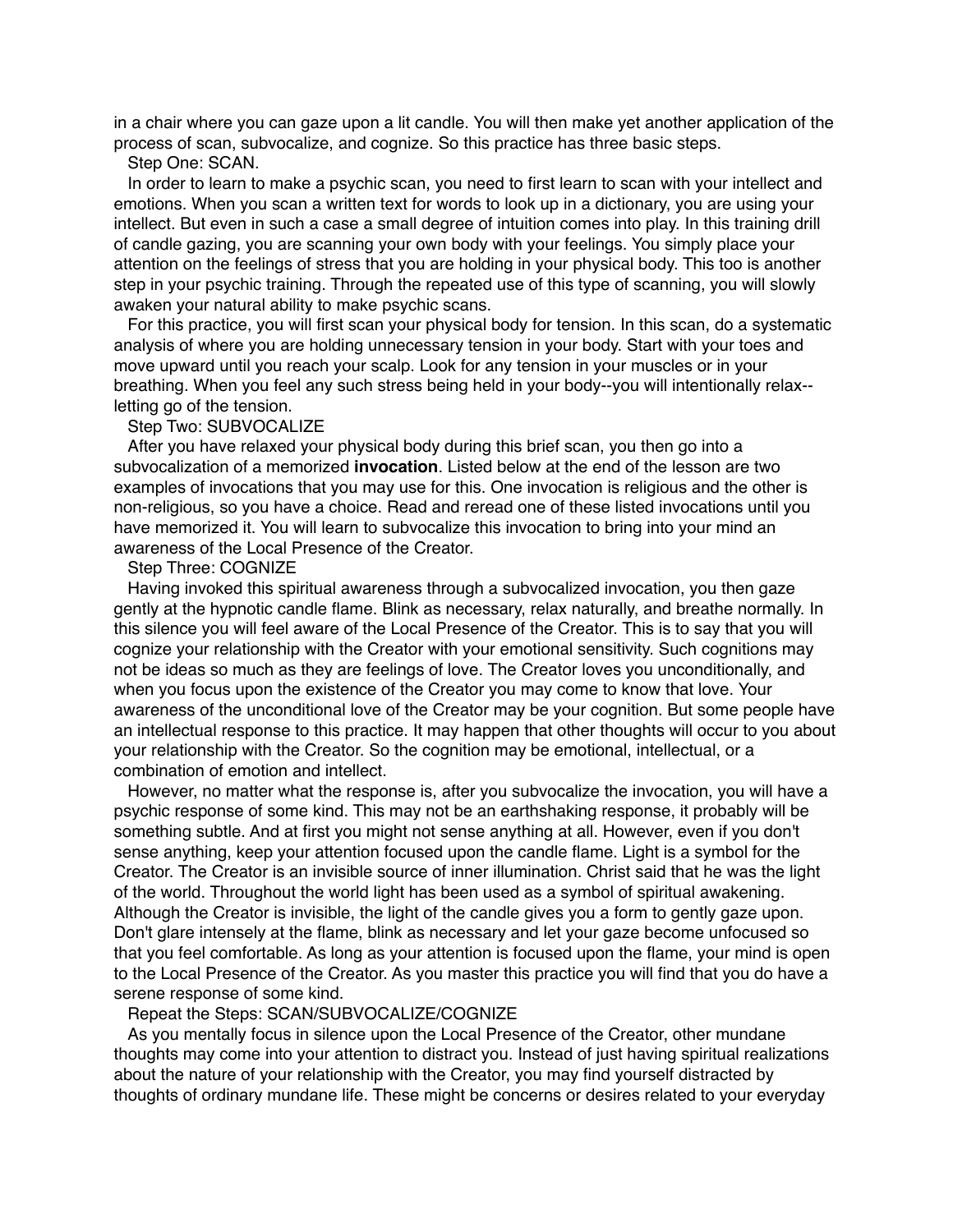in a chair where you can gaze upon a lit candle. You will then make yet another application of the process of scan, subvocalize, and cognize. So this practice has three basic steps.

Step One: SCAN.

In order to learn to make a psychic scan, you need to first learn to scan with your intellect and emotions. When you scan a written text for words to look up in a dictionary, you are using your intellect. But even in such a case a small degree of intuition comes into play. In this training drill of candle gazing, you are scanning your own body with your feelings. You simply place your attention on the feelings of stress that you are holding in your physical body. This too is another step in your psychic training. Through the repeated use of this type of scanning, you will slowly awaken your natural ability to make psychic scans.

For this practice, you will first scan your physical body for tension. In this scan, do a systematic analysis of where you are holding unnecessary tension in your body. Start with your toes and move upward until you reach your scalp. Look for any tension in your muscles or in your breathing. When you feel any such stress being held in your body--you will intentionally relax--letting go of the tension.

Step Two: SUBVOCALIZE

After you have relaxed your physical body during this brief scan, you then go into a subvocalization of a memorized **invocation**. Listed below at the end of the lesson are two examples of invocations that you may use for this. One invocation is religious and the other is non-religious, so you have a choice. Read and reread one of these listed invocations until you have memorized it. You will learn to subvocalize this invocation to bring into your mind an awareness of the Local Presence of the Creator.

Step Three: COGNIZE

Having invoked this spiritual awareness through a subvocalized invocation, you then gaze gently at the hypnotic candle flame. Blink as necessary, relax naturally, and breathe normally. In this silence you will feel aware of the Local Presence of the Creator. This is to say that you will cognize your relationship with the Creator with your emotional sensitivity. Such cognitions may not be ideas so much as they are feelings of love. The Creator loves you unconditionally, and when you focus upon the existence of the Creator you may come to know that love. Your awareness of the unconditional love of the Creator may be your cognition. But some people have an intellectual response to this practice. It may happen that other thoughts will occur to you about your relationship with the Creator. So the cognition may be emotional, intellectual, or a combination of emotion and intellect.

However, no matter what the response is, after you subvocalize the invocation, you will have a psychic response of some kind. This may not be an earthshaking response, it probably will be something subtle. And at first you might not sense anything at all. However, even if you don't sense anything, keep your attention focused upon the candle flame. Light is a symbol for the Creator. The Creator is an invisible source of inner illumination. Christ said that he was the light of the world. Throughout the world light has been used as a symbol of spiritual awakening. Although the Creator is invisible, the light of the candle gives you a form to gently gaze upon. Don't glare intensely at the flame, blink as necessary and let your gaze become unfocused so that you feel comfortable. As long as your attention is focused upon the flame, your mind is open to the Local Presence of the Creator. As you master this practice you will find that you do have a serene response of some kind.

Repeat the Steps: SCAN/SUBVOCALIZE/COGNIZE

As you mentally focus in silence upon the Local Presence of the Creator, other mundane thoughts may come into your attention to distract you. Instead of just having spiritual realizations about the nature of your relationship with the Creator, you may find yourself distracted by thoughts of ordinary mundane life. These might be concerns or desires related to your everyday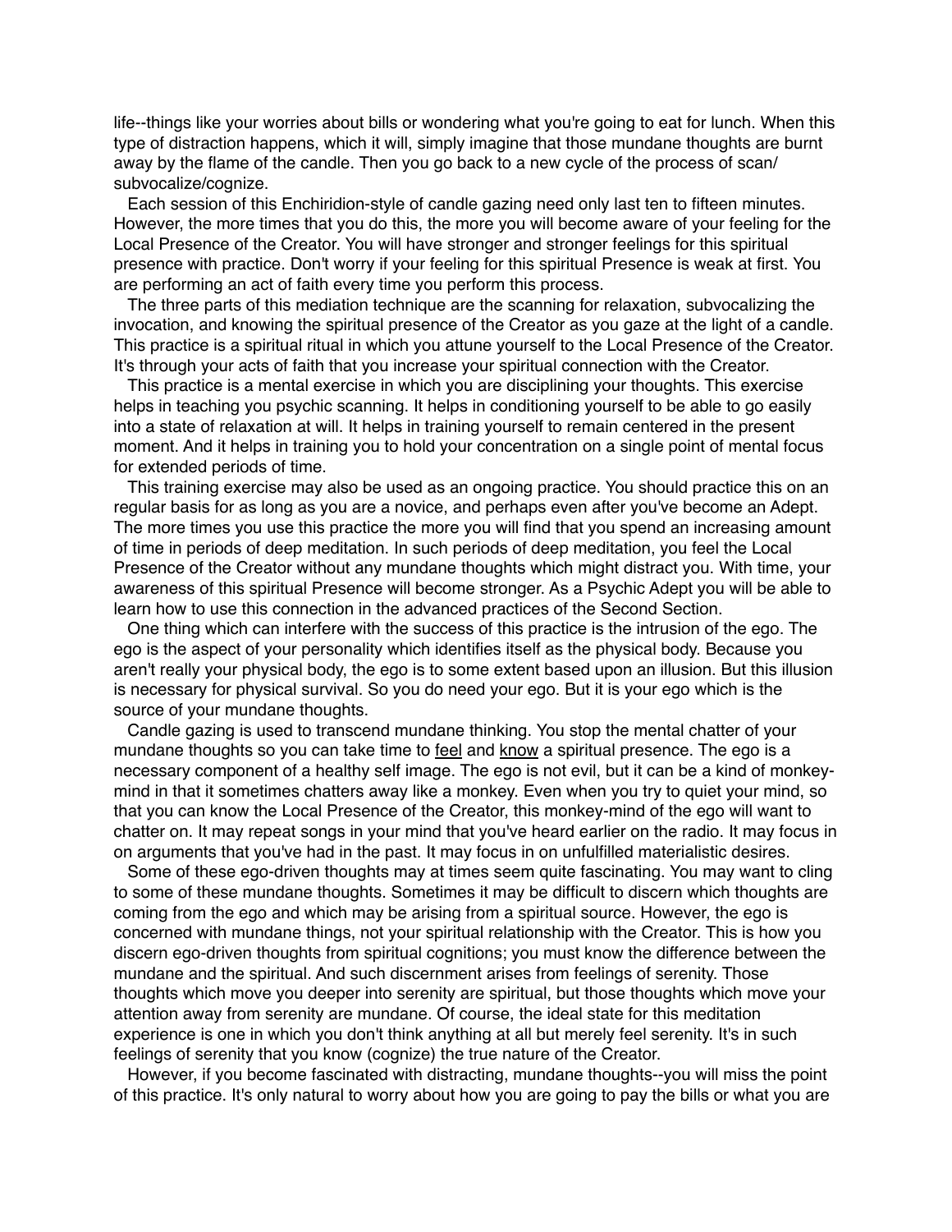life--things like your worries about bills or wondering what you're going to eat for lunch. When this type of distraction happens, which it will, simply imagine that those mundane thoughts are burnt away by the flame of the candle. Then you go back to a new cycle of the process of scan/subvocalize/cognize.

Each session of this Enchiridion-style of candle gazing need only last ten to fifteen minutes. However, the more times that you do this, the more you will become aware of your feeling for the Local Presence of the Creator. You will have stronger and stronger feelings for this spiritual presence with practice. Don't worry if your feeling for this spiritual Presence is weak at first. You are performing an act of faith every time you perform this process.

The three parts of this mediation technique are the scanning for relaxation, subvocalizing the invocation, and knowing the spiritual presence of the Creator as you gaze at the light of a candle. This practice is a spiritual ritual in which you attune yourself to the Local Presence of the Creator. It's through your acts of faith that you increase your spiritual connection with the Creator.

This practice is a mental exercise in which you are disciplining your thoughts. This exercise helps in teaching you psychic scanning. It helps in conditioning yourself to be able to go easily into a state of relaxation at will. It helps in training yourself to remain centered in the present moment. And it helps in training you to hold your concentration on a single point of mental focus for extended periods of time.

This training exercise may also be used as an ongoing practice. You should practice this on an regular basis for as long as you are a novice, and perhaps even after you've become an Adept. The more times you use this practice the more you will find that you spend an increasing amount of time in periods of deep meditation. In such periods of deep meditation, you feel the Local Presence of the Creator without any mundane thoughts which might distract you. With time, your awareness of this spiritual Presence will become stronger. As a Psychic Adept you will be able to learn how to use this connection in the advanced practices of the Second Section.

One thing which can interfere with the success of this practice is the intrusion of the ego. The ego is the aspect of your personality which identifies itself as the physical body. Because you aren't really your physical body, the ego is to some extent based upon an illusion. But this illusion is necessary for physical survival. So you do need your ego. But it is your ego which is the source of your mundane thoughts.

Candle gazing is used to transcend mundane thinking. You stop the mental chatter of your mundane thoughts so you can take time to <u>feel</u> and <u>know</u> a spiritual presence. The ego is a necessary component of a healthy self image. The ego is not evil, but it can be a kind of monkey-mind in that it sometimes chatters away like a monkey. Even when you try to quiet your mind, so that you can know the Local Presence of the Creator, this monkey-mind of the ego will want to chatter on. It may repeat songs in your mind that you've heard earlier on the radio. It may focus in on arguments that you've had in the past. It may focus in on unfulfilled materialistic desires.

Some of these ego-driven thoughts may at times seem quite fascinating. You may want to cling to some of these mundane thoughts. Sometimes it may be difficult to discern which thoughts are coming from the ego and which may be arising from a spiritual source. However, the ego is concerned with mundane things, not your spiritual relationship with the Creator. This is how you discern ego-driven thoughts from spiritual cognitions; you must know the difference between the mundane and the spiritual. And such discernment arises from feelings of serenity. Those thoughts which move you deeper into serenity are spiritual, but those thoughts which move your attention away from serenity are mundane. Of course, the ideal state for this meditation experience is one in which you don't think anything at all but merely feel serenity. It's in such feelings of serenity that you know (cognize) the true nature of the Creator.

However, if you become fascinated with distracting, mundane thoughts--you will miss the point of this practice. It's only natural to worry about how you are going to pay the bills or what you are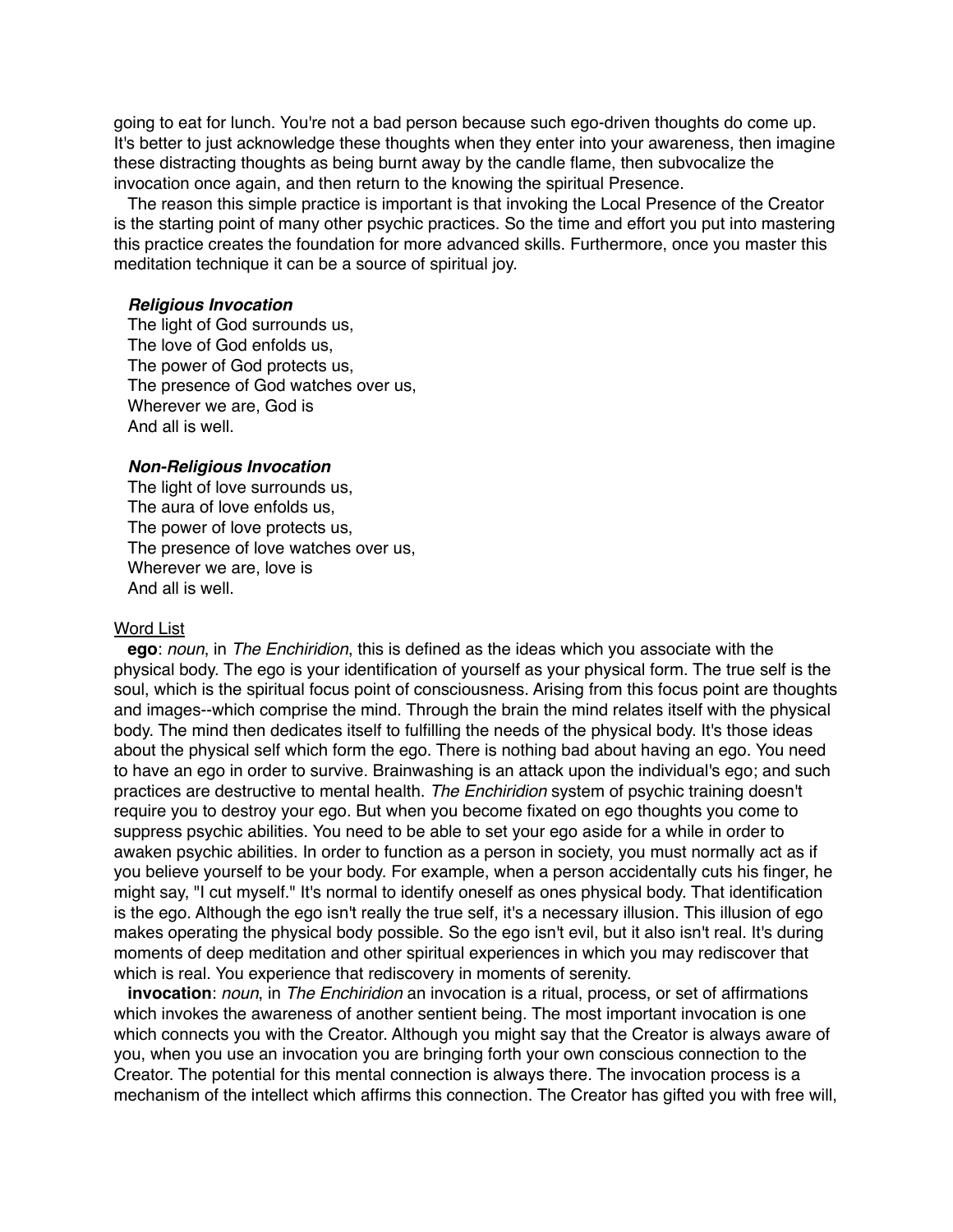going to eat for lunch. You're not a bad person because such ego-driven thoughts do come up. It's better to just acknowledge these thoughts when they enter into your awareness, then imagine these distracting thoughts as being burnt away by the candle flame, then subvocalize the invocation once again, and then return to the knowing the spiritual Presence.

The reason this simple practice is important is that invoking the Local Presence of the Creator is the starting point of many other psychic practices. So the time and effort you put into mastering this practice creates the foundation for more advanced skills. Furthermore, once you master this meditation technique it can be a source of spiritual joy.

***Religious Invocation***

The light of God surrounds us,
The love of God enfolds us,
The power of God protects us,
The presence of God watches over us,
Wherever we are, God is
And all is well.

***Non-Religious Invocation***

The light of love surrounds us,
The aura of love enfolds us,
The power of love protects us,
The presence of love watches over us,
Wherever we are, love is
And all is well.

Word List

**ego**: *noun*, in *The Enchiridion*, this is defined as the ideas which you associate with the physical body. The ego is your identification of yourself as your physical form. The true self is the soul, which is the spiritual focus point of consciousness. Arising from this focus point are thoughts and images--which comprise the mind. Through the brain the mind relates itself with the physical body. The mind then dedicates itself to fulfilling the needs of the physical body. It's those ideas about the physical self which form the ego. There is nothing bad about having an ego. You need to have an ego in order to survive. Brainwashing is an attack upon the individual's ego; and such practices are destructive to mental health. *The Enchiridion* system of psychic training doesn't require you to destroy your ego. But when you become fixated on ego thoughts you come to suppress psychic abilities. You need to be able to set your ego aside for a while in order to awaken psychic abilities. In order to function as a person in society, you must normally act as if you believe yourself to be your body. For example, when a person accidentally cuts his finger, he might say, "I cut myself." It's normal to identify oneself as ones physical body. That identification is the ego. Although the ego isn't really the true self, it's a necessary illusion. This illusion of ego makes operating the physical body possible. So the ego isn't evil, but it also isn't real. It's during moments of deep meditation and other spiritual experiences in which you may rediscover that which is real. You experience that rediscovery in moments of serenity.

**invocation**: *noun*, in *The Enchiridion* an invocation is a ritual, process, or set of affirmations which invokes the awareness of another sentient being. The most important invocation is one which connects you with the Creator. Although you might say that the Creator is always aware of you, when you use an invocation you are bringing forth your own conscious connection to the Creator. The potential for this mental connection is always there. The invocation process is a mechanism of the intellect which affirms this connection. The Creator has gifted you with free will,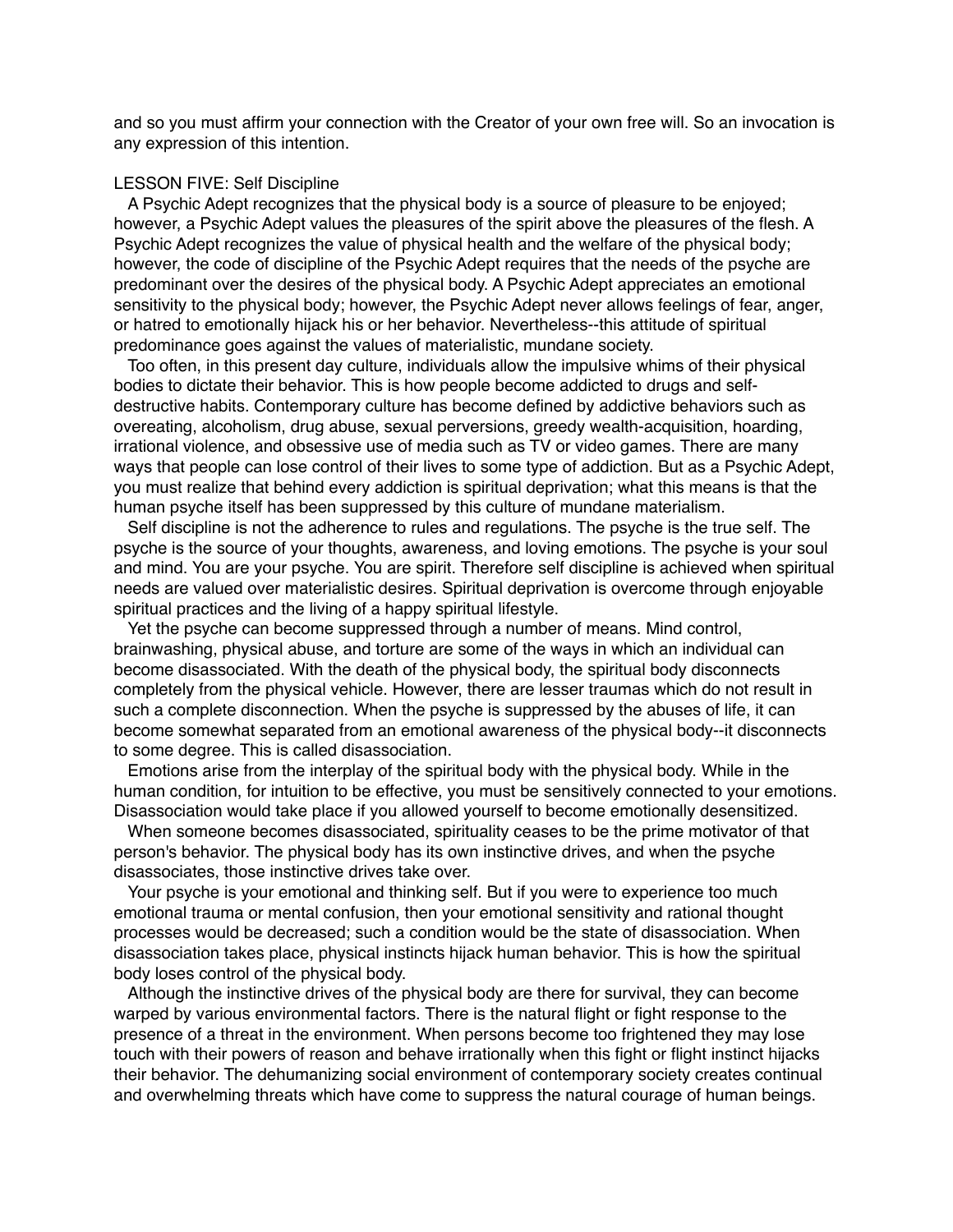and so you must affirm your connection with the Creator of your own free will. So an invocation is any expression of this intention.

## LESSON FIVE: Self Discipline

A Psychic Adept recognizes that the physical body is a source of pleasure to be enjoyed; however, a Psychic Adept values the pleasures of the spirit above the pleasures of the flesh. A Psychic Adept recognizes the value of physical health and the welfare of the physical body; however, the code of discipline of the Psychic Adept requires that the needs of the psyche are predominant over the desires of the physical body. A Psychic Adept appreciates an emotional sensitivity to the physical body; however, the Psychic Adept never allows feelings of fear, anger, or hatred to emotionally hijack his or her behavior. Nevertheless--this attitude of spiritual predominance goes against the values of materialistic, mundane society.

Too often, in this present day culture, individuals allow the impulsive whims of their physical bodies to dictate their behavior. This is how people become addicted to drugs and self-destructive habits. Contemporary culture has become defined by addictive behaviors such as overeating, alcoholism, drug abuse, sexual perversions, greedy wealth-acquisition, hoarding, irrational violence, and obsessive use of media such as TV or video games. There are many ways that people can lose control of their lives to some type of addiction. But as a Psychic Adept, you must realize that behind every addiction is spiritual deprivation; what this means is that the human psyche itself has been suppressed by this culture of mundane materialism.

Self discipline is not the adherence to rules and regulations. The psyche is the true self. The psyche is the source of your thoughts, awareness, and loving emotions. The psyche is your soul and mind. You are your psyche. You are spirit. Therefore self discipline is achieved when spiritual needs are valued over materialistic desires. Spiritual deprivation is overcome through enjoyable spiritual practices and the living of a happy spiritual lifestyle.

Yet the psyche can become suppressed through a number of means. Mind control, brainwashing, physical abuse, and torture are some of the ways in which an individual can become disassociated. With the death of the physical body, the spiritual body disconnects completely from the physical vehicle. However, there are lesser traumas which do not result in such a complete disconnection. When the psyche is suppressed by the abuses of life, it can become somewhat separated from an emotional awareness of the physical body--it disconnects to some degree. This is called disassociation.

Emotions arise from the interplay of the spiritual body with the physical body. While in the human condition, for intuition to be effective, you must be sensitively connected to your emotions. Disassociation would take place if you allowed yourself to become emotionally desensitized.

When someone becomes disassociated, spirituality ceases to be the prime motivator of that person's behavior. The physical body has its own instinctive drives, and when the psyche disassociates, those instinctive drives take over.

Your psyche is your emotional and thinking self. But if you were to experience too much emotional trauma or mental confusion, then your emotional sensitivity and rational thought processes would be decreased; such a condition would be the state of disassociation. When disassociation takes place, physical instincts hijack human behavior. This is how the spiritual body loses control of the physical body.

Although the instinctive drives of the physical body are there for survival, they can become warped by various environmental factors. There is the natural flight or fight response to the presence of a threat in the environment. When persons become too frightened they may lose touch with their powers of reason and behave irrationally when this fight or flight instinct hijacks their behavior. The dehumanizing social environment of contemporary society creates continual and overwhelming threats which have come to suppress the natural courage of human beings.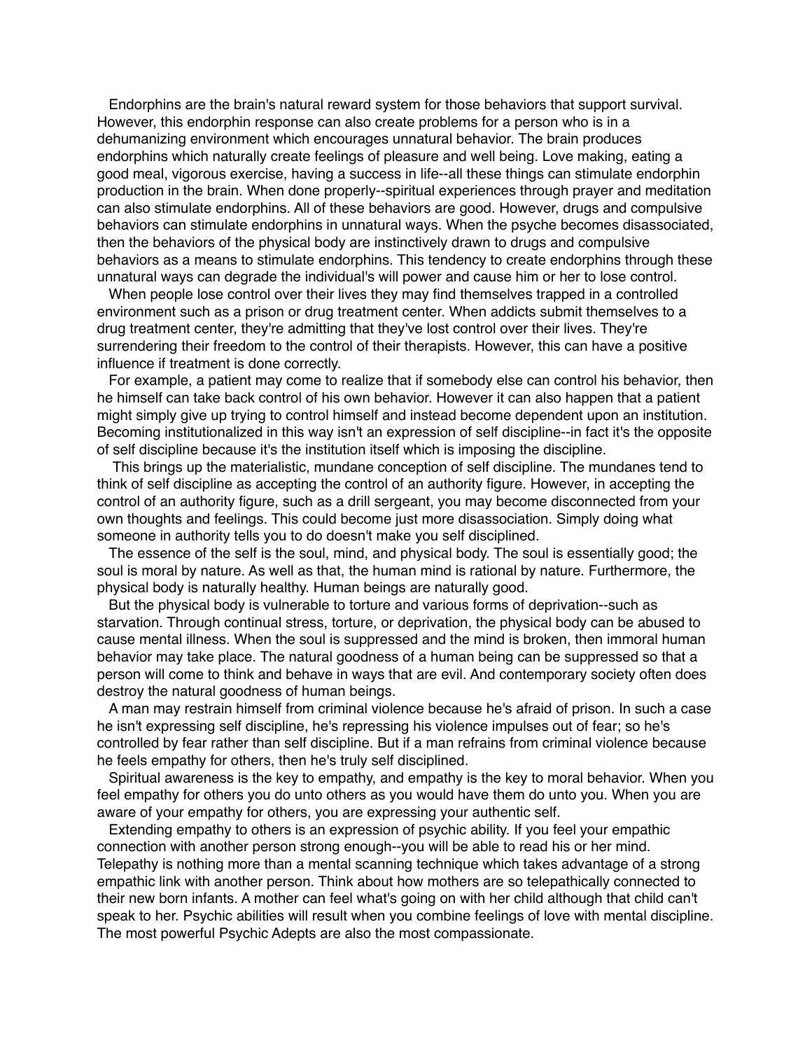Endorphins are the brain's natural reward system for those behaviors that support survival. However, this endorphin response can also create problems for a person who is in a dehumanizing environment which encourages unnatural behavior. The brain produces endorphins which naturally create feelings of pleasure and well being. Love making, eating a good meal, vigorous exercise, having a success in life--all these things can stimulate endorphin production in the brain. When done properly--spiritual experiences through prayer and meditation can also stimulate endorphins. All of these behaviors are good. However, drugs and compulsive behaviors can stimulate endorphins in unnatural ways. When the psyche becomes disassociated, then the behaviors of the physical body are instinctively drawn to drugs and compulsive behaviors as a means to stimulate endorphins. This tendency to create endorphins through these unnatural ways can degrade the individual's will power and cause him or her to lose control.

When people lose control over their lives they may find themselves trapped in a controlled environment such as a prison or drug treatment center. When addicts submit themselves to a drug treatment center, they're admitting that they've lost control over their lives. They're surrendering their freedom to the control of their therapists. However, this can have a positive influence if treatment is done correctly.

For example, a patient may come to realize that if somebody else can control his behavior, then he himself can take back control of his own behavior. However it can also happen that a patient might simply give up trying to control himself and instead become dependent upon an institution. Becoming institutionalized in this way isn't an expression of self discipline--in fact it's the opposite of self discipline because it's the institution itself which is imposing the discipline.

This brings up the materialistic, mundane conception of self discipline. The mundanes tend to think of self discipline as accepting the control of an authority figure. However, in accepting the control of an authority figure, such as a drill sergeant, you may become disconnected from your own thoughts and feelings. This could become just more disassociation. Simply doing what someone in authority tells you to do doesn't make you self disciplined.

The essence of the self is the soul, mind, and physical body. The soul is essentially good; the soul is moral by nature. As well as that, the human mind is rational by nature. Furthermore, the physical body is naturally healthy. Human beings are naturally good.

But the physical body is vulnerable to torture and various forms of deprivation--such as starvation. Through continual stress, torture, or deprivation, the physical body can be abused to cause mental illness. When the soul is suppressed and the mind is broken, then immoral human behavior may take place. The natural goodness of a human being can be suppressed so that a person will come to think and behave in ways that are evil. And contemporary society often does destroy the natural goodness of human beings.

A man may restrain himself from criminal violence because he's afraid of prison. In such a case he isn't expressing self discipline, he's repressing his violence impulses out of fear; so he's controlled by fear rather than self discipline. But if a man refrains from criminal violence because he feels empathy for others, then he's truly self disciplined.

Spiritual awareness is the key to empathy, and empathy is the key to moral behavior. When you feel empathy for others you do unto others as you would have them do unto you. When you are aware of your empathy for others, you are expressing your authentic self.

Extending empathy to others is an expression of psychic ability. If you feel your empathic connection with another person strong enough--you will be able to read his or her mind. Telepathy is nothing more than a mental scanning technique which takes advantage of a strong empathic link with another person. Think about how mothers are so telepathically connected to their new born infants. A mother can feel what's going on with her child although that child can't speak to her. Psychic abilities will result when you combine feelings of love with mental discipline. The most powerful Psychic Adepts are also the most compassionate.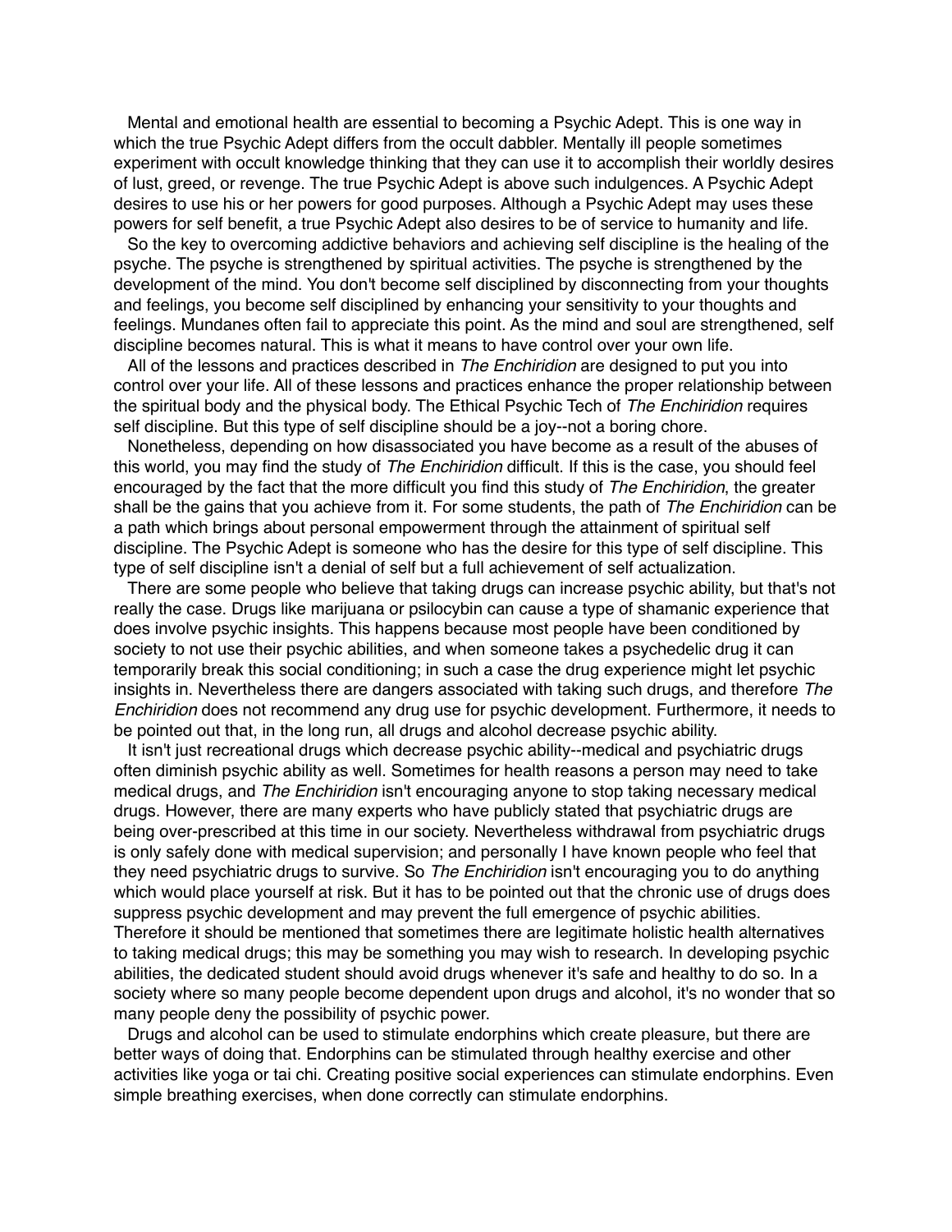Mental and emotional health are essential to becoming a Psychic Adept. This is one way in which the true Psychic Adept differs from the occult dabbler. Mentally ill people sometimes experiment with occult knowledge thinking that they can use it to accomplish their worldly desires of lust, greed, or revenge. The true Psychic Adept is above such indulgences. A Psychic Adept desires to use his or her powers for good purposes. Although a Psychic Adept may uses these powers for self benefit, a true Psychic Adept also desires to be of service to humanity and life.

So the key to overcoming addictive behaviors and achieving self discipline is the healing of the psyche. The psyche is strengthened by spiritual activities. The psyche is strengthened by the development of the mind. You don't become self disciplined by disconnecting from your thoughts and feelings, you become self disciplined by enhancing your sensitivity to your thoughts and feelings. Mundanes often fail to appreciate this point. As the mind and soul are strengthened, self discipline becomes natural. This is what it means to have control over your own life.

All of the lessons and practices described in *The Enchiridion* are designed to put you into control over your life. All of these lessons and practices enhance the proper relationship between the spiritual body and the physical body. The Ethical Psychic Tech of *The Enchiridion* requires self discipline. But this type of self discipline should be a joy--not a boring chore.

Nonetheless, depending on how disassociated you have become as a result of the abuses of this world, you may find the study of *The Enchiridion* difficult. If this is the case, you should feel encouraged by the fact that the more difficult you find this study of *The Enchiridion*, the greater shall be the gains that you achieve from it. For some students, the path of *The Enchiridion* can be a path which brings about personal empowerment through the attainment of spiritual self discipline. The Psychic Adept is someone who has the desire for this type of self discipline. This type of self discipline isn't a denial of self but a full achievement of self actualization.

There are some people who believe that taking drugs can increase psychic ability, but that's not really the case. Drugs like marijuana or psilocybin can cause a type of shamanic experience that does involve psychic insights. This happens because most people have been conditioned by society to not use their psychic abilities, and when someone takes a psychedelic drug it can temporarily break this social conditioning; in such a case the drug experience might let psychic insights in. Nevertheless there are dangers associated with taking such drugs, and therefore *The Enchiridion* does not recommend any drug use for psychic development. Furthermore, it needs to be pointed out that, in the long run, all drugs and alcohol decrease psychic ability.

It isn't just recreational drugs which decrease psychic ability--medical and psychiatric drugs often diminish psychic ability as well. Sometimes for health reasons a person may need to take medical drugs, and *The Enchiridion* isn't encouraging anyone to stop taking necessary medical drugs. However, there are many experts who have publicly stated that psychiatric drugs are being over-prescribed at this time in our society. Nevertheless withdrawal from psychiatric drugs is only safely done with medical supervision; and personally I have known people who feel that they need psychiatric drugs to survive. So *The Enchiridion* isn't encouraging you to do anything which would place yourself at risk. But it has to be pointed out that the chronic use of drugs does suppress psychic development and may prevent the full emergence of psychic abilities. Therefore it should be mentioned that sometimes there are legitimate holistic health alternatives to taking medical drugs; this may be something you may wish to research. In developing psychic abilities, the dedicated student should avoid drugs whenever it's safe and healthy to do so. In a society where so many people become dependent upon drugs and alcohol, it's no wonder that so many people deny the possibility of psychic power.

Drugs and alcohol can be used to stimulate endorphins which create pleasure, but there are better ways of doing that. Endorphins can be stimulated through healthy exercise and other activities like yoga or tai chi. Creating positive social experiences can stimulate endorphins. Even simple breathing exercises, when done correctly can stimulate endorphins.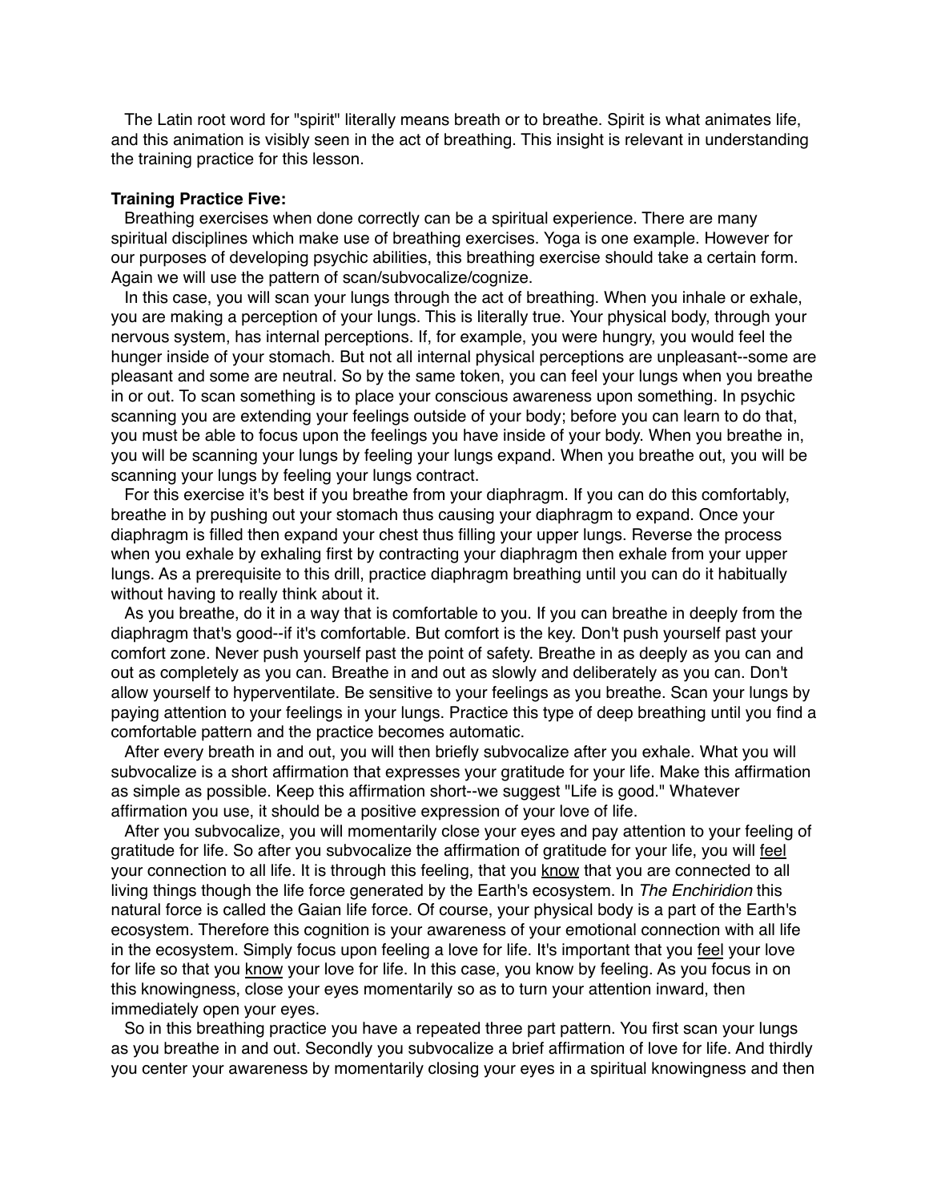The Latin root word for "spirit" literally means breath or to breathe. Spirit is what animates life, and this animation is visibly seen in the act of breathing. This insight is relevant in understanding the training practice for this lesson.

**Training Practice Five:**

Breathing exercises when done correctly can be a spiritual experience. There are many spiritual disciplines which make use of breathing exercises. Yoga is one example. However for our purposes of developing psychic abilities, this breathing exercise should take a certain form. Again we will use the pattern of scan/subvocalize/cognize.

In this case, you will scan your lungs through the act of breathing. When you inhale or exhale, you are making a perception of your lungs. This is literally true. Your physical body, through your nervous system, has internal perceptions. If, for example, you were hungry, you would feel the hunger inside of your stomach. But not all internal physical perceptions are unpleasant--some are pleasant and some are neutral. So by the same token, you can feel your lungs when you breathe in or out. To scan something is to place your conscious awareness upon something. In psychic scanning you are extending your feelings outside of your body; before you can learn to do that, you must be able to focus upon the feelings you have inside of your body. When you breathe in, you will be scanning your lungs by feeling your lungs expand. When you breathe out, you will be scanning your lungs by feeling your lungs contract.

For this exercise it's best if you breathe from your diaphragm. If you can do this comfortably, breathe in by pushing out your stomach thus causing your diaphragm to expand. Once your diaphragm is filled then expand your chest thus filling your upper lungs. Reverse the process when you exhale by exhaling first by contracting your diaphragm then exhale from your upper lungs. As a prerequisite to this drill, practice diaphragm breathing until you can do it habitually without having to really think about it.

As you breathe, do it in a way that is comfortable to you. If you can breathe in deeply from the diaphragm that's good--if it's comfortable. But comfort is the key. Don't push yourself past your comfort zone. Never push yourself past the point of safety. Breathe in as deeply as you can and out as completely as you can. Breathe in and out as slowly and deliberately as you can. Don't allow yourself to hyperventilate. Be sensitive to your feelings as you breathe. Scan your lungs by paying attention to your feelings in your lungs. Practice this type of deep breathing until you find a comfortable pattern and the practice becomes automatic.

After every breath in and out, you will then briefly subvocalize after you exhale. What you will subvocalize is a short affirmation that expresses your gratitude for your life. Make this affirmation as simple as possible. Keep this affirmation short--we suggest "Life is good." Whatever affirmation you use, it should be a positive expression of your love of life.

After you subvocalize, you will momentarily close your eyes and pay attention to your feeling of gratitude for life. So after you subvocalize the affirmation of gratitude for your life, you will <u>feel</u> your connection to all life. It is through this feeling, that you <u>know</u> that you are connected to all living things though the life force generated by the Earth's ecosystem. In *The Enchiridion* this natural force is called the Gaian life force. Of course, your physical body is a part of the Earth's ecosystem. Therefore this cognition is your awareness of your emotional connection with all life in the ecosystem. Simply focus upon feeling a love for life. It's important that you <u>feel</u> your love for life so that you <u>know</u> your love for life. In this case, you know by feeling. As you focus in on this knowingness, close your eyes momentarily so as to turn your attention inward, then immediately open your eyes.

So in this breathing practice you have a repeated three part pattern. You first scan your lungs as you breathe in and out. Secondly you subvocalize a brief affirmation of love for life. And thirdly you center your awareness by momentarily closing your eyes in a spiritual knowingness and then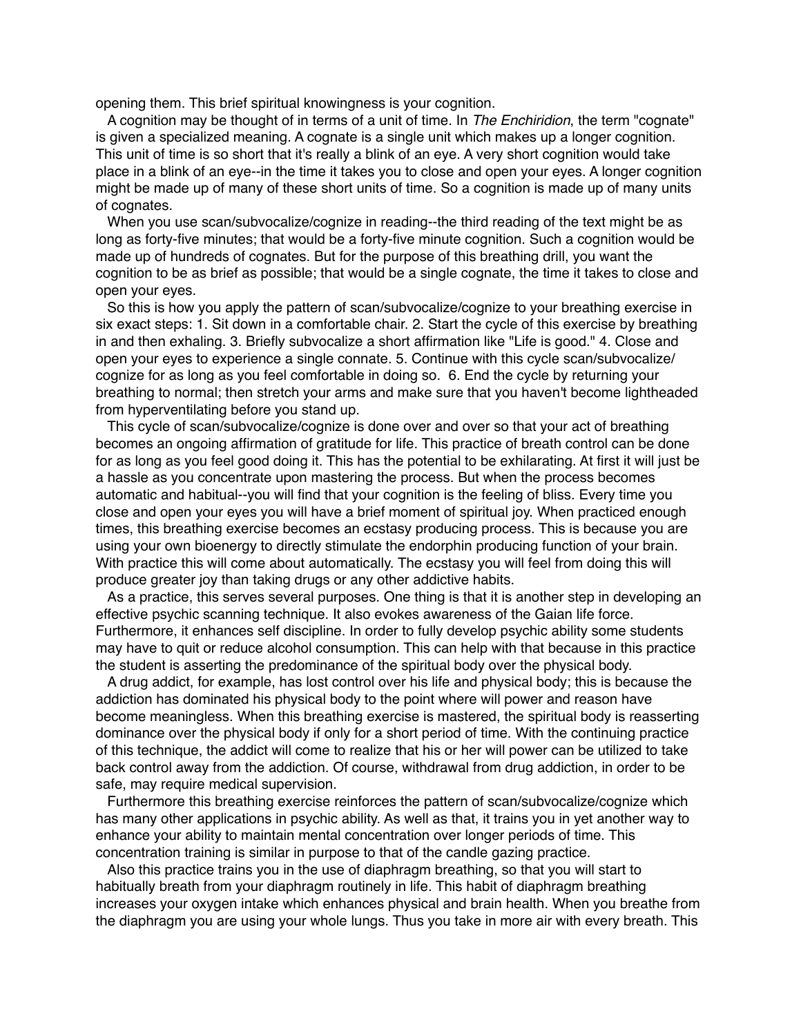opening them. This brief spiritual knowingness is your cognition.

A cognition may be thought of in terms of a unit of time. In *The Enchiridion*, the term "cognate" is given a specialized meaning. A cognate is a single unit which makes up a longer cognition. This unit of time is so short that it's really a blink of an eye. A very short cognition would take place in a blink of an eye--in the time it takes you to close and open your eyes. A longer cognition might be made up of many of these short units of time. So a cognition is made up of many units of cognates.

When you use scan/subvocalize/cognize in reading--the third reading of the text might be as long as forty-five minutes; that would be a forty-five minute cognition. Such a cognition would be made up of hundreds of cognates. But for the purpose of this breathing drill, you want the cognition to be as brief as possible; that would be a single cognate, the time it takes to close and open your eyes.

So this is how you apply the pattern of scan/subvocalize/cognize to your breathing exercise in six exact steps: 1. Sit down in a comfortable chair. 2. Start the cycle of this exercise by breathing in and then exhaling. 3. Briefly subvocalize a short affirmation like "Life is good." 4. Close and open your eyes to experience a single connate. 5. Continue with this cycle scan/subvocalize/cognize for as long as you feel comfortable in doing so. 6. End the cycle by returning your breathing to normal; then stretch your arms and make sure that you haven't become lightheaded from hyperventilating before you stand up.

This cycle of scan/subvocalize/cognize is done over and over so that your act of breathing becomes an ongoing affirmation of gratitude for life. This practice of breath control can be done for as long as you feel good doing it. This has the potential to be exhilarating. At first it will just be a hassle as you concentrate upon mastering the process. But when the process becomes automatic and habitual--you will find that your cognition is the feeling of bliss. Every time you close and open your eyes you will have a brief moment of spiritual joy. When practiced enough times, this breathing exercise becomes an ecstasy producing process. This is because you are using your own bioenergy to directly stimulate the endorphin producing function of your brain. With practice this will come about automatically. The ecstasy you will feel from doing this will produce greater joy than taking drugs or any other addictive habits.

As a practice, this serves several purposes. One thing is that it is another step in developing an effective psychic scanning technique. It also evokes awareness of the Gaian life force. Furthermore, it enhances self discipline. In order to fully develop psychic ability some students may have to quit or reduce alcohol consumption. This can help with that because in this practice the student is asserting the predominance of the spiritual body over the physical body.

A drug addict, for example, has lost control over his life and physical body; this is because the addiction has dominated his physical body to the point where will power and reason have become meaningless. When this breathing exercise is mastered, the spiritual body is reasserting dominance over the physical body if only for a short period of time. With the continuing practice of this technique, the addict will come to realize that his or her will power can be utilized to take back control away from the addiction. Of course, withdrawal from drug addiction, in order to be safe, may require medical supervision.

Furthermore this breathing exercise reinforces the pattern of scan/subvocalize/cognize which has many other applications in psychic ability. As well as that, it trains you in yet another way to enhance your ability to maintain mental concentration over longer periods of time. This concentration training is similar in purpose to that of the candle gazing practice.

Also this practice trains you in the use of diaphragm breathing, so that you will start to habitually breath from your diaphragm routinely in life. This habit of diaphragm breathing increases your oxygen intake which enhances physical and brain health. When you breathe from the diaphragm you are using your whole lungs. Thus you take in more air with every breath. This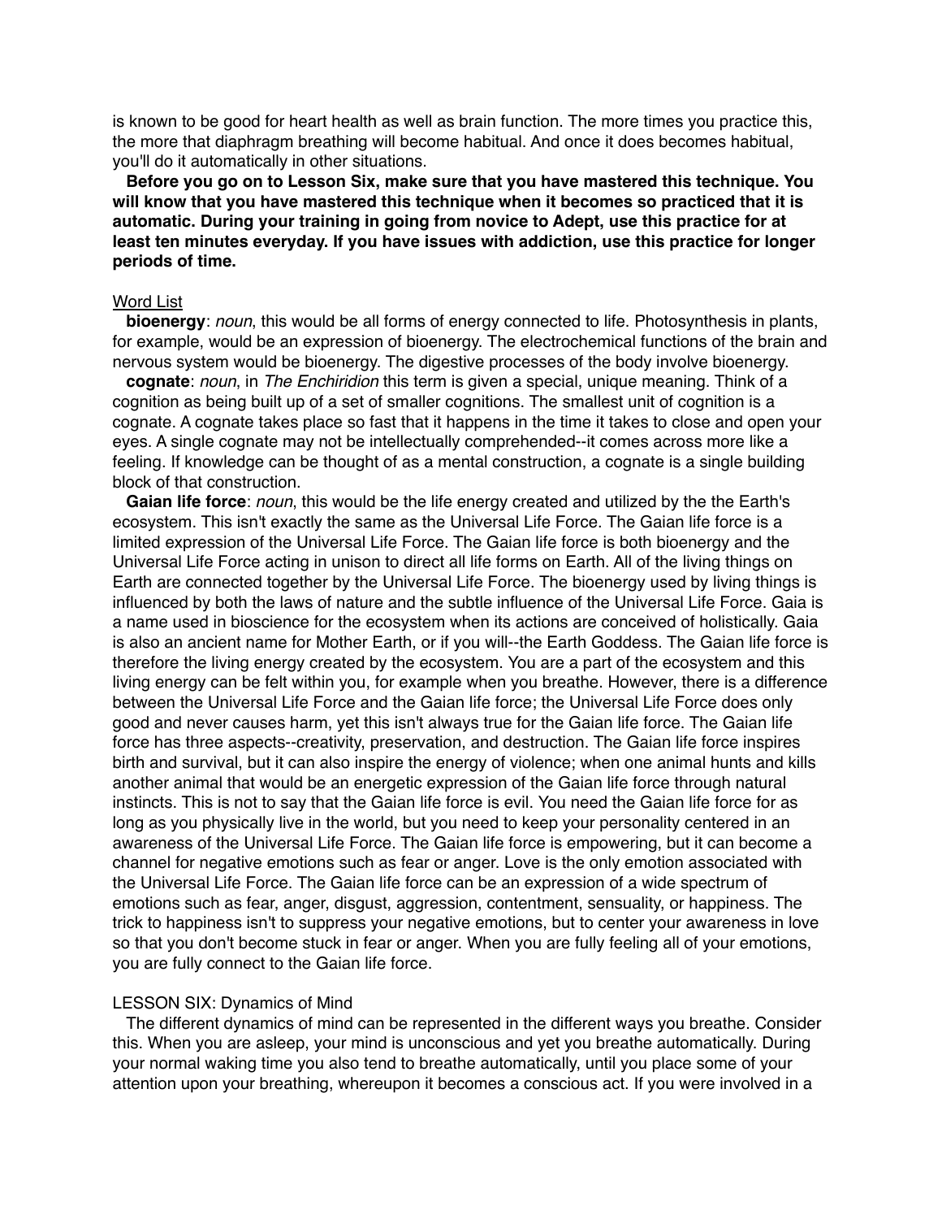is known to be good for heart health as well as brain function. The more times you practice this, the more that diaphragm breathing will become habitual. And once it does becomes habitual, you'll do it automatically in other situations.

**Before you go on to Lesson Six, make sure that you have mastered this technique. You will know that you have mastered this technique when it becomes so practiced that it is automatic. During your training in going from novice to Adept, use this practice for at least ten minutes everyday. If you have issues with addiction, use this practice for longer periods of time.**

Word List

**bioenergy**: *noun*, this would be all forms of energy connected to life. Photosynthesis in plants, for example, would be an expression of bioenergy. The electrochemical functions of the brain and nervous system would be bioenergy. The digestive processes of the body involve bioenergy.

**cognate**: *noun*, in *The Enchiridion* this term is given a special, unique meaning. Think of a cognition as being built up of a set of smaller cognitions. The smallest unit of cognition is a cognate. A cognate takes place so fast that it happens in the time it takes to close and open your eyes. A single cognate may not be intellectually comprehended--it comes across more like a feeling. If knowledge can be thought of as a mental construction, a cognate is a single building block of that construction.

**Gaian life force**: *noun*, this would be the life energy created and utilized by the the Earth's ecosystem. This isn't exactly the same as the Universal Life Force. The Gaian life force is a limited expression of the Universal Life Force. The Gaian life force is both bioenergy and the Universal Life Force acting in unison to direct all life forms on Earth. All of the living things on Earth are connected together by the Universal Life Force. The bioenergy used by living things is influenced by both the laws of nature and the subtle influence of the Universal Life Force. Gaia is a name used in bioscience for the ecosystem when its actions are conceived of holistically. Gaia is also an ancient name for Mother Earth, or if you will--the Earth Goddess. The Gaian life force is therefore the living energy created by the ecosystem. You are a part of the ecosystem and this living energy can be felt within you, for example when you breathe. However, there is a difference between the Universal Life Force and the Gaian life force; the Universal Life Force does only good and never causes harm, yet this isn't always true for the Gaian life force. The Gaian life force has three aspects--creativity, preservation, and destruction. The Gaian life force inspires birth and survival, but it can also inspire the energy of violence; when one animal hunts and kills another animal that would be an energetic expression of the Gaian life force through natural instincts. This is not to say that the Gaian life force is evil. You need the Gaian life force for as long as you physically live in the world, but you need to keep your personality centered in an awareness of the Universal Life Force. The Gaian life force is empowering, but it can become a channel for negative emotions such as fear or anger. Love is the only emotion associated with the Universal Life Force. The Gaian life force can be an expression of a wide spectrum of emotions such as fear, anger, disgust, aggression, contentment, sensuality, or happiness. The trick to happiness isn't to suppress your negative emotions, but to center your awareness in love so that you don't become stuck in fear or anger. When you are fully feeling all of your emotions, you are fully connect to the Gaian life force.

## LESSON SIX: Dynamics of Mind

The different dynamics of mind can be represented in the different ways you breathe. Consider this. When you are asleep, your mind is unconscious and yet you breathe automatically. During your normal waking time you also tend to breathe automatically, until you place some of your attention upon your breathing, whereupon it becomes a conscious act. If you were involved in a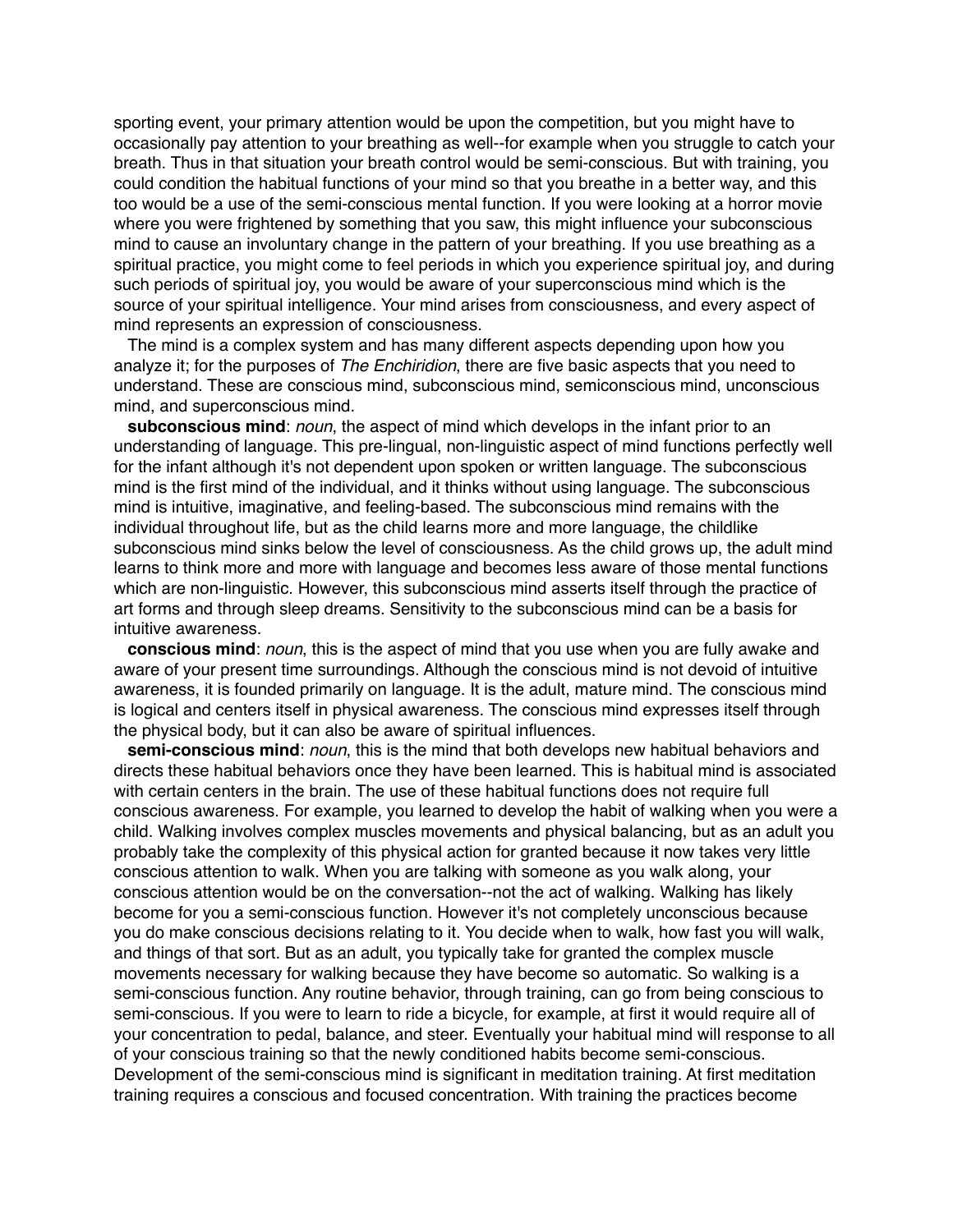sporting event, your primary attention would be upon the competition, but you might have to occasionally pay attention to your breathing as well--for example when you struggle to catch your breath. Thus in that situation your breath control would be semi-conscious. But with training, you could condition the habitual functions of your mind so that you breathe in a better way, and this too would be a use of the semi-conscious mental function. If you were looking at a horror movie where you were frightened by something that you saw, this might influence your subconscious mind to cause an involuntary change in the pattern of your breathing. If you use breathing as a spiritual practice, you might come to feel periods in which you experience spiritual joy, and during such periods of spiritual joy, you would be aware of your superconscious mind which is the source of your spiritual intelligence. Your mind arises from consciousness, and every aspect of mind represents an expression of consciousness.

The mind is a complex system and has many different aspects depending upon how you analyze it; for the purposes of *The Enchiridion*, there are five basic aspects that you need to understand. These are conscious mind, subconscious mind, semiconscious mind, unconscious mind, and superconscious mind.

**subconscious mind**: *noun*, the aspect of mind which develops in the infant prior to an understanding of language. This pre-lingual, non-linguistic aspect of mind functions perfectly well for the infant although it's not dependent upon spoken or written language. The subconscious mind is the first mind of the individual, and it thinks without using language. The subconscious mind is intuitive, imaginative, and feeling-based. The subconscious mind remains with the individual throughout life, but as the child learns more and more language, the childlike subconscious mind sinks below the level of consciousness. As the child grows up, the adult mind learns to think more and more with language and becomes less aware of those mental functions which are non-linguistic. However, this subconscious mind asserts itself through the practice of art forms and through sleep dreams. Sensitivity to the subconscious mind can be a basis for intuitive awareness.

**conscious mind**: *noun*, this is the aspect of mind that you use when you are fully awake and aware of your present time surroundings. Although the conscious mind is not devoid of intuitive awareness, it is founded primarily on language. It is the adult, mature mind. The conscious mind is logical and centers itself in physical awareness. The conscious mind expresses itself through the physical body, but it can also be aware of spiritual influences.

**semi-conscious mind**: *noun*, this is the mind that both develops new habitual behaviors and directs these habitual behaviors once they have been learned. This is habitual mind is associated with certain centers in the brain. The use of these habitual functions does not require full conscious awareness. For example, you learned to develop the habit of walking when you were a child. Walking involves complex muscles movements and physical balancing, but as an adult you probably take the complexity of this physical action for granted because it now takes very little conscious attention to walk. When you are talking with someone as you walk along, your conscious attention would be on the conversation--not the act of walking. Walking has likely become for you a semi-conscious function. However it's not completely unconscious because you do make conscious decisions relating to it. You decide when to walk, how fast you will walk, and things of that sort. But as an adult, you typically take for granted the complex muscle movements necessary for walking because they have become so automatic. So walking is a semi-conscious function. Any routine behavior, through training, can go from being conscious to semi-conscious. If you were to learn to ride a bicycle, for example, at first it would require all of your concentration to pedal, balance, and steer. Eventually your habitual mind will response to all of your conscious training so that the newly conditioned habits become semi-conscious. Development of the semi-conscious mind is significant in meditation training. At first meditation training requires a conscious and focused concentration. With training the practices become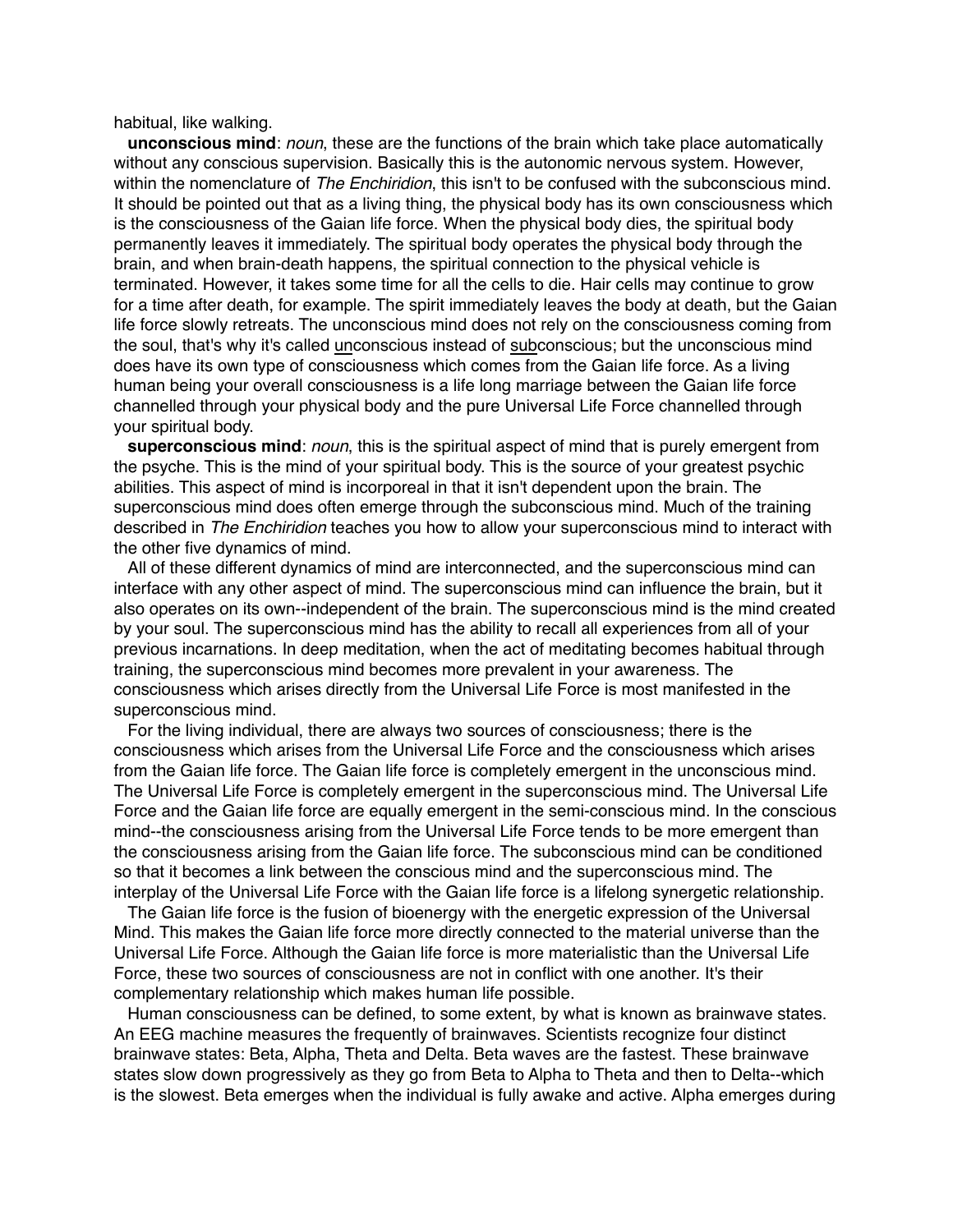habitual, like walking.

**unconscious mind**: *noun*, these are the functions of the brain which take place automatically without any conscious supervision. Basically this is the autonomic nervous system. However, within the nomenclature of *The Enchiridion*, this isn't to be confused with the subconscious mind. It should be pointed out that as a living thing, the physical body has its own consciousness which is the consciousness of the Gaian life force. When the physical body dies, the spiritual body permanently leaves it immediately. The spiritual body operates the physical body through the brain, and when brain-death happens, the spiritual connection to the physical vehicle is terminated. However, it takes some time for all the cells to die. Hair cells may continue to grow for a time after death, for example. The spirit immediately leaves the body at death, but the Gaian life force slowly retreats. The unconscious mind does not rely on the consciousness coming from the soul, that's why it's called <u>un</u>conscious instead of <u>sub</u>conscious; but the unconscious mind does have its own type of consciousness which comes from the Gaian life force. As a living human being your overall consciousness is a life long marriage between the Gaian life force channelled through your physical body and the pure Universal Life Force channelled through your spiritual body.

**superconscious mind**: *noun*, this is the spiritual aspect of mind that is purely emergent from the psyche. This is the mind of your spiritual body. This is the source of your greatest psychic abilities. This aspect of mind is incorporeal in that it isn't dependent upon the brain. The superconscious mind does often emerge through the subconscious mind. Much of the training described in *The Enchiridion* teaches you how to allow your superconscious mind to interact with the other five dynamics of mind.

All of these different dynamics of mind are interconnected, and the superconscious mind can interface with any other aspect of mind. The superconscious mind can influence the brain, but it also operates on its own--independent of the brain. The superconscious mind is the mind created by your soul. The superconscious mind has the ability to recall all experiences from all of your previous incarnations. In deep meditation, when the act of meditating becomes habitual through training, the superconscious mind becomes more prevalent in your awareness. The consciousness which arises directly from the Universal Life Force is most manifested in the superconscious mind.

For the living individual, there are always two sources of consciousness; there is the consciousness which arises from the Universal Life Force and the consciousness which arises from the Gaian life force. The Gaian life force is completely emergent in the unconscious mind. The Universal Life Force is completely emergent in the superconscious mind. The Universal Life Force and the Gaian life force are equally emergent in the semi-conscious mind. In the conscious mind--the consciousness arising from the Universal Life Force tends to be more emergent than the consciousness arising from the Gaian life force. The subconscious mind can be conditioned so that it becomes a link between the conscious mind and the superconscious mind. The interplay of the Universal Life Force with the Gaian life force is a lifelong synergetic relationship.

The Gaian life force is the fusion of bioenergy with the energetic expression of the Universal Mind. This makes the Gaian life force more directly connected to the material universe than the Universal Life Force. Although the Gaian life force is more materialistic than the Universal Life Force, these two sources of consciousness are not in conflict with one another. It's their complementary relationship which makes human life possible.

Human consciousness can be defined, to some extent, by what is known as brainwave states. An EEG machine measures the frequently of brainwaves. Scientists recognize four distinct brainwave states: Beta, Alpha, Theta and Delta. Beta waves are the fastest. These brainwave states slow down progressively as they go from Beta to Alpha to Theta and then to Delta--which is the slowest. Beta emerges when the individual is fully awake and active. Alpha emerges during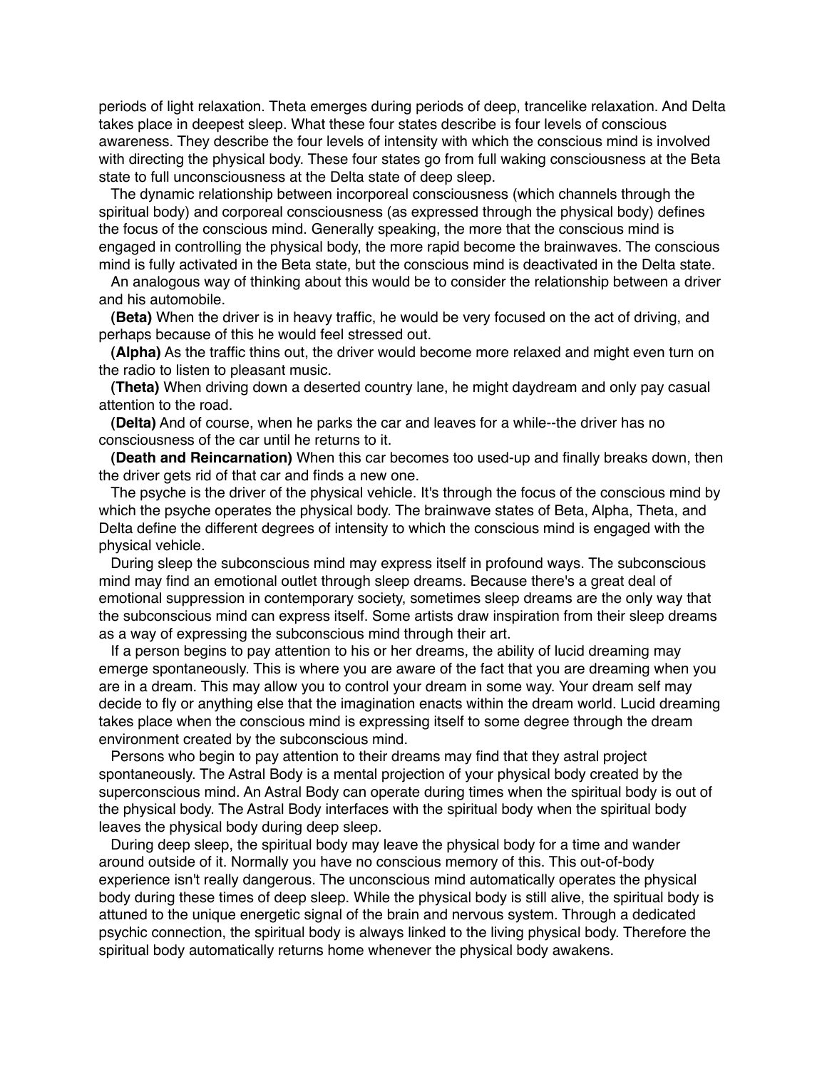periods of light relaxation. Theta emerges during periods of deep, trancelike relaxation. And Delta takes place in deepest sleep. What these four states describe is four levels of conscious awareness. They describe the four levels of intensity with which the conscious mind is involved with directing the physical body. These four states go from full waking consciousness at the Beta state to full unconsciousness at the Delta state of deep sleep.

The dynamic relationship between incorporeal consciousness (which channels through the spiritual body) and corporeal consciousness (as expressed through the physical body) defines the focus of the conscious mind. Generally speaking, the more that the conscious mind is engaged in controlling the physical body, the more rapid become the brainwaves. The conscious mind is fully activated in the Beta state, but the conscious mind is deactivated in the Delta state.

An analogous way of thinking about this would be to consider the relationship between a driver and his automobile.

**(Beta)** When the driver is in heavy traffic, he would be very focused on the act of driving, and perhaps because of this he would feel stressed out.

**(Alpha)** As the traffic thins out, the driver would become more relaxed and might even turn on the radio to listen to pleasant music.

**(Theta)** When driving down a deserted country lane, he might daydream and only pay casual attention to the road.

**(Delta)** And of course, when he parks the car and leaves for a while--the driver has no consciousness of the car until he returns to it.

**(Death and Reincarnation)** When this car becomes too used-up and finally breaks down, then the driver gets rid of that car and finds a new one.

The psyche is the driver of the physical vehicle. It's through the focus of the conscious mind by which the psyche operates the physical body. The brainwave states of Beta, Alpha, Theta, and Delta define the different degrees of intensity to which the conscious mind is engaged with the physical vehicle.

During sleep the subconscious mind may express itself in profound ways. The subconscious mind may find an emotional outlet through sleep dreams. Because there's a great deal of emotional suppression in contemporary society, sometimes sleep dreams are the only way that the subconscious mind can express itself. Some artists draw inspiration from their sleep dreams as a way of expressing the subconscious mind through their art.

If a person begins to pay attention to his or her dreams, the ability of lucid dreaming may emerge spontaneously. This is where you are aware of the fact that you are dreaming when you are in a dream. This may allow you to control your dream in some way. Your dream self may decide to fly or anything else that the imagination enacts within the dream world. Lucid dreaming takes place when the conscious mind is expressing itself to some degree through the dream environment created by the subconscious mind.

Persons who begin to pay attention to their dreams may find that they astral project spontaneously. The Astral Body is a mental projection of your physical body created by the superconscious mind. An Astral Body can operate during times when the spiritual body is out of the physical body. The Astral Body interfaces with the spiritual body when the spiritual body leaves the physical body during deep sleep.

During deep sleep, the spiritual body may leave the physical body for a time and wander around outside of it. Normally you have no conscious memory of this. This out-of-body experience isn't really dangerous. The unconscious mind automatically operates the physical body during these times of deep sleep. While the physical body is still alive, the spiritual body is attuned to the unique energetic signal of the brain and nervous system. Through a dedicated psychic connection, the spiritual body is always linked to the living physical body. Therefore the spiritual body automatically returns home whenever the physical body awakens.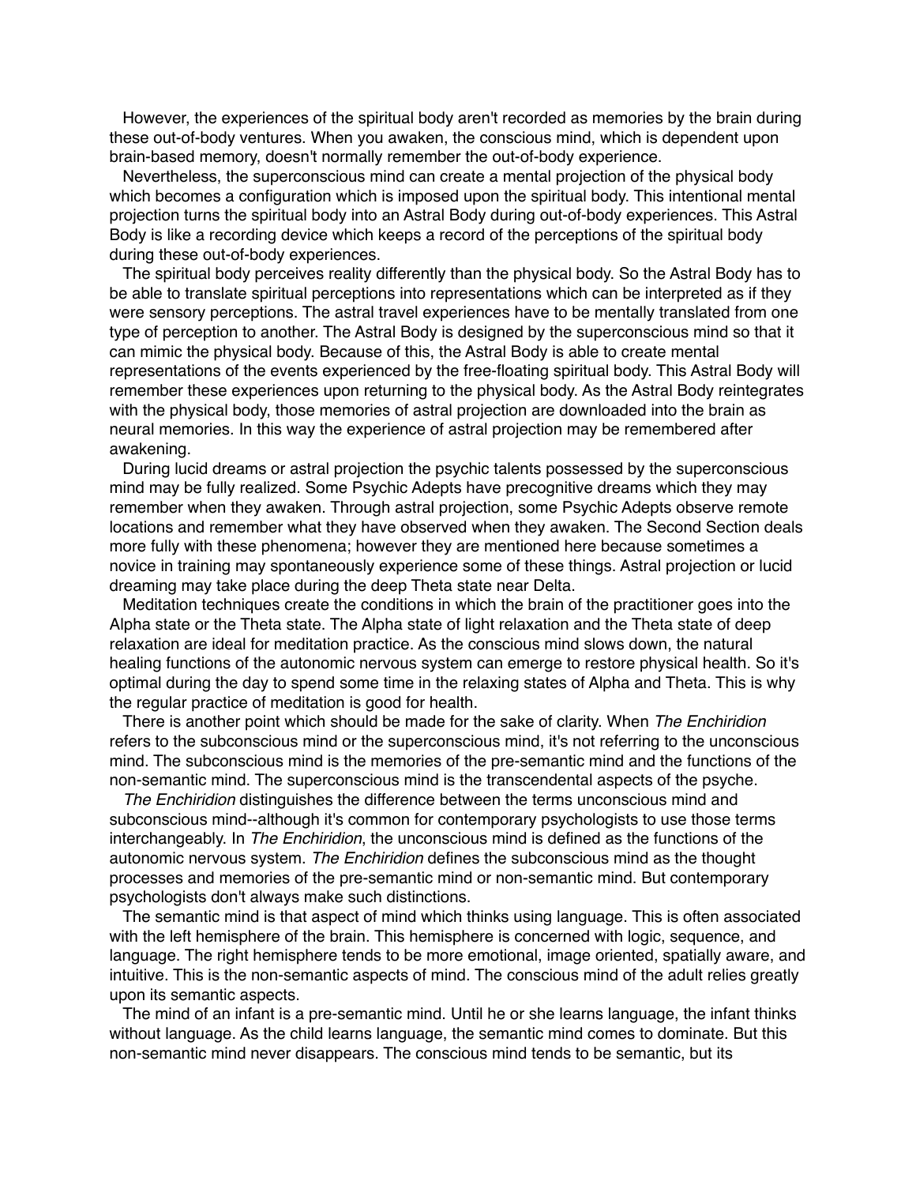However, the experiences of the spiritual body aren't recorded as memories by the brain during these out-of-body ventures. When you awaken, the conscious mind, which is dependent upon brain-based memory, doesn't normally remember the out-of-body experience.

Nevertheless, the superconscious mind can create a mental projection of the physical body which becomes a configuration which is imposed upon the spiritual body. This intentional mental projection turns the spiritual body into an Astral Body during out-of-body experiences. This Astral Body is like a recording device which keeps a record of the perceptions of the spiritual body during these out-of-body experiences.

The spiritual body perceives reality differently than the physical body. So the Astral Body has to be able to translate spiritual perceptions into representations which can be interpreted as if they were sensory perceptions. The astral travel experiences have to be mentally translated from one type of perception to another. The Astral Body is designed by the superconscious mind so that it can mimic the physical body. Because of this, the Astral Body is able to create mental representations of the events experienced by the free-floating spiritual body. This Astral Body will remember these experiences upon returning to the physical body. As the Astral Body reintegrates with the physical body, those memories of astral projection are downloaded into the brain as neural memories. In this way the experience of astral projection may be remembered after awakening.

During lucid dreams or astral projection the psychic talents possessed by the superconscious mind may be fully realized. Some Psychic Adepts have precognitive dreams which they may remember when they awaken. Through astral projection, some Psychic Adepts observe remote locations and remember what they have observed when they awaken. The Second Section deals more fully with these phenomena; however they are mentioned here because sometimes a novice in training may spontaneously experience some of these things. Astral projection or lucid dreaming may take place during the deep Theta state near Delta.

Meditation techniques create the conditions in which the brain of the practitioner goes into the Alpha state or the Theta state. The Alpha state of light relaxation and the Theta state of deep relaxation are ideal for meditation practice. As the conscious mind slows down, the natural healing functions of the autonomic nervous system can emerge to restore physical health. So it's optimal during the day to spend some time in the relaxing states of Alpha and Theta. This is why the regular practice of meditation is good for health.

There is another point which should be made for the sake of clarity. When *The Enchiridion* refers to the subconscious mind or the superconscious mind, it's not referring to the unconscious mind. The subconscious mind is the memories of the pre-semantic mind and the functions of the non-semantic mind. The superconscious mind is the transcendental aspects of the psyche.

*The Enchiridion* distinguishes the difference between the terms unconscious mind and subconscious mind--although it's common for contemporary psychologists to use those terms interchangeably. In *The Enchiridion*, the unconscious mind is defined as the functions of the autonomic nervous system. *The Enchiridion* defines the subconscious mind as the thought processes and memories of the pre-semantic mind or non-semantic mind. But contemporary psychologists don't always make such distinctions.

The semantic mind is that aspect of mind which thinks using language. This is often associated with the left hemisphere of the brain. This hemisphere is concerned with logic, sequence, and language. The right hemisphere tends to be more emotional, image oriented, spatially aware, and intuitive. This is the non-semantic aspects of mind. The conscious mind of the adult relies greatly upon its semantic aspects.

The mind of an infant is a pre-semantic mind. Until he or she learns language, the infant thinks without language. As the child learns language, the semantic mind comes to dominate. But this non-semantic mind never disappears. The conscious mind tends to be semantic, but its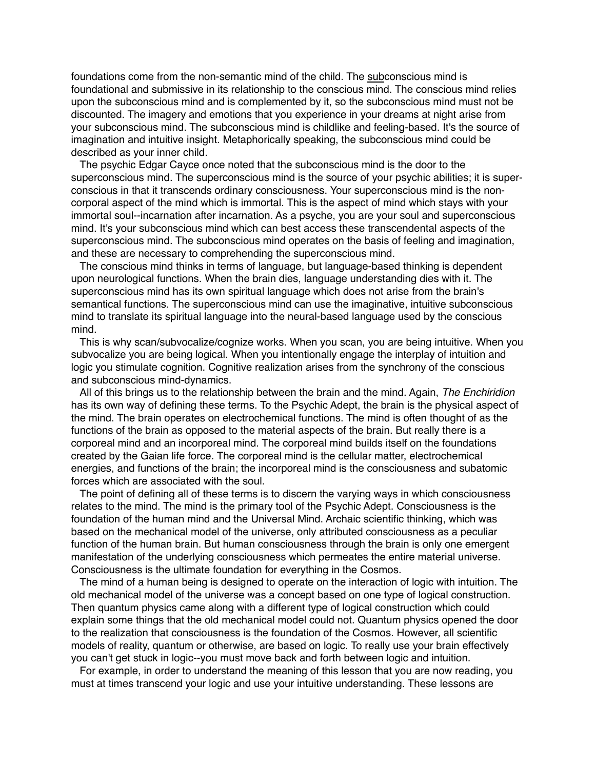foundations come from the non-semantic mind of the child. The <u>sub</u>conscious mind is foundational and submissive in its relationship to the conscious mind. The conscious mind relies upon the subconscious mind and is complemented by it, so the subconscious mind must not be discounted. The imagery and emotions that you experience in your dreams at night arise from your subconscious mind. The subconscious mind is childlike and feeling-based. It's the source of imagination and intuitive insight. Metaphorically speaking, the subconscious mind could be described as your inner child.

The psychic Edgar Cayce once noted that the subconscious mind is the door to the superconscious mind. The superconscious mind is the source of your psychic abilities; it is super-conscious in that it transcends ordinary consciousness. Your superconscious mind is the non-corporal aspect of the mind which is immortal. This is the aspect of mind which stays with your immortal soul--incarnation after incarnation. As a psyche, you are your soul and superconscious mind. It's your subconscious mind which can best access these transcendental aspects of the superconscious mind. The subconscious mind operates on the basis of feeling and imagination, and these are necessary to comprehending the superconscious mind.

The conscious mind thinks in terms of language, but language-based thinking is dependent upon neurological functions. When the brain dies, language understanding dies with it. The superconscious mind has its own spiritual language which does not arise from the brain's semantical functions. The superconscious mind can use the imaginative, intuitive subconscious mind to translate its spiritual language into the neural-based language used by the conscious mind.

This is why scan/subvocalize/cognize works. When you scan, you are being intuitive. When you subvocalize you are being logical. When you intentionally engage the interplay of intuition and logic you stimulate cognition. Cognitive realization arises from the synchrony of the conscious and subconscious mind-dynamics.

All of this brings us to the relationship between the brain and the mind. Again, *The Enchiridion* has its own way of defining these terms. To the Psychic Adept, the brain is the physical aspect of the mind. The brain operates on electrochemical functions. The mind is often thought of as the functions of the brain as opposed to the material aspects of the brain. But really there is a corporeal mind and an incorporeal mind. The corporeal mind builds itself on the foundations created by the Gaian life force. The corporeal mind is the cellular matter, electrochemical energies, and functions of the brain; the incorporeal mind is the consciousness and subatomic forces which are associated with the soul.

The point of defining all of these terms is to discern the varying ways in which consciousness relates to the mind. The mind is the primary tool of the Psychic Adept. Consciousness is the foundation of the human mind and the Universal Mind. Archaic scientific thinking, which was based on the mechanical model of the universe, only attributed consciousness as a peculiar function of the human brain. But human consciousness through the brain is only one emergent manifestation of the underlying consciousness which permeates the entire material universe. Consciousness is the ultimate foundation for everything in the Cosmos.

The mind of a human being is designed to operate on the interaction of logic with intuition. The old mechanical model of the universe was a concept based on one type of logical construction. Then quantum physics came along with a different type of logical construction which could explain some things that the old mechanical model could not. Quantum physics opened the door to the realization that consciousness is the foundation of the Cosmos. However, all scientific models of reality, quantum or otherwise, are based on logic. To really use your brain effectively you can't get stuck in logic--you must move back and forth between logic and intuition.

For example, in order to understand the meaning of this lesson that you are now reading, you must at times transcend your logic and use your intuitive understanding. These lessons are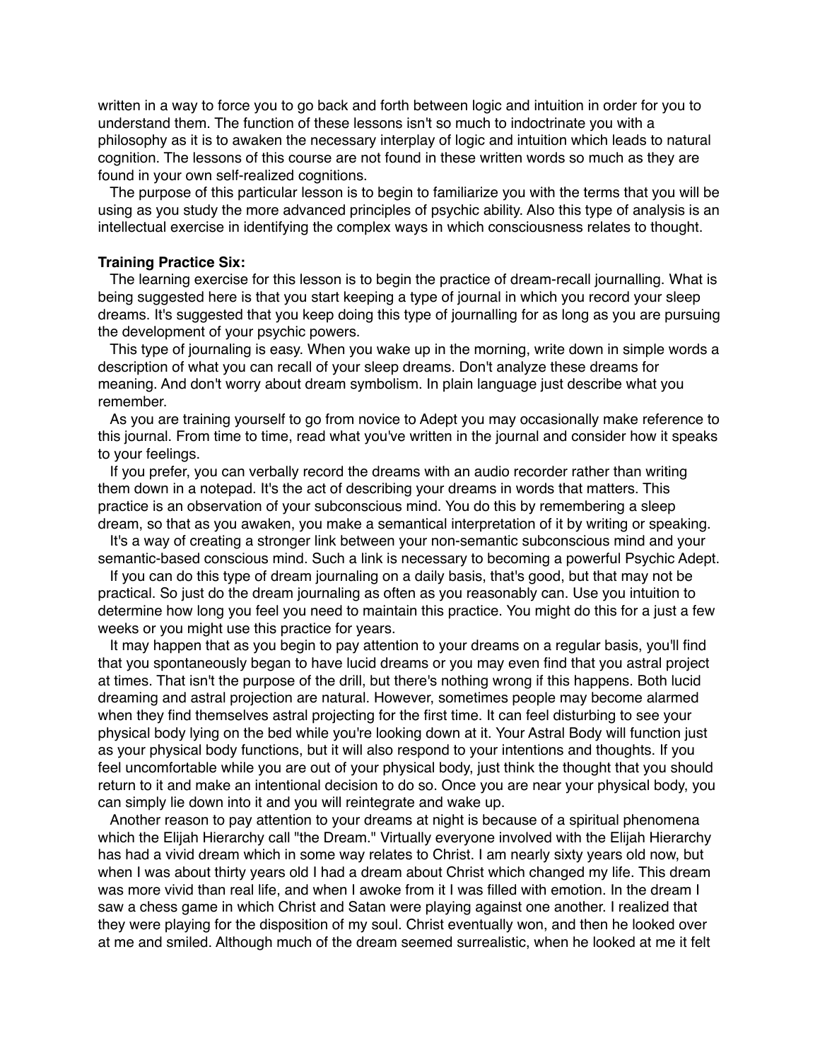written in a way to force you to go back and forth between logic and intuition in order for you to understand them. The function of these lessons isn't so much to indoctrinate you with a philosophy as it is to awaken the necessary interplay of logic and intuition which leads to natural cognition. The lessons of this course are not found in these written words so much as they are found in your own self-realized cognitions.

The purpose of this particular lesson is to begin to familiarize you with the terms that you will be using as you study the more advanced principles of psychic ability. Also this type of analysis is an intellectual exercise in identifying the complex ways in which consciousness relates to thought.

**Training Practice Six:**

The learning exercise for this lesson is to begin the practice of dream-recall journalling. What is being suggested here is that you start keeping a type of journal in which you record your sleep dreams. It's suggested that you keep doing this type of journalling for as long as you are pursuing the development of your psychic powers.

This type of journaling is easy. When you wake up in the morning, write down in simple words a description of what you can recall of your sleep dreams. Don't analyze these dreams for meaning. And don't worry about dream symbolism. In plain language just describe what you remember.

As you are training yourself to go from novice to Adept you may occasionally make reference to this journal. From time to time, read what you've written in the journal and consider how it speaks to your feelings.

If you prefer, you can verbally record the dreams with an audio recorder rather than writing them down in a notepad. It's the act of describing your dreams in words that matters. This practice is an observation of your subconscious mind. You do this by remembering a sleep dream, so that as you awaken, you make a semantical interpretation of it by writing or speaking.

It's a way of creating a stronger link between your non-semantic subconscious mind and your semantic-based conscious mind. Such a link is necessary to becoming a powerful Psychic Adept.

If you can do this type of dream journaling on a daily basis, that's good, but that may not be practical. So just do the dream journaling as often as you reasonably can. Use you intuition to determine how long you feel you need to maintain this practice. You might do this for a just a few weeks or you might use this practice for years.

It may happen that as you begin to pay attention to your dreams on a regular basis, you'll find that you spontaneously began to have lucid dreams or you may even find that you astral project at times. That isn't the purpose of the drill, but there's nothing wrong if this happens. Both lucid dreaming and astral projection are natural. However, sometimes people may become alarmed when they find themselves astral projecting for the first time. It can feel disturbing to see your physical body lying on the bed while you're looking down at it. Your Astral Body will function just as your physical body functions, but it will also respond to your intentions and thoughts. If you feel uncomfortable while you are out of your physical body, just think the thought that you should return to it and make an intentional decision to do so. Once you are near your physical body, you can simply lie down into it and you will reintegrate and wake up.

Another reason to pay attention to your dreams at night is because of a spiritual phenomena which the Elijah Hierarchy call "the Dream." Virtually everyone involved with the Elijah Hierarchy has had a vivid dream which in some way relates to Christ. I am nearly sixty years old now, but when I was about thirty years old I had a dream about Christ which changed my life. This dream was more vivid than real life, and when I awoke from it I was filled with emotion. In the dream I saw a chess game in which Christ and Satan were playing against one another. I realized that they were playing for the disposition of my soul. Christ eventually won, and then he looked over at me and smiled. Although much of the dream seemed surrealistic, when he looked at me it felt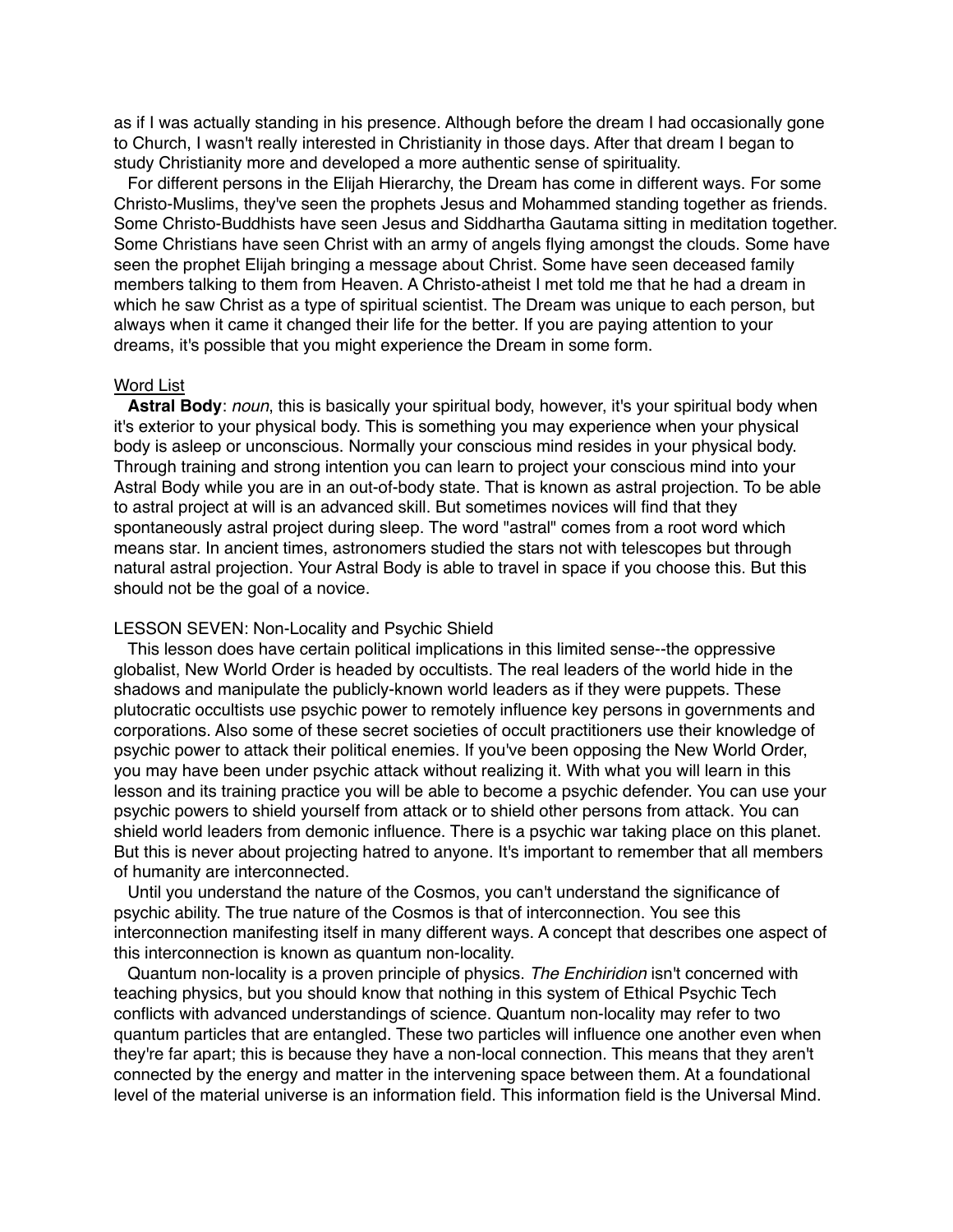as if I was actually standing in his presence. Although before the dream I had occasionally gone to Church, I wasn't really interested in Christianity in those days. After that dream I began to study Christianity more and developed a more authentic sense of spirituality.

For different persons in the Elijah Hierarchy, the Dream has come in different ways. For some Christo-Muslims, they've seen the prophets Jesus and Mohammed standing together as friends. Some Christo-Buddhists have seen Jesus and Siddhartha Gautama sitting in meditation together. Some Christians have seen Christ with an army of angels flying amongst the clouds. Some have seen the prophet Elijah bringing a message about Christ. Some have seen deceased family members talking to them from Heaven. A Christo-atheist I met told me that he had a dream in which he saw Christ as a type of spiritual scientist. The Dream was unique to each person, but always when it came it changed their life for the better. If you are paying attention to your dreams, it's possible that you might experience the Dream in some form.

<u>Word List</u>

**Astral Body**: *noun*, this is basically your spiritual body, however, it's your spiritual body when it's exterior to your physical body. This is something you may experience when your physical body is asleep or unconscious. Normally your conscious mind resides in your physical body. Through training and strong intention you can learn to project your conscious mind into your Astral Body while you are in an out-of-body state. That is known as astral projection. To be able to astral project at will is an advanced skill. But sometimes novices will find that they spontaneously astral project during sleep. The word "astral" comes from a root word which means star. In ancient times, astronomers studied the stars not with telescopes but through natural astral projection. Your Astral Body is able to travel in space if you choose this. But this should not be the goal of a novice.

## LESSON SEVEN: Non-Locality and Psychic Shield

This lesson does have certain political implications in this limited sense--the oppressive globalist, New World Order is headed by occultists. The real leaders of the world hide in the shadows and manipulate the publicly-known world leaders as if they were puppets. These plutocratic occultists use psychic power to remotely influence key persons in governments and corporations. Also some of these secret societies of occult practitioners use their knowledge of psychic power to attack their political enemies. If you've been opposing the New World Order, you may have been under psychic attack without realizing it. With what you will learn in this lesson and its training practice you will be able to become a psychic defender. You can use your psychic powers to shield yourself from attack or to shield other persons from attack. You can shield world leaders from demonic influence. There is a psychic war taking place on this planet. But this is never about projecting hatred to anyone. It's important to remember that all members of humanity are interconnected.

Until you understand the nature of the Cosmos, you can't understand the significance of psychic ability. The true nature of the Cosmos is that of interconnection. You see this interconnection manifesting itself in many different ways. A concept that describes one aspect of this interconnection is known as quantum non-locality.

Quantum non-locality is a proven principle of physics. *The Enchiridion* isn't concerned with teaching physics, but you should know that nothing in this system of Ethical Psychic Tech conflicts with advanced understandings of science. Quantum non-locality may refer to two quantum particles that are entangled. These two particles will influence one another even when they're far apart; this is because they have a non-local connection. This means that they aren't connected by the energy and matter in the intervening space between them. At a foundational level of the material universe is an information field. This information field is the Universal Mind.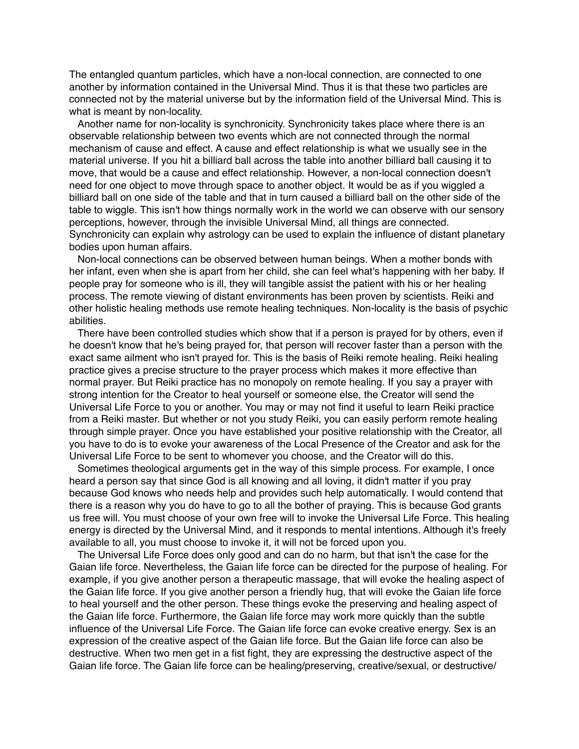The entangled quantum particles, which have a non-local connection, are connected to one another by information contained in the Universal Mind. Thus it is that these two particles are connected not by the material universe but by the information field of the Universal Mind. This is what is meant by non-locality.

Another name for non-locality is synchronicity. Synchronicity takes place where there is an observable relationship between two events which are not connected through the normal mechanism of cause and effect. A cause and effect relationship is what we usually see in the material universe. If you hit a billiard ball across the table into another billiard ball causing it to move, that would be a cause and effect relationship. However, a non-local connection doesn't need for one object to move through space to another object. It would be as if you wiggled a billiard ball on one side of the table and that in turn caused a billiard ball on the other side of the table to wiggle. This isn't how things normally work in the world we can observe with our sensory perceptions, however, through the invisible Universal Mind, all things are connected. Synchronicity can explain why astrology can be used to explain the influence of distant planetary bodies upon human affairs.

Non-local connections can be observed between human beings. When a mother bonds with her infant, even when she is apart from her child, she can feel what's happening with her baby. If people pray for someone who is ill, they will tangible assist the patient with his or her healing process. The remote viewing of distant environments has been proven by scientists. Reiki and other holistic healing methods use remote healing techniques. Non-locality is the basis of psychic abilities.

There have been controlled studies which show that if a person is prayed for by others, even if he doesn't know that he's being prayed for, that person will recover faster than a person with the exact same ailment who isn't prayed for. This is the basis of Reiki remote healing. Reiki healing practice gives a precise structure to the prayer process which makes it more effective than normal prayer. But Reiki practice has no monopoly on remote healing. If you say a prayer with strong intention for the Creator to heal yourself or someone else, the Creator will send the Universal Life Force to you or another. You may or may not find it useful to learn Reiki practice from a Reiki master. But whether or not you study Reiki, you can easily perform remote healing through simple prayer. Once you have established your positive relationship with the Creator, all you have to do is to evoke your awareness of the Local Presence of the Creator and ask for the Universal Life Force to be sent to whomever you choose, and the Creator will do this.

Sometimes theological arguments get in the way of this simple process. For example, I once heard a person say that since God is all knowing and all loving, it didn't matter if you pray because God knows who needs help and provides such help automatically. I would contend that there is a reason why you do have to go to all the bother of praying. This is because God grants us free will. You must choose of your own free will to invoke the Universal Life Force. This healing energy is directed by the Universal Mind, and it responds to mental intentions. Although it's freely available to all, you must choose to invoke it, it will not be forced upon you.

The Universal Life Force does only good and can do no harm, but that isn't the case for the Gaian life force. Nevertheless, the Gaian life force can be directed for the purpose of healing. For example, if you give another person a therapeutic massage, that will evoke the healing aspect of the Gaian life force. If you give another person a friendly hug, that will evoke the Gaian life force to heal yourself and the other person. These things evoke the preserving and healing aspect of the Gaian life force. Furthermore, the Gaian life force may work more quickly than the subtle influence of the Universal Life Force. The Gaian life force can evoke creative energy. Sex is an expression of the creative aspect of the Gaian life force. But the Gaian life force can also be destructive. When two men get in a fist fight, they are expressing the destructive aspect of the Gaian life force. The Gaian life force can be healing/preserving, creative/sexual, or destructive/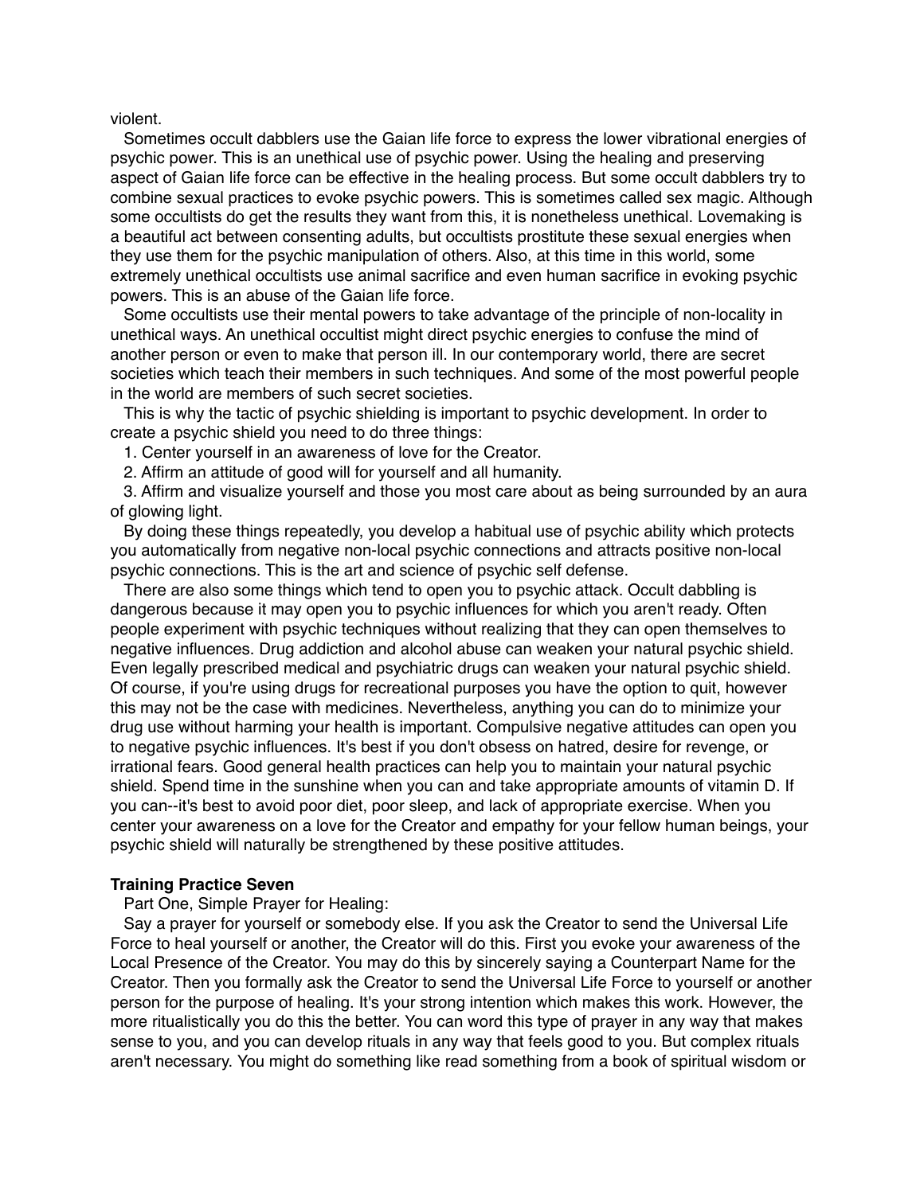violent.

Sometimes occult dabblers use the Gaian life force to express the lower vibrational energies of psychic power. This is an unethical use of psychic power. Using the healing and preserving aspect of Gaian life force can be effective in the healing process. But some occult dabblers try to combine sexual practices to evoke psychic powers. This is sometimes called sex magic. Although some occultists do get the results they want from this, it is nonetheless unethical. Lovemaking is a beautiful act between consenting adults, but occultists prostitute these sexual energies when they use them for the psychic manipulation of others. Also, at this time in this world, some extremely unethical occultists use animal sacrifice and even human sacrifice in evoking psychic powers. This is an abuse of the Gaian life force.

Some occultists use their mental powers to take advantage of the principle of non-locality in unethical ways. An unethical occultist might direct psychic energies to confuse the mind of another person or even to make that person ill. In our contemporary world, there are secret societies which teach their members in such techniques. And some of the most powerful people in the world are members of such secret societies.

This is why the tactic of psychic shielding is important to psychic development. In order to create a psychic shield you need to do three things:

1. Center yourself in an awareness of love for the Creator.
2. Affirm an attitude of good will for yourself and all humanity.
3. Affirm and visualize yourself and those you most care about as being surrounded by an aura of glowing light.

By doing these things repeatedly, you develop a habitual use of psychic ability which protects you automatically from negative non-local psychic connections and attracts positive non-local psychic connections. This is the art and science of psychic self defense.

There are also some things which tend to open you to psychic attack. Occult dabbling is dangerous because it may open you to psychic influences for which you aren't ready. Often people experiment with psychic techniques without realizing that they can open themselves to negative influences. Drug addiction and alcohol abuse can weaken your natural psychic shield. Even legally prescribed medical and psychiatric drugs can weaken your natural psychic shield. Of course, if you're using drugs for recreational purposes you have the option to quit, however this may not be the case with medicines. Nevertheless, anything you can do to minimize your drug use without harming your health is important. Compulsive negative attitudes can open you to negative psychic influences. It's best if you don't obsess on hatred, desire for revenge, or irrational fears. Good general health practices can help you to maintain your natural psychic shield. Spend time in the sunshine when you can and take appropriate amounts of vitamin D. If you can--it's best to avoid poor diet, poor sleep, and lack of appropriate exercise. When you center your awareness on a love for the Creator and empathy for your fellow human beings, your psychic shield will naturally be strengthened by these positive attitudes.

**Training Practice Seven**

Part One, Simple Prayer for Healing:

Say a prayer for yourself or somebody else. If you ask the Creator to send the Universal Life Force to heal yourself or another, the Creator will do this. First you evoke your awareness of the Local Presence of the Creator. You may do this by sincerely saying a Counterpart Name for the Creator. Then you formally ask the Creator to send the Universal Life Force to yourself or another person for the purpose of healing. It's your strong intention which makes this work. However, the more ritualistically you do this the better. You can word this type of prayer in any way that makes sense to you, and you can develop rituals in any way that feels good to you. But complex rituals aren't necessary. You might do something like read something from a book of spiritual wisdom or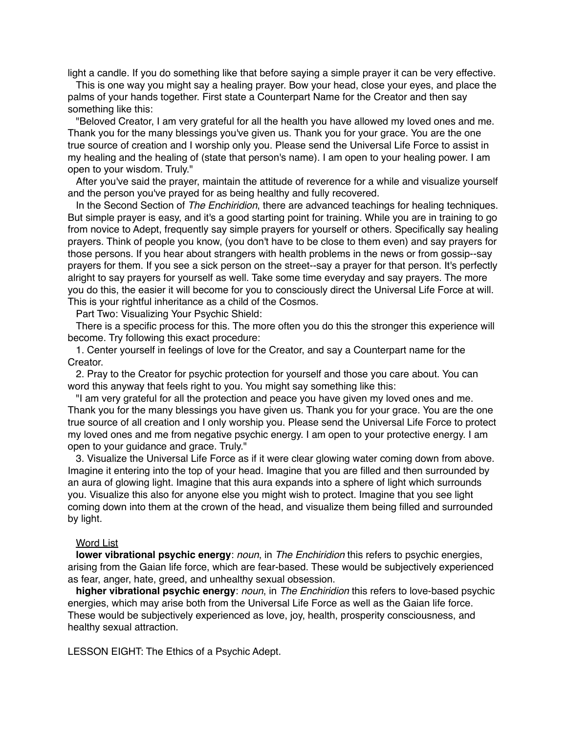light a candle. If you do something like that before saying a simple prayer it can be very effective.

This is one way you might say a healing prayer. Bow your head, close your eyes, and place the palms of your hands together. First state a Counterpart Name for the Creator and then say something like this:

"Beloved Creator, I am very grateful for all the health you have allowed my loved ones and me. Thank you for the many blessings you've given us. Thank you for your grace. You are the one true source of creation and I worship only you. Please send the Universal Life Force to assist in my healing and the healing of (state that person's name). I am open to your healing power. I am open to your wisdom. Truly."

After you've said the prayer, maintain the attitude of reverence for a while and visualize yourself and the person you've prayed for as being healthy and fully recovered.

In the Second Section of *The Enchiridion*, there are advanced teachings for healing techniques. But simple prayer is easy, and it's a good starting point for training. While you are in training to go from novice to Adept, frequently say simple prayers for yourself or others. Specifically say healing prayers. Think of people you know, (you don't have to be close to them even) and say prayers for those persons. If you hear about strangers with health problems in the news or from gossip--say prayers for them. If you see a sick person on the street--say a prayer for that person. It's perfectly alright to say prayers for yourself as well. Take some time everyday and say prayers. The more you do this, the easier it will become for you to consciously direct the Universal Life Force at will. This is your rightful inheritance as a child of the Cosmos.

Part Two: Visualizing Your Psychic Shield:

There is a specific process for this. The more often you do this the stronger this experience will become. Try following this exact procedure:

1. Center yourself in feelings of love for the Creator, and say a Counterpart name for the Creator.

2. Pray to the Creator for psychic protection for yourself and those you care about. You can word this anyway that feels right to you. You might say something like this:

"I am very grateful for all the protection and peace you have given my loved ones and me. Thank you for the many blessings you have given us. Thank you for your grace. You are the one true source of all creation and I only worship you. Please send the Universal Life Force to protect my loved ones and me from negative psychic energy. I am open to your protective energy. I am open to your guidance and grace. Truly."

3. Visualize the Universal Life Force as if it were clear glowing water coming down from above. Imagine it entering into the top of your head. Imagine that you are filled and then surrounded by an aura of glowing light. Imagine that this aura expands into a sphere of light which surrounds you. Visualize this also for anyone else you might wish to protect. Imagine that you see light coming down into them at the crown of the head, and visualize them being filled and surrounded by light.

Word List

**lower vibrational psychic energy**: *noun*, in *The Enchiridion* this refers to psychic energies, arising from the Gaian life force, which are fear-based. These would be subjectively experienced as fear, anger, hate, greed, and unhealthy sexual obsession.

**higher vibrational psychic energy**: *noun*, in *The Enchiridion* this refers to love-based psychic energies, which may arise both from the Universal Life Force as well as the Gaian life force. These would be subjectively experienced as love, joy, health, prosperity consciousness, and healthy sexual attraction.

LESSON EIGHT: The Ethics of a Psychic Adept.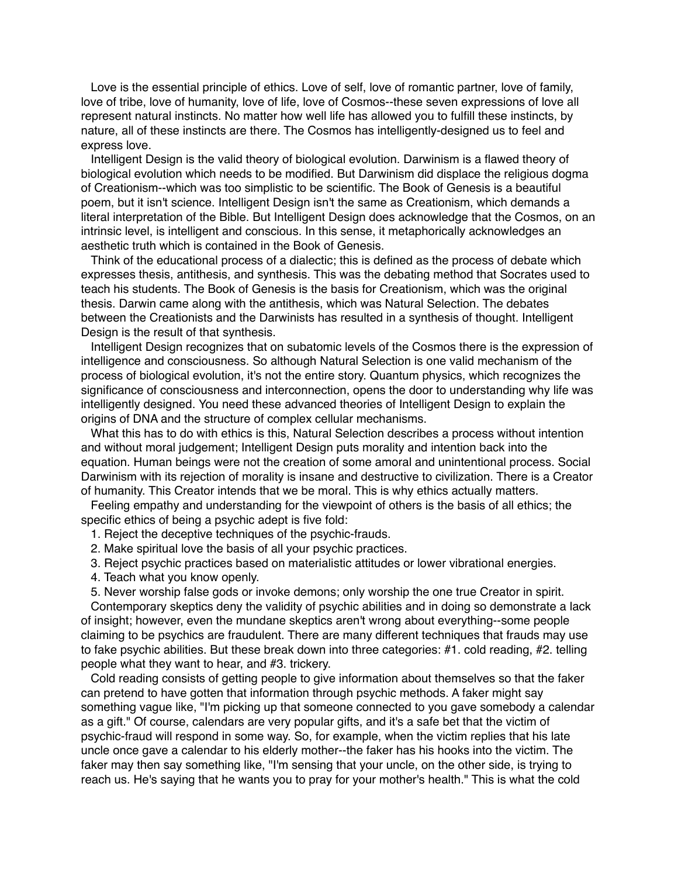Love is the essential principle of ethics. Love of self, love of romantic partner, love of family, love of tribe, love of humanity, love of life, love of Cosmos--these seven expressions of love all represent natural instincts. No matter how well life has allowed you to fulfill these instincts, by nature, all of these instincts are there. The Cosmos has intelligently-designed us to feel and express love.

Intelligent Design is the valid theory of biological evolution. Darwinism is a flawed theory of biological evolution which needs to be modified. But Darwinism did displace the religious dogma of Creationism--which was too simplistic to be scientific. The Book of Genesis is a beautiful poem, but it isn't science. Intelligent Design isn't the same as Creationism, which demands a literal interpretation of the Bible. But Intelligent Design does acknowledge that the Cosmos, on an intrinsic level, is intelligent and conscious. In this sense, it metaphorically acknowledges an aesthetic truth which is contained in the Book of Genesis.

Think of the educational process of a dialectic; this is defined as the process of debate which expresses thesis, antithesis, and synthesis. This was the debating method that Socrates used to teach his students. The Book of Genesis is the basis for Creationism, which was the original thesis. Darwin came along with the antithesis, which was Natural Selection. The debates between the Creationists and the Darwinists has resulted in a synthesis of thought. Intelligent Design is the result of that synthesis.

Intelligent Design recognizes that on subatomic levels of the Cosmos there is the expression of intelligence and consciousness. So although Natural Selection is one valid mechanism of the process of biological evolution, it's not the entire story. Quantum physics, which recognizes the significance of consciousness and interconnection, opens the door to understanding why life was intelligently designed. You need these advanced theories of Intelligent Design to explain the origins of DNA and the structure of complex cellular mechanisms.

What this has to do with ethics is this, Natural Selection describes a process without intention and without moral judgement; Intelligent Design puts morality and intention back into the equation. Human beings were not the creation of some amoral and unintentional process. Social Darwinism with its rejection of morality is insane and destructive to civilization. There is a Creator of humanity. This Creator intends that we be moral. This is why ethics actually matters.

Feeling empathy and understanding for the viewpoint of others is the basis of all ethics; the specific ethics of being a psychic adept is five fold:

1. Reject the deceptive techniques of the psychic-frauds.
2. Make spiritual love the basis of all your psychic practices.
3. Reject psychic practices based on materialistic attitudes or lower vibrational energies.
4. Teach what you know openly.
5. Never worship false gods or invoke demons; only worship the one true Creator in spirit.

Contemporary skeptics deny the validity of psychic abilities and in doing so demonstrate a lack of insight; however, even the mundane skeptics aren't wrong about everything--some people claiming to be psychics are fraudulent. There are many different techniques that frauds may use to fake psychic abilities. But these break down into three categories: #1. cold reading, #2. telling people what they want to hear, and #3. trickery.

Cold reading consists of getting people to give information about themselves so that the faker can pretend to have gotten that information through psychic methods. A faker might say something vague like, "I'm picking up that someone connected to you gave somebody a calendar as a gift." Of course, calendars are very popular gifts, and it's a safe bet that the victim of psychic-fraud will respond in some way. So, for example, when the victim replies that his late uncle once gave a calendar to his elderly mother--the faker has his hooks into the victim. The faker may then say something like, "I'm sensing that your uncle, on the other side, is trying to reach us. He's saying that he wants you to pray for your mother's health." This is what the cold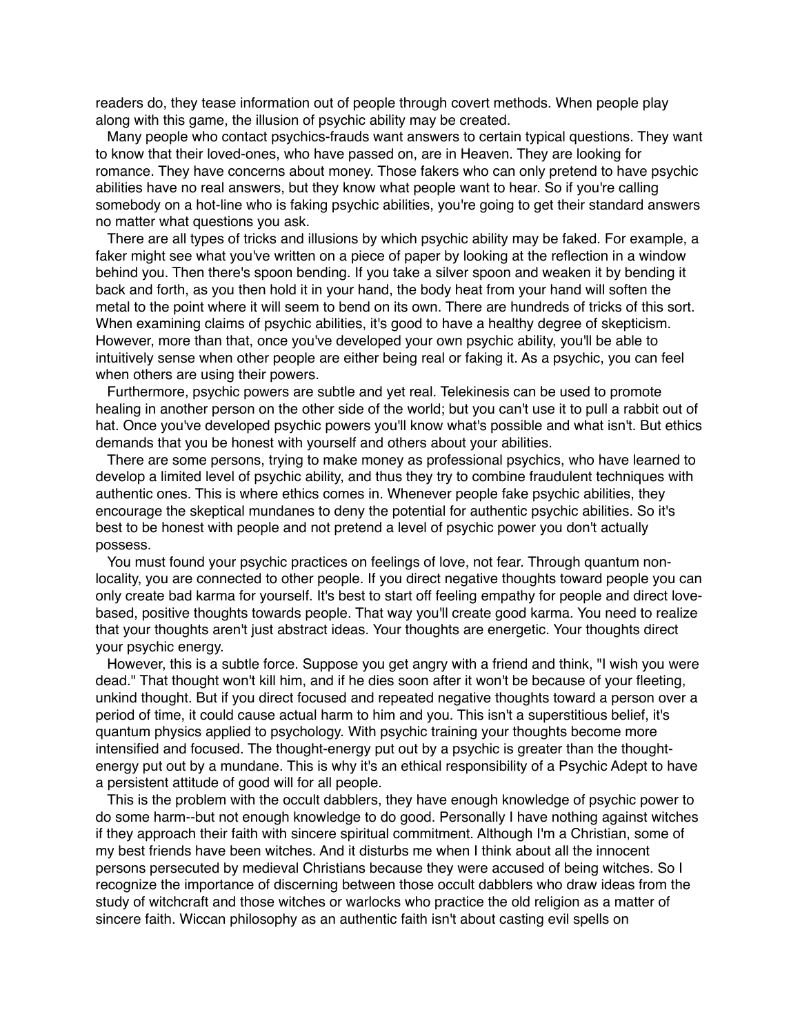readers do, they tease information out of people through covert methods. When people play along with this game, the illusion of psychic ability may be created.

Many people who contact psychics-frauds want answers to certain typical questions. They want to know that their loved-ones, who have passed on, are in Heaven. They are looking for romance. They have concerns about money. Those fakers who can only pretend to have psychic abilities have no real answers, but they know what people want to hear. So if you're calling somebody on a hot-line who is faking psychic abilities, you're going to get their standard answers no matter what questions you ask.

There are all types of tricks and illusions by which psychic ability may be faked. For example, a faker might see what you've written on a piece of paper by looking at the reflection in a window behind you. Then there's spoon bending. If you take a silver spoon and weaken it by bending it back and forth, as you then hold it in your hand, the body heat from your hand will soften the metal to the point where it will seem to bend on its own. There are hundreds of tricks of this sort. When examining claims of psychic abilities, it's good to have a healthy degree of skepticism. However, more than that, once you've developed your own psychic ability, you'll be able to intuitively sense when other people are either being real or faking it. As a psychic, you can feel when others are using their powers.

Furthermore, psychic powers are subtle and yet real. Telekinesis can be used to promote healing in another person on the other side of the world; but you can't use it to pull a rabbit out of hat. Once you've developed psychic powers you'll know what's possible and what isn't. But ethics demands that you be honest with yourself and others about your abilities.

There are some persons, trying to make money as professional psychics, who have learned to develop a limited level of psychic ability, and thus they try to combine fraudulent techniques with authentic ones. This is where ethics comes in. Whenever people fake psychic abilities, they encourage the skeptical mundanes to deny the potential for authentic psychic abilities. So it's best to be honest with people and not pretend a level of psychic power you don't actually possess.

You must found your psychic practices on feelings of love, not fear. Through quantum non-locality, you are connected to other people. If you direct negative thoughts toward people you can only create bad karma for yourself. It's best to start off feeling empathy for people and direct love-based, positive thoughts towards people. That way you'll create good karma. You need to realize that your thoughts aren't just abstract ideas. Your thoughts are energetic. Your thoughts direct your psychic energy.

However, this is a subtle force. Suppose you get angry with a friend and think, "I wish you were dead." That thought won't kill him, and if he dies soon after it won't be because of your fleeting, unkind thought. But if you direct focused and repeated negative thoughts toward a person over a period of time, it could cause actual harm to him and you. This isn't a superstitious belief, it's quantum physics applied to psychology. With psychic training your thoughts become more intensified and focused. The thought-energy put out by a psychic is greater than the thought-energy put out by a mundane. This is why it's an ethical responsibility of a Psychic Adept to have a persistent attitude of good will for all people.

This is the problem with the occult dabblers, they have enough knowledge of psychic power to do some harm--but not enough knowledge to do good. Personally I have nothing against witches if they approach their faith with sincere spiritual commitment. Although I'm a Christian, some of my best friends have been witches. And it disturbs me when I think about all the innocent persons persecuted by medieval Christians because they were accused of being witches. So I recognize the importance of discerning between those occult dabblers who draw ideas from the study of witchcraft and those witches or warlocks who practice the old religion as a matter of sincere faith. Wiccan philosophy as an authentic faith isn't about casting evil spells on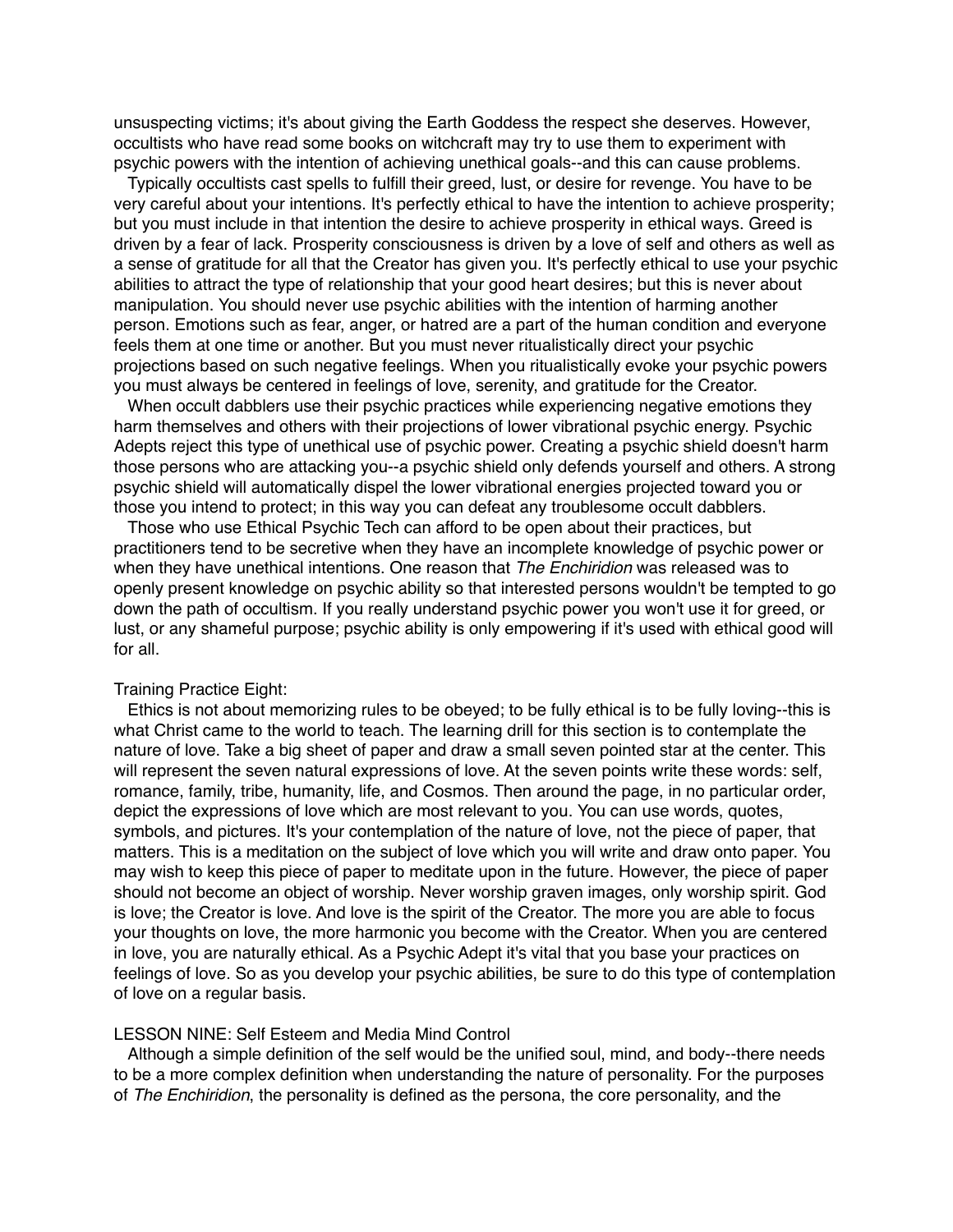unsuspecting victims; it's about giving the Earth Goddess the respect she deserves. However, occultists who have read some books on witchcraft may try to use them to experiment with psychic powers with the intention of achieving unethical goals--and this can cause problems.

Typically occultists cast spells to fulfill their greed, lust, or desire for revenge. You have to be very careful about your intentions. It's perfectly ethical to have the intention to achieve prosperity; but you must include in that intention the desire to achieve prosperity in ethical ways. Greed is driven by a fear of lack. Prosperity consciousness is driven by a love of self and others as well as a sense of gratitude for all that the Creator has given you. It's perfectly ethical to use your psychic abilities to attract the type of relationship that your good heart desires; but this is never about manipulation. You should never use psychic abilities with the intention of harming another person. Emotions such as fear, anger, or hatred are a part of the human condition and everyone feels them at one time or another. But you must never ritualistically direct your psychic projections based on such negative feelings. When you ritualistically evoke your psychic powers you must always be centered in feelings of love, serenity, and gratitude for the Creator.

When occult dabblers use their psychic practices while experiencing negative emotions they harm themselves and others with their projections of lower vibrational psychic energy. Psychic Adepts reject this type of unethical use of psychic power. Creating a psychic shield doesn't harm those persons who are attacking you--a psychic shield only defends yourself and others. A strong psychic shield will automatically dispel the lower vibrational energies projected toward you or those you intend to protect; in this way you can defeat any troublesome occult dabblers.

Those who use Ethical Psychic Tech can afford to be open about their practices, but practitioners tend to be secretive when they have an incomplete knowledge of psychic power or when they have unethical intentions. One reason that *The Enchiridion* was released was to openly present knowledge on psychic ability so that interested persons wouldn't be tempted to go down the path of occultism. If you really understand psychic power you won't use it for greed, or lust, or any shameful purpose; psychic ability is only empowering if it's used with ethical good will for all.

Training Practice Eight:

Ethics is not about memorizing rules to be obeyed; to be fully ethical is to be fully loving--this is what Christ came to the world to teach. The learning drill for this section is to contemplate the nature of love. Take a big sheet of paper and draw a small seven pointed star at the center. This will represent the seven natural expressions of love. At the seven points write these words: self, romance, family, tribe, humanity, life, and Cosmos. Then around the page, in no particular order, depict the expressions of love which are most relevant to you. You can use words, quotes, symbols, and pictures. It's your contemplation of the nature of love, not the piece of paper, that matters. This is a meditation on the subject of love which you will write and draw onto paper. You may wish to keep this piece of paper to meditate upon in the future. However, the piece of paper should not become an object of worship. Never worship graven images, only worship spirit. God is love; the Creator is love. And love is the spirit of the Creator. The more you are able to focus your thoughts on love, the more harmonic you become with the Creator. When you are centered in love, you are naturally ethical. As a Psychic Adept it's vital that you base your practices on feelings of love. So as you develop your psychic abilities, be sure to do this type of contemplation of love on a regular basis.

LESSON NINE: Self Esteem and Media Mind Control

Although a simple definition of the self would be the unified soul, mind, and body--there needs to be a more complex definition when understanding the nature of personality. For the purposes of *The Enchiridion*, the personality is defined as the persona, the core personality, and the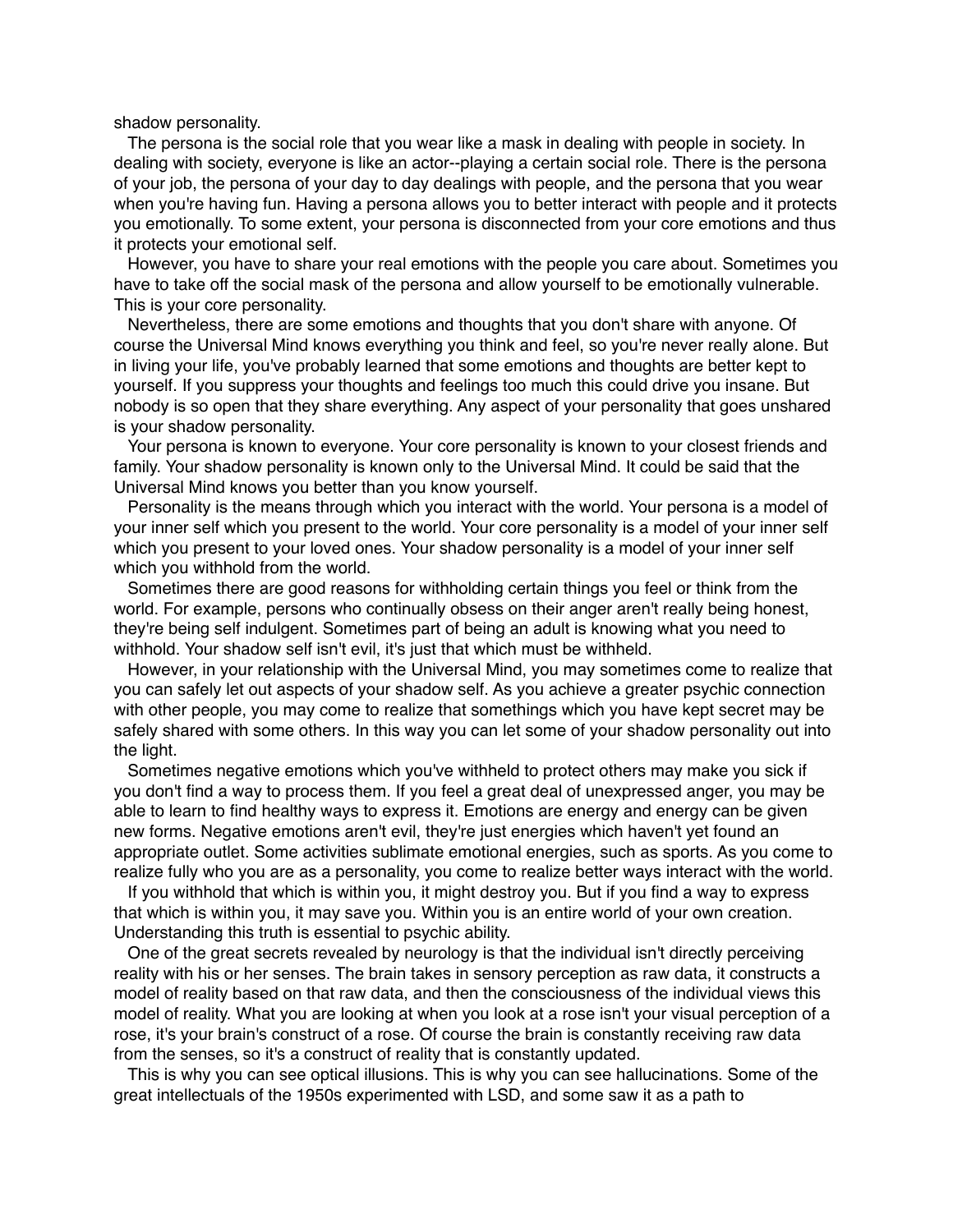shadow personality.

The persona is the social role that you wear like a mask in dealing with people in society. In dealing with society, everyone is like an actor--playing a certain social role. There is the persona of your job, the persona of your day to day dealings with people, and the persona that you wear when you're having fun. Having a persona allows you to better interact with people and it protects you emotionally. To some extent, your persona is disconnected from your core emotions and thus it protects your emotional self.

However, you have to share your real emotions with the people you care about. Sometimes you have to take off the social mask of the persona and allow yourself to be emotionally vulnerable. This is your core personality.

Nevertheless, there are some emotions and thoughts that you don't share with anyone. Of course the Universal Mind knows everything you think and feel, so you're never really alone. But in living your life, you've probably learned that some emotions and thoughts are better kept to yourself. If you suppress your thoughts and feelings too much this could drive you insane. But nobody is so open that they share everything. Any aspect of your personality that goes unshared is your shadow personality.

Your persona is known to everyone. Your core personality is known to your closest friends and family. Your shadow personality is known only to the Universal Mind. It could be said that the Universal Mind knows you better than you know yourself.

Personality is the means through which you interact with the world. Your persona is a model of your inner self which you present to the world. Your core personality is a model of your inner self which you present to your loved ones. Your shadow personality is a model of your inner self which you withhold from the world.

Sometimes there are good reasons for withholding certain things you feel or think from the world. For example, persons who continually obsess on their anger aren't really being honest, they're being self indulgent. Sometimes part of being an adult is knowing what you need to withhold. Your shadow self isn't evil, it's just that which must be withheld.

However, in your relationship with the Universal Mind, you may sometimes come to realize that you can safely let out aspects of your shadow self. As you achieve a greater psychic connection with other people, you may come to realize that somethings which you have kept secret may be safely shared with some others. In this way you can let some of your shadow personality out into the light.

Sometimes negative emotions which you've withheld to protect others may make you sick if you don't find a way to process them. If you feel a great deal of unexpressed anger, you may be able to learn to find healthy ways to express it. Emotions are energy and energy can be given new forms. Negative emotions aren't evil, they're just energies which haven't yet found an appropriate outlet. Some activities sublimate emotional energies, such as sports. As you come to realize fully who you are as a personality, you come to realize better ways interact with the world.

If you withhold that which is within you, it might destroy you. But if you find a way to express that which is within you, it may save you. Within you is an entire world of your own creation. Understanding this truth is essential to psychic ability.

One of the great secrets revealed by neurology is that the individual isn't directly perceiving reality with his or her senses. The brain takes in sensory perception as raw data, it constructs a model of reality based on that raw data, and then the consciousness of the individual views this model of reality. What you are looking at when you look at a rose isn't your visual perception of a rose, it's your brain's construct of a rose. Of course the brain is constantly receiving raw data from the senses, so it's a construct of reality that is constantly updated.

This is why you can see optical illusions. This is why you can see hallucinations. Some of the great intellectuals of the 1950s experimented with LSD, and some saw it as a path to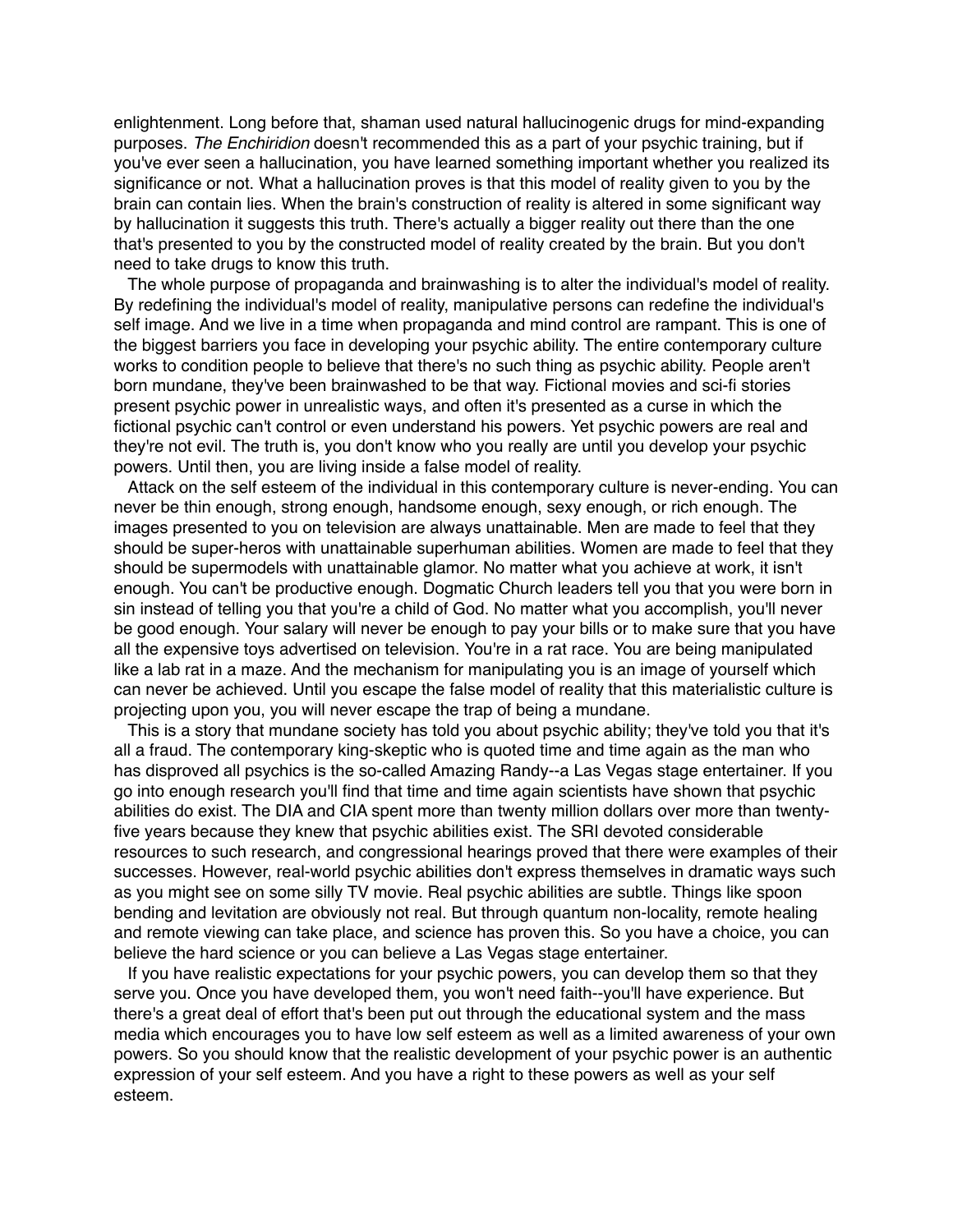enlightenment. Long before that, shaman used natural hallucinogenic drugs for mind-expanding purposes. *The Enchiridion* doesn't recommended this as a part of your psychic training, but if you've ever seen a hallucination, you have learned something important whether you realized its significance or not. What a hallucination proves is that this model of reality given to you by the brain can contain lies. When the brain's construction of reality is altered in some significant way by hallucination it suggests this truth. There's actually a bigger reality out there than the one that's presented to you by the constructed model of reality created by the brain. But you don't need to take drugs to know this truth.

The whole purpose of propaganda and brainwashing is to alter the individual's model of reality. By redefining the individual's model of reality, manipulative persons can redefine the individual's self image. And we live in a time when propaganda and mind control are rampant. This is one of the biggest barriers you face in developing your psychic ability. The entire contemporary culture works to condition people to believe that there's no such thing as psychic ability. People aren't born mundane, they've been brainwashed to be that way. Fictional movies and sci-fi stories present psychic power in unrealistic ways, and often it's presented as a curse in which the fictional psychic can't control or even understand his powers. Yet psychic powers are real and they're not evil. The truth is, you don't know who you really are until you develop your psychic powers. Until then, you are living inside a false model of reality.

Attack on the self esteem of the individual in this contemporary culture is never-ending. You can never be thin enough, strong enough, handsome enough, sexy enough, or rich enough. The images presented to you on television are always unattainable. Men are made to feel that they should be super-heros with unattainable superhuman abilities. Women are made to feel that they should be supermodels with unattainable glamor. No matter what you achieve at work, it isn't enough. You can't be productive enough. Dogmatic Church leaders tell you that you were born in sin instead of telling you that you're a child of God. No matter what you accomplish, you'll never be good enough. Your salary will never be enough to pay your bills or to make sure that you have all the expensive toys advertised on television. You're in a rat race. You are being manipulated like a lab rat in a maze. And the mechanism for manipulating you is an image of yourself which can never be achieved. Until you escape the false model of reality that this materialistic culture is projecting upon you, you will never escape the trap of being a mundane.

This is a story that mundane society has told you about psychic ability; they've told you that it's all a fraud. The contemporary king-skeptic who is quoted time and time again as the man who has disproved all psychics is the so-called Amazing Randy--a Las Vegas stage entertainer. If you go into enough research you'll find that time and time again scientists have shown that psychic abilities do exist. The DIA and CIA spent more than twenty million dollars over more than twenty-five years because they knew that psychic abilities exist. The SRI devoted considerable resources to such research, and congressional hearings proved that there were examples of their successes. However, real-world psychic abilities don't express themselves in dramatic ways such as you might see on some silly TV movie. Real psychic abilities are subtle. Things like spoon bending and levitation are obviously not real. But through quantum non-locality, remote healing and remote viewing can take place, and science has proven this. So you have a choice, you can believe the hard science or you can believe a Las Vegas stage entertainer.

If you have realistic expectations for your psychic powers, you can develop them so that they serve you. Once you have developed them, you won't need faith--you'll have experience. But there's a great deal of effort that's been put out through the educational system and the mass media which encourages you to have low self esteem as well as a limited awareness of your own powers. So you should know that the realistic development of your psychic power is an authentic expression of your self esteem. And you have a right to these powers as well as your self esteem.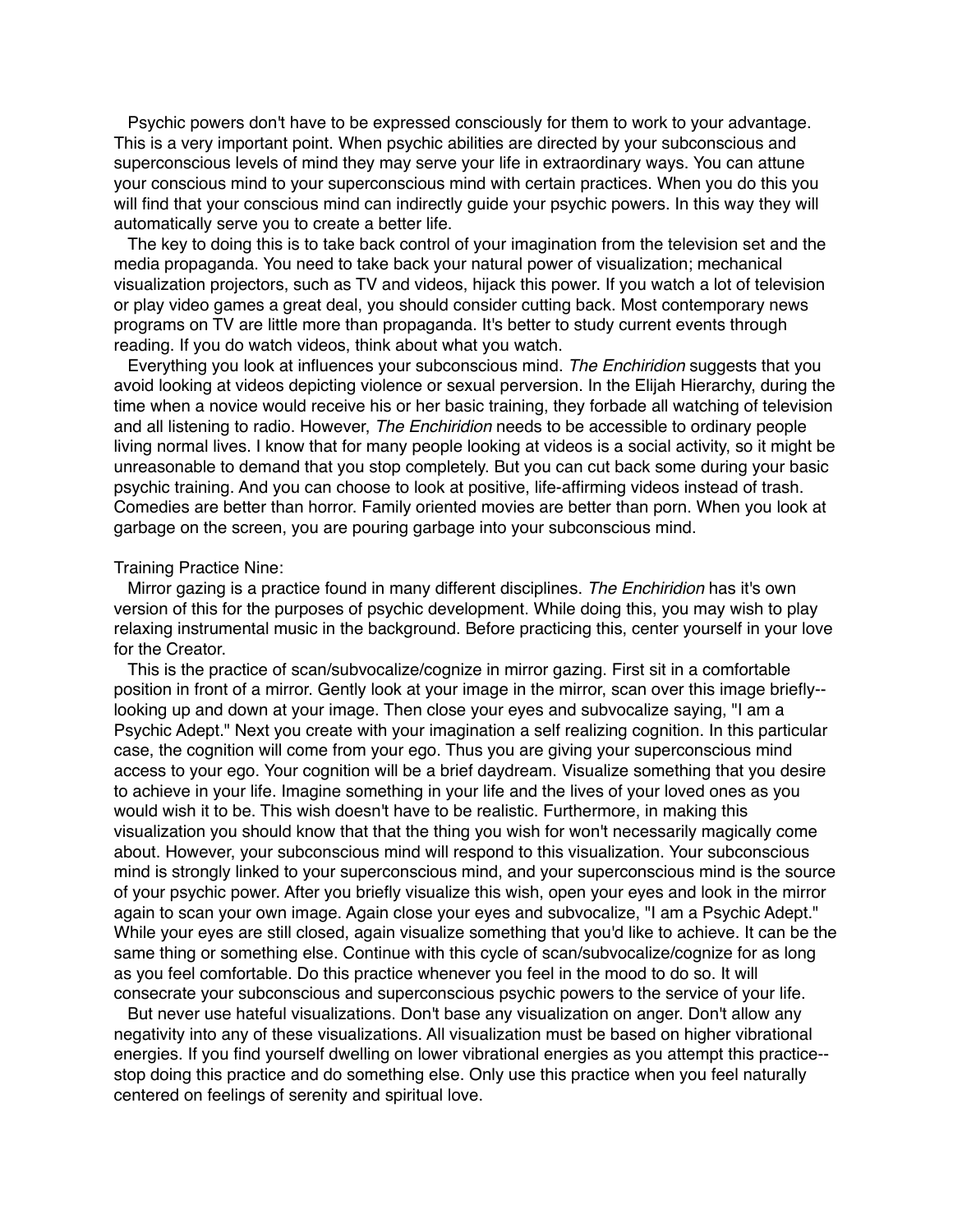Psychic powers don't have to be expressed consciously for them to work to your advantage. This is a very important point. When psychic abilities are directed by your subconscious and superconscious levels of mind they may serve your life in extraordinary ways. You can attune your conscious mind to your superconscious mind with certain practices. When you do this you will find that your conscious mind can indirectly guide your psychic powers. In this way they will automatically serve you to create a better life.

The key to doing this is to take back control of your imagination from the television set and the media propaganda. You need to take back your natural power of visualization; mechanical visualization projectors, such as TV and videos, hijack this power. If you watch a lot of television or play video games a great deal, you should consider cutting back. Most contemporary news programs on TV are little more than propaganda. It's better to study current events through reading. If you do watch videos, think about what you watch.

Everything you look at influences your subconscious mind. *The Enchiridion* suggests that you avoid looking at videos depicting violence or sexual perversion. In the Elijah Hierarchy, during the time when a novice would receive his or her basic training, they forbade all watching of television and all listening to radio. However, *The Enchiridion* needs to be accessible to ordinary people living normal lives. I know that for many people looking at videos is a social activity, so it might be unreasonable to demand that you stop completely. But you can cut back some during your basic psychic training. And you can choose to look at positive, life-affirming videos instead of trash. Comedies are better than horror. Family oriented movies are better than porn. When you look at garbage on the screen, you are pouring garbage into your subconscious mind.

Training Practice Nine:

Mirror gazing is a practice found in many different disciplines. *The Enchiridion* has it's own version of this for the purposes of psychic development. While doing this, you may wish to play relaxing instrumental music in the background. Before practicing this, center yourself in your love for the Creator.

This is the practice of scan/subvocalize/cognize in mirror gazing. First sit in a comfortable position in front of a mirror. Gently look at your image in the mirror, scan over this image briefly--looking up and down at your image. Then close your eyes and subvocalize saying, "I am a Psychic Adept." Next you create with your imagination a self realizing cognition. In this particular case, the cognition will come from your ego. Thus you are giving your superconscious mind access to your ego. Your cognition will be a brief daydream. Visualize something that you desire to achieve in your life. Imagine something in your life and the lives of your loved ones as you would wish it to be. This wish doesn't have to be realistic. Furthermore, in making this visualization you should know that that the thing you wish for won't necessarily magically come about. However, your subconscious mind will respond to this visualization. Your subconscious mind is strongly linked to your superconscious mind, and your superconscious mind is the source of your psychic power. After you briefly visualize this wish, open your eyes and look in the mirror again to scan your own image. Again close your eyes and subvocalize, "I am a Psychic Adept." While your eyes are still closed, again visualize something that you'd like to achieve. It can be the same thing or something else. Continue with this cycle of scan/subvocalize/cognize for as long as you feel comfortable. Do this practice whenever you feel in the mood to do so. It will consecrate your subconscious and superconscious psychic powers to the service of your life.

But never use hateful visualizations. Don't base any visualization on anger. Don't allow any negativity into any of these visualizations. All visualization must be based on higher vibrational energies. If you find yourself dwelling on lower vibrational energies as you attempt this practice--stop doing this practice and do something else. Only use this practice when you feel naturally centered on feelings of serenity and spiritual love.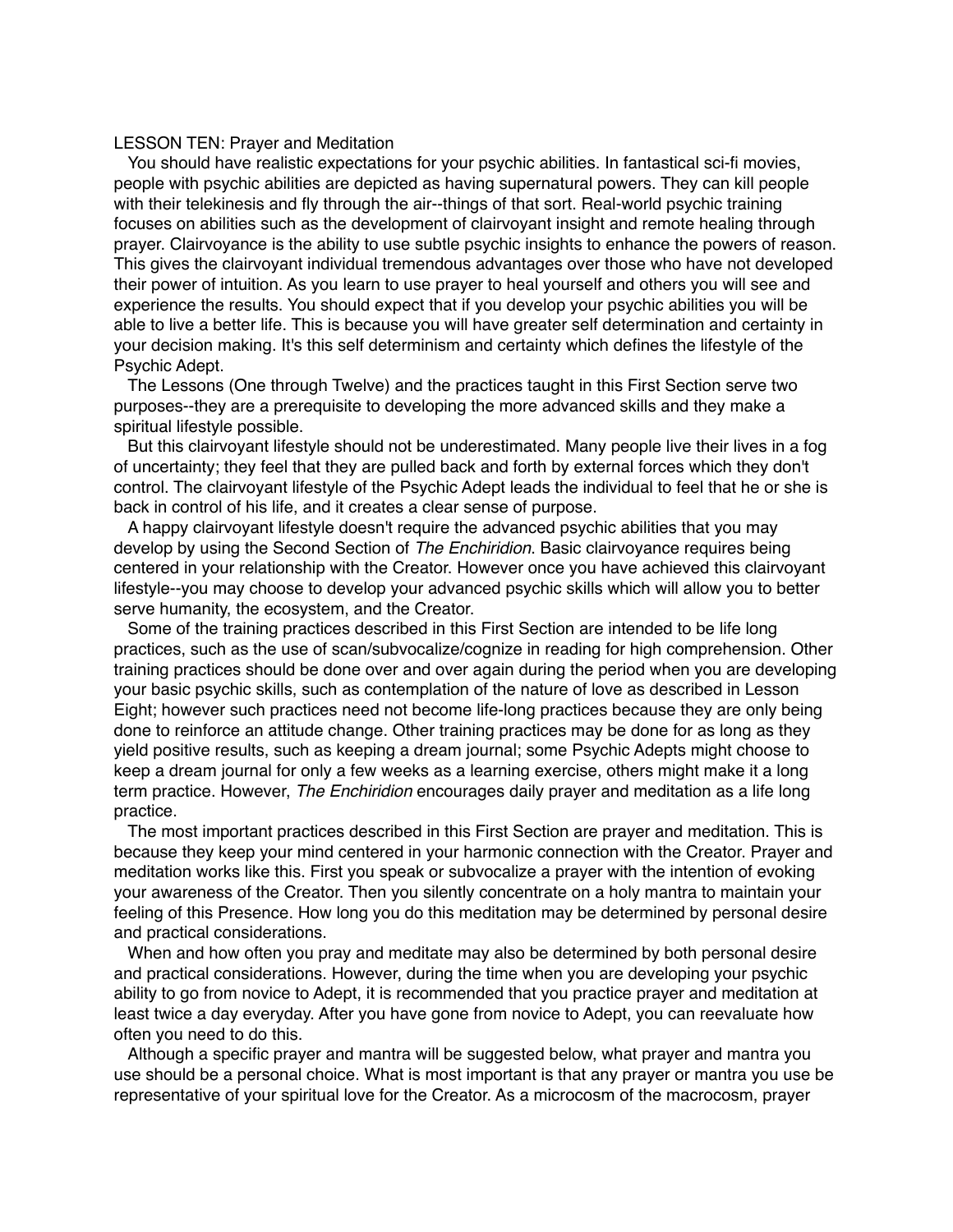## LESSON TEN: Prayer and Meditation

You should have realistic expectations for your psychic abilities. In fantastical sci-fi movies, people with psychic abilities are depicted as having supernatural powers. They can kill people with their telekinesis and fly through the air--things of that sort. Real-world psychic training focuses on abilities such as the development of clairvoyant insight and remote healing through prayer. Clairvoyance is the ability to use subtle psychic insights to enhance the powers of reason. This gives the clairvoyant individual tremendous advantages over those who have not developed their power of intuition. As you learn to use prayer to heal yourself and others you will see and experience the results. You should expect that if you develop your psychic abilities you will be able to live a better life. This is because you will have greater self determination and certainty in your decision making. It's this self determinism and certainty which defines the lifestyle of the Psychic Adept.

The Lessons (One through Twelve) and the practices taught in this First Section serve two purposes--they are a prerequisite to developing the more advanced skills and they make a spiritual lifestyle possible.

But this clairvoyant lifestyle should not be underestimated. Many people live their lives in a fog of uncertainty; they feel that they are pulled back and forth by external forces which they don't control. The clairvoyant lifestyle of the Psychic Adept leads the individual to feel that he or she is back in control of his life, and it creates a clear sense of purpose.

A happy clairvoyant lifestyle doesn't require the advanced psychic abilities that you may develop by using the Second Section of *The Enchiridion*. Basic clairvoyance requires being centered in your relationship with the Creator. However once you have achieved this clairvoyant lifestyle--you may choose to develop your advanced psychic skills which will allow you to better serve humanity, the ecosystem, and the Creator.

Some of the training practices described in this First Section are intended to be life long practices, such as the use of scan/subvocalize/cognize in reading for high comprehension. Other training practices should be done over and over again during the period when you are developing your basic psychic skills, such as contemplation of the nature of love as described in Lesson Eight; however such practices need not become life-long practices because they are only being done to reinforce an attitude change. Other training practices may be done for as long as they yield positive results, such as keeping a dream journal; some Psychic Adepts might choose to keep a dream journal for only a few weeks as a learning exercise, others might make it a long term practice. However, *The Enchiridion* encourages daily prayer and meditation as a life long practice.

The most important practices described in this First Section are prayer and meditation. This is because they keep your mind centered in your harmonic connection with the Creator. Prayer and meditation works like this. First you speak or subvocalize a prayer with the intention of evoking your awareness of the Creator. Then you silently concentrate on a holy mantra to maintain your feeling of this Presence. How long you do this meditation may be determined by personal desire and practical considerations.

When and how often you pray and meditate may also be determined by both personal desire and practical considerations. However, during the time when you are developing your psychic ability to go from novice to Adept, it is recommended that you practice prayer and meditation at least twice a day everyday. After you have gone from novice to Adept, you can reevaluate how often you need to do this.

Although a specific prayer and mantra will be suggested below, what prayer and mantra you use should be a personal choice. What is most important is that any prayer or mantra you use be representative of your spiritual love for the Creator. As a microcosm of the macrocosm, prayer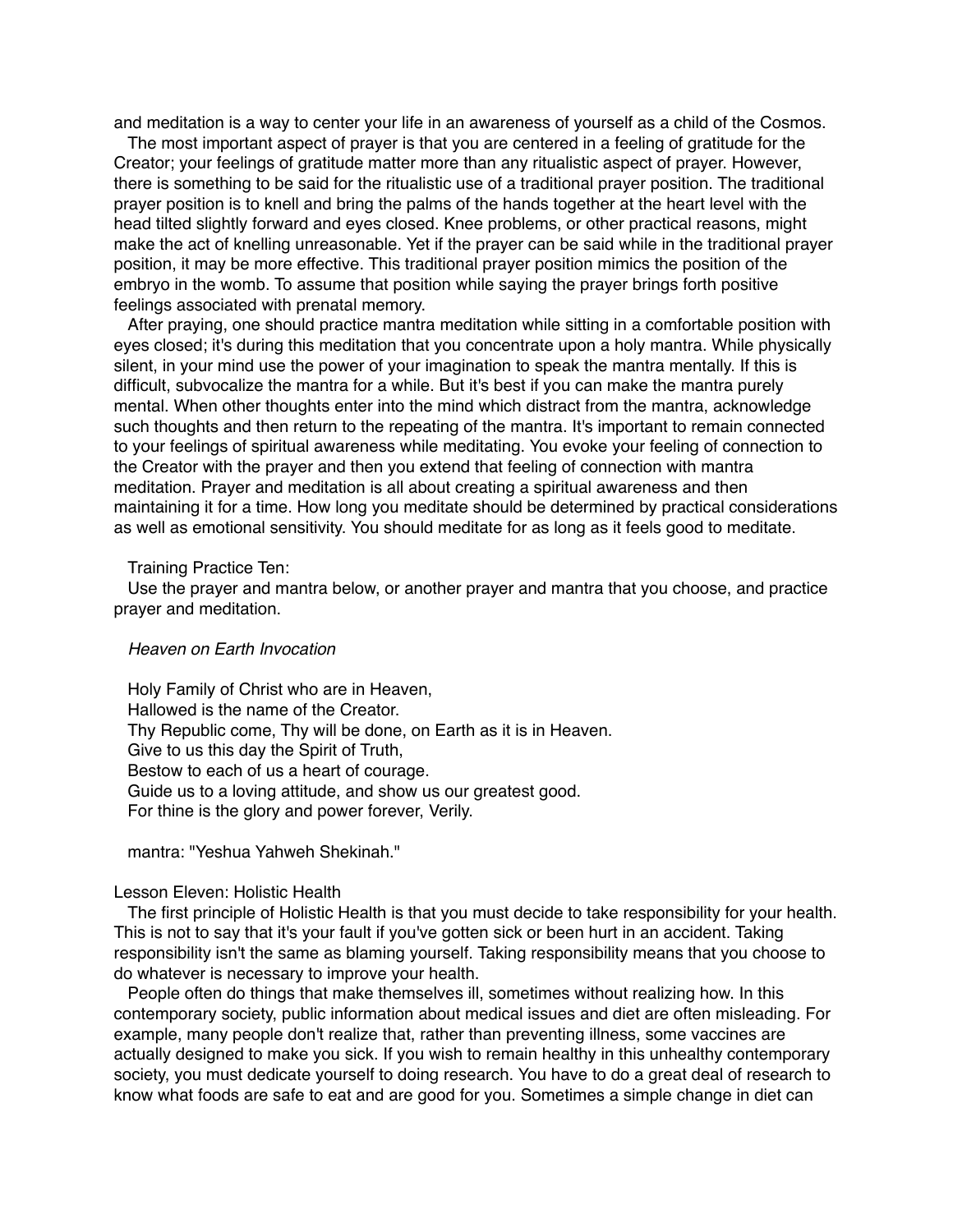and meditation is a way to center your life in an awareness of yourself as a child of the Cosmos.

The most important aspect of prayer is that you are centered in a feeling of gratitude for the Creator; your feelings of gratitude matter more than any ritualistic aspect of prayer. However, there is something to be said for the ritualistic use of a traditional prayer position. The traditional prayer position is to knell and bring the palms of the hands together at the heart level with the head tilted slightly forward and eyes closed. Knee problems, or other practical reasons, might make the act of knelling unreasonable. Yet if the prayer can be said while in the traditional prayer position, it may be more effective. This traditional prayer position mimics the position of the embryo in the womb. To assume that position while saying the prayer brings forth positive feelings associated with prenatal memory.

After praying, one should practice mantra meditation while sitting in a comfortable position with eyes closed; it's during this meditation that you concentrate upon a holy mantra. While physically silent, in your mind use the power of your imagination to speak the mantra mentally. If this is difficult, subvocalize the mantra for a while. But it's best if you can make the mantra purely mental. When other thoughts enter into the mind which distract from the mantra, acknowledge such thoughts and then return to the repeating of the mantra. It's important to remain connected to your feelings of spiritual awareness while meditating. You evoke your feeling of connection to the Creator with the prayer and then you extend that feeling of connection with mantra meditation. Prayer and meditation is all about creating a spiritual awareness and then maintaining it for a time. How long you meditate should be determined by practical considerations as well as emotional sensitivity. You should meditate for as long as it feels good to meditate.

Training Practice Ten:

Use the prayer and mantra below, or another prayer and mantra that you choose, and practice prayer and meditation.

*Heaven on Earth Invocation*

Holy Family of Christ who are in Heaven,
Hallowed is the name of the Creator.
Thy Republic come, Thy will be done, on Earth as it is in Heaven.
Give to us this day the Spirit of Truth,
Bestow to each of us a heart of courage.
Guide us to a loving attitude, and show us our greatest good.
For thine is the glory and power forever, Verily.

mantra: "Yeshua Yahweh Shekinah."

## Lesson Eleven: Holistic Health

The first principle of Holistic Health is that you must decide to take responsibility for your health. This is not to say that it's your fault if you've gotten sick or been hurt in an accident. Taking responsibility isn't the same as blaming yourself. Taking responsibility means that you choose to do whatever is necessary to improve your health.

People often do things that make themselves ill, sometimes without realizing how. In this contemporary society, public information about medical issues and diet are often misleading. For example, many people don't realize that, rather than preventing illness, some vaccines are actually designed to make you sick. If you wish to remain healthy in this unhealthy contemporary society, you must dedicate yourself to doing research. You have to do a great deal of research to know what foods are safe to eat and are good for you. Sometimes a simple change in diet can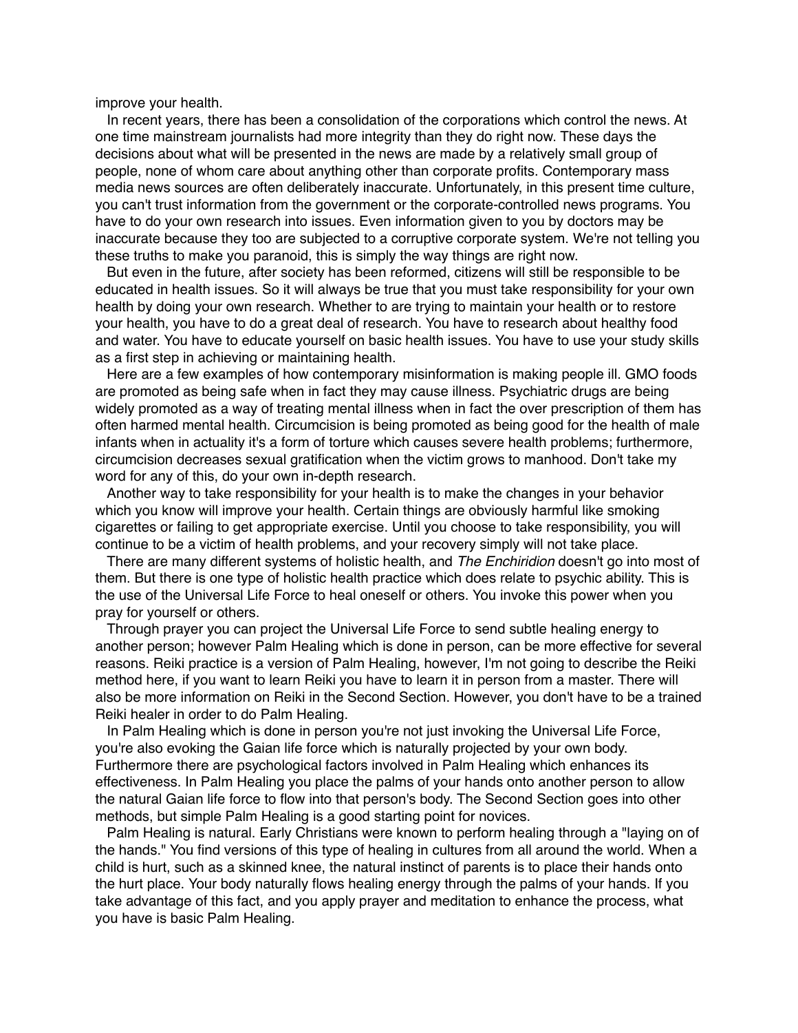improve your health.

In recent years, there has been a consolidation of the corporations which control the news. At one time mainstream journalists had more integrity than they do right now. These days the decisions about what will be presented in the news are made by a relatively small group of people, none of whom care about anything other than corporate profits. Contemporary mass media news sources are often deliberately inaccurate. Unfortunately, in this present time culture, you can't trust information from the government or the corporate-controlled news programs. You have to do your own research into issues. Even information given to you by doctors may be inaccurate because they too are subjected to a corruptive corporate system. We're not telling you these truths to make you paranoid, this is simply the way things are right now.

But even in the future, after society has been reformed, citizens will still be responsible to be educated in health issues. So it will always be true that you must take responsibility for your own health by doing your own research. Whether to are trying to maintain your health or to restore your health, you have to do a great deal of research. You have to research about healthy food and water. You have to educate yourself on basic health issues. You have to use your study skills as a first step in achieving or maintaining health.

Here are a few examples of how contemporary misinformation is making people ill. GMO foods are promoted as being safe when in fact they may cause illness. Psychiatric drugs are being widely promoted as a way of treating mental illness when in fact the over prescription of them has often harmed mental health. Circumcision is being promoted as being good for the health of male infants when in actuality it's a form of torture which causes severe health problems; furthermore, circumcision decreases sexual gratification when the victim grows to manhood. Don't take my word for any of this, do your own in-depth research.

Another way to take responsibility for your health is to make the changes in your behavior which you know will improve your health. Certain things are obviously harmful like smoking cigarettes or failing to get appropriate exercise. Until you choose to take responsibility, you will continue to be a victim of health problems, and your recovery simply will not take place.

There are many different systems of holistic health, and *The Enchiridion* doesn't go into most of them. But there is one type of holistic health practice which does relate to psychic ability. This is the use of the Universal Life Force to heal oneself or others. You invoke this power when you pray for yourself or others.

Through prayer you can project the Universal Life Force to send subtle healing energy to another person; however Palm Healing which is done in person, can be more effective for several reasons. Reiki practice is a version of Palm Healing, however, I'm not going to describe the Reiki method here, if you want to learn Reiki you have to learn it in person from a master. There will also be more information on Reiki in the Second Section. However, you don't have to be a trained Reiki healer in order to do Palm Healing.

In Palm Healing which is done in person you're not just invoking the Universal Life Force, you're also evoking the Gaian life force which is naturally projected by your own body. Furthermore there are psychological factors involved in Palm Healing which enhances its effectiveness. In Palm Healing you place the palms of your hands onto another person to allow the natural Gaian life force to flow into that person's body. The Second Section goes into other methods, but simple Palm Healing is a good starting point for novices.

Palm Healing is natural. Early Christians were known to perform healing through a "laying on of the hands." You find versions of this type of healing in cultures from all around the world. When a child is hurt, such as a skinned knee, the natural instinct of parents is to place their hands onto the hurt place. Your body naturally flows healing energy through the palms of your hands. If you take advantage of this fact, and you apply prayer and meditation to enhance the process, what you have is basic Palm Healing.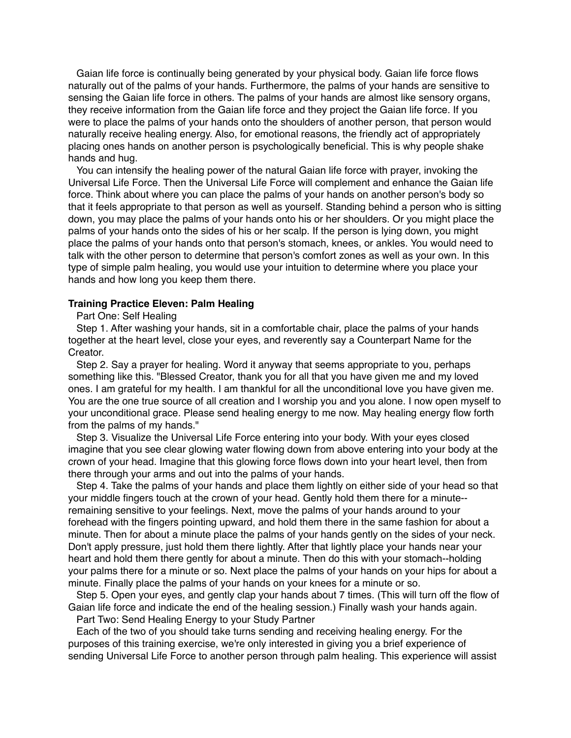Gaian life force is continually being generated by your physical body. Gaian life force flows naturally out of the palms of your hands. Furthermore, the palms of your hands are sensitive to sensing the Gaian life force in others. The palms of your hands are almost like sensory organs, they receive information from the Gaian life force and they project the Gaian life force. If you were to place the palms of your hands onto the shoulders of another person, that person would naturally receive healing energy. Also, for emotional reasons, the friendly act of appropriately placing ones hands on another person is psychologically beneficial. This is why people shake hands and hug.

You can intensify the healing power of the natural Gaian life force with prayer, invoking the Universal Life Force. Then the Universal Life Force will complement and enhance the Gaian life force. Think about where you can place the palms of your hands on another person's body so that it feels appropriate to that person as well as yourself. Standing behind a person who is sitting down, you may place the palms of your hands onto his or her shoulders. Or you might place the palms of your hands onto the sides of his or her scalp. If the person is lying down, you might place the palms of your hands onto that person's stomach, knees, or ankles. You would need to talk with the other person to determine that person's comfort zones as well as your own. In this type of simple palm healing, you would use your intuition to determine where you place your hands and how long you keep them there.

**Training Practice Eleven: Palm Healing**

Part One: Self Healing

Step 1. After washing your hands, sit in a comfortable chair, place the palms of your hands together at the heart level, close your eyes, and reverently say a Counterpart Name for the Creator.

Step 2. Say a prayer for healing. Word it anyway that seems appropriate to you, perhaps something like this. "Blessed Creator, thank you for all that you have given me and my loved ones. I am grateful for my health. I am thankful for all the unconditional love you have given me. You are the one true source of all creation and I worship you and you alone. I now open myself to your unconditional grace. Please send healing energy to me now. May healing energy flow forth from the palms of my hands."

Step 3. Visualize the Universal Life Force entering into your body. With your eyes closed imagine that you see clear glowing water flowing down from above entering into your body at the crown of your head. Imagine that this glowing force flows down into your heart level, then from there through your arms and out into the palms of your hands.

Step 4. Take the palms of your hands and place them lightly on either side of your head so that your middle fingers touch at the crown of your head. Gently hold them there for a minute--remaining sensitive to your feelings. Next, move the palms of your hands around to your forehead with the fingers pointing upward, and hold them there in the same fashion for about a minute. Then for about a minute place the palms of your hands gently on the sides of your neck. Don't apply pressure, just hold them there lightly. After that lightly place your hands near your heart and hold them there gently for about a minute. Then do this with your stomach--holding your palms there for a minute or so. Next place the palms of your hands on your hips for about a minute. Finally place the palms of your hands on your knees for a minute or so.

Step 5. Open your eyes, and gently clap your hands about 7 times. (This will turn off the flow of Gaian life force and indicate the end of the healing session.) Finally wash your hands again.

Part Two: Send Healing Energy to your Study Partner

Each of the two of you should take turns sending and receiving healing energy. For the purposes of this training exercise, we're only interested in giving you a brief experience of sending Universal Life Force to another person through palm healing. This experience will assist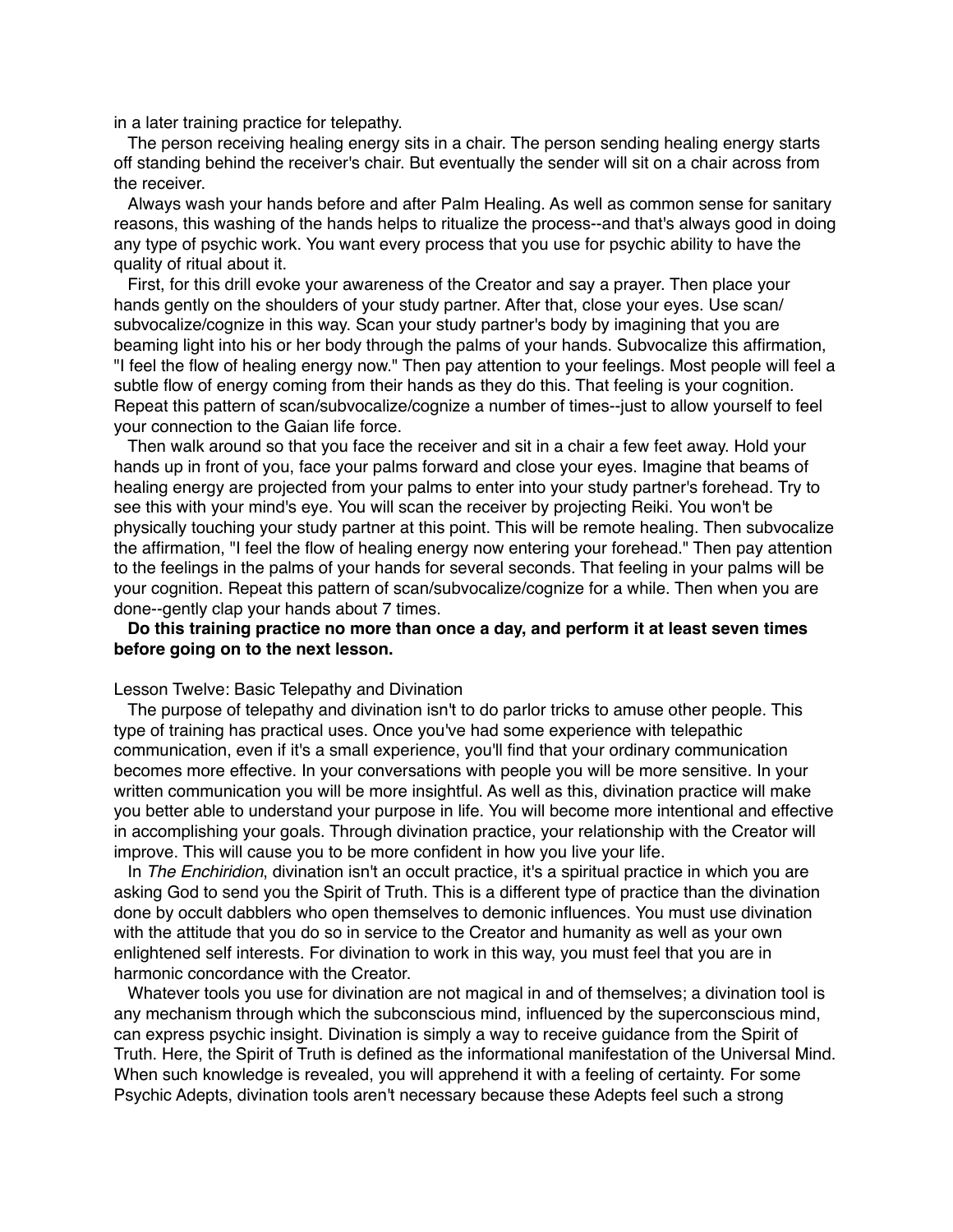in a later training practice for telepathy.

The person receiving healing energy sits in a chair. The person sending healing energy starts off standing behind the receiver's chair. But eventually the sender will sit on a chair across from the receiver.

Always wash your hands before and after Palm Healing. As well as common sense for sanitary reasons, this washing of the hands helps to ritualize the process--and that's always good in doing any type of psychic work. You want every process that you use for psychic ability to have the quality of ritual about it.

First, for this drill evoke your awareness of the Creator and say a prayer. Then place your hands gently on the shoulders of your study partner. After that, close your eyes. Use scan/subvocalize/cognize in this way. Scan your study partner's body by imagining that you are beaming light into his or her body through the palms of your hands. Subvocalize this affirmation, "I feel the flow of healing energy now." Then pay attention to your feelings. Most people will feel a subtle flow of energy coming from their hands as they do this. That feeling is your cognition. Repeat this pattern of scan/subvocalize/cognize a number of times--just to allow yourself to feel your connection to the Gaian life force.

Then walk around so that you face the receiver and sit in a chair a few feet away. Hold your hands up in front of you, face your palms forward and close your eyes. Imagine that beams of healing energy are projected from your palms to enter into your study partner's forehead. Try to see this with your mind's eye. You will scan the receiver by projecting Reiki. You won't be physically touching your study partner at this point. This will be remote healing. Then subvocalize the affirmation, "I feel the flow of healing energy now entering your forehead." Then pay attention to the feelings in the palms of your hands for several seconds. That feeling in your palms will be your cognition. Repeat this pattern of scan/subvocalize/cognize for a while. Then when you are done--gently clap your hands about 7 times.

**Do this training practice no more than once a day, and perform it at least seven times before going on to the next lesson.**

## Lesson Twelve: Basic Telepathy and Divination

The purpose of telepathy and divination isn't to do parlor tricks to amuse other people. This type of training has practical uses. Once you've had some experience with telepathic communication, even if it's a small experience, you'll find that your ordinary communication becomes more effective. In your conversations with people you will be more sensitive. In your written communication you will be more insightful. As well as this, divination practice will make you better able to understand your purpose in life. You will become more intentional and effective in accomplishing your goals. Through divination practice, your relationship with the Creator will improve. This will cause you to be more confident in how you live your life.

In *The Enchiridion*, divination isn't an occult practice, it's a spiritual practice in which you are asking God to send you the Spirit of Truth. This is a different type of practice than the divination done by occult dabblers who open themselves to demonic influences. You must use divination with the attitude that you do so in service to the Creator and humanity as well as your own enlightened self interests. For divination to work in this way, you must feel that you are in harmonic concordance with the Creator.

Whatever tools you use for divination are not magical in and of themselves; a divination tool is any mechanism through which the subconscious mind, influenced by the superconscious mind, can express psychic insight. Divination is simply a way to receive guidance from the Spirit of Truth. Here, the Spirit of Truth is defined as the informational manifestation of the Universal Mind. When such knowledge is revealed, you will apprehend it with a feeling of certainty. For some Psychic Adepts, divination tools aren't necessary because these Adepts feel such a strong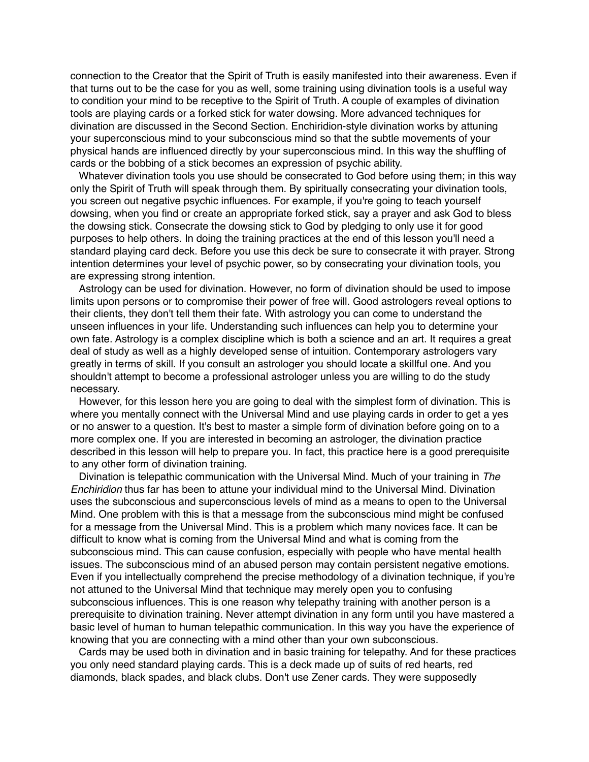connection to the Creator that the Spirit of Truth is easily manifested into their awareness. Even if that turns out to be the case for you as well, some training using divination tools is a useful way to condition your mind to be receptive to the Spirit of Truth. A couple of examples of divination tools are playing cards or a forked stick for water dowsing. More advanced techniques for divination are discussed in the Second Section. Enchiridion-style divination works by attuning your superconscious mind to your subconscious mind so that the subtle movements of your physical hands are influenced directly by your superconscious mind. In this way the shuffling of cards or the bobbing of a stick becomes an expression of psychic ability.

Whatever divination tools you use should be consecrated to God before using them; in this way only the Spirit of Truth will speak through them. By spiritually consecrating your divination tools, you screen out negative psychic influences. For example, if you're going to teach yourself dowsing, when you find or create an appropriate forked stick, say a prayer and ask God to bless the dowsing stick. Consecrate the dowsing stick to God by pledging to only use it for good purposes to help others. In doing the training practices at the end of this lesson you'll need a standard playing card deck. Before you use this deck be sure to consecrate it with prayer. Strong intention determines your level of psychic power, so by consecrating your divination tools, you are expressing strong intention.

Astrology can be used for divination. However, no form of divination should be used to impose limits upon persons or to compromise their power of free will. Good astrologers reveal options to their clients, they don't tell them their fate. With astrology you can come to understand the unseen influences in your life. Understanding such influences can help you to determine your own fate. Astrology is a complex discipline which is both a science and an art. It requires a great deal of study as well as a highly developed sense of intuition. Contemporary astrologers vary greatly in terms of skill. If you consult an astrologer you should locate a skillful one. And you shouldn't attempt to become a professional astrologer unless you are willing to do the study necessary.

However, for this lesson here you are going to deal with the simplest form of divination. This is where you mentally connect with the Universal Mind and use playing cards in order to get a yes or no answer to a question. It's best to master a simple form of divination before going on to a more complex one. If you are interested in becoming an astrologer, the divination practice described in this lesson will help to prepare you. In fact, this practice here is a good prerequisite to any other form of divination training.

Divination is telepathic communication with the Universal Mind. Much of your training in *The Enchiridion* thus far has been to attune your individual mind to the Universal Mind. Divination uses the subconscious and superconscious levels of mind as a means to open to the Universal Mind. One problem with this is that a message from the subconscious mind might be confused for a message from the Universal Mind. This is a problem which many novices face. It can be difficult to know what is coming from the Universal Mind and what is coming from the subconscious mind. This can cause confusion, especially with people who have mental health issues. The subconscious mind of an abused person may contain persistent negative emotions. Even if you intellectually comprehend the precise methodology of a divination technique, if you're not attuned to the Universal Mind that technique may merely open you to confusing subconscious influences. This is one reason why telepathy training with another person is a prerequisite to divination training. Never attempt divination in any form until you have mastered a basic level of human to human telepathic communication. In this way you have the experience of knowing that you are connecting with a mind other than your own subconscious.

Cards may be used both in divination and in basic training for telepathy. And for these practices you only need standard playing cards. This is a deck made up of suits of red hearts, red diamonds, black spades, and black clubs. Don't use Zener cards. They were supposedly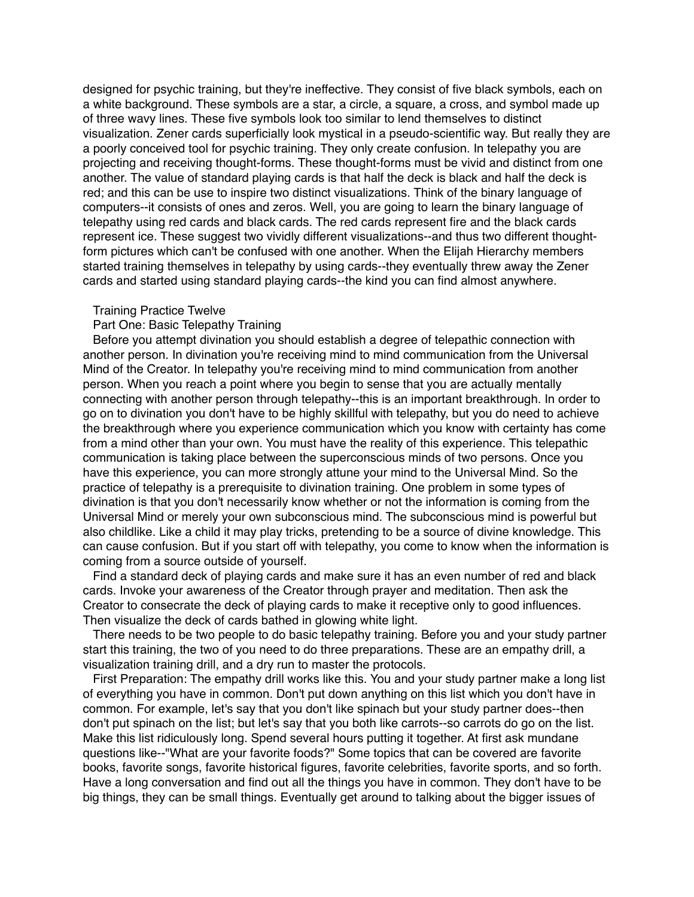designed for psychic training, but they're ineffective. They consist of five black symbols, each on a white background. These symbols are a star, a circle, a square, a cross, and symbol made up of three wavy lines. These five symbols look too similar to lend themselves to distinct visualization. Zener cards superficially look mystical in a pseudo-scientific way. But really they are a poorly conceived tool for psychic training. They only create confusion. In telepathy you are projecting and receiving thought-forms. These thought-forms must be vivid and distinct from one another. The value of standard playing cards is that half the deck is black and half the deck is red; and this can be use to inspire two distinct visualizations. Think of the binary language of computers--it consists of ones and zeros. Well, you are going to learn the binary language of telepathy using red cards and black cards. The red cards represent fire and the black cards represent ice. These suggest two vividly different visualizations--and thus two different thought-form pictures which can't be confused with one another. When the Elijah Hierarchy members started training themselves in telepathy by using cards--they eventually threw away the Zener cards and started using standard playing cards--the kind you can find almost anywhere.

Training Practice Twelve

Part One: Basic Telepathy Training

Before you attempt divination you should establish a degree of telepathic connection with another person. In divination you're receiving mind to mind communication from the Universal Mind of the Creator. In telepathy you're receiving mind to mind communication from another person. When you reach a point where you begin to sense that you are actually mentally connecting with another person through telepathy--this is an important breakthrough. In order to go on to divination you don't have to be highly skillful with telepathy, but you do need to achieve the breakthrough where you experience communication which you know with certainty has come from a mind other than your own. You must have the reality of this experience. This telepathic communication is taking place between the superconscious minds of two persons. Once you have this experience, you can more strongly attune your mind to the Universal Mind. So the practice of telepathy is a prerequisite to divination training. One problem in some types of divination is that you don't necessarily know whether or not the information is coming from the Universal Mind or merely your own subconscious mind. The subconscious mind is powerful but also childlike. Like a child it may play tricks, pretending to be a source of divine knowledge. This can cause confusion. But if you start off with telepathy, you come to know when the information is coming from a source outside of yourself.

Find a standard deck of playing cards and make sure it has an even number of red and black cards. Invoke your awareness of the Creator through prayer and meditation. Then ask the Creator to consecrate the deck of playing cards to make it receptive only to good influences. Then visualize the deck of cards bathed in glowing white light.

There needs to be two people to do basic telepathy training. Before you and your study partner start this training, the two of you need to do three preparations. These are an empathy drill, a visualization training drill, and a dry run to master the protocols.

First Preparation: The empathy drill works like this. You and your study partner make a long list of everything you have in common. Don't put down anything on this list which you don't have in common. For example, let's say that you don't like spinach but your study partner does--then don't put spinach on the list; but let's say that you both like carrots--so carrots do go on the list. Make this list ridiculously long. Spend several hours putting it together. At first ask mundane questions like--"What are your favorite foods?" Some topics that can be covered are favorite books, favorite songs, favorite historical figures, favorite celebrities, favorite sports, and so forth. Have a long conversation and find out all the things you have in common. They don't have to be big things, they can be small things. Eventually get around to talking about the bigger issues of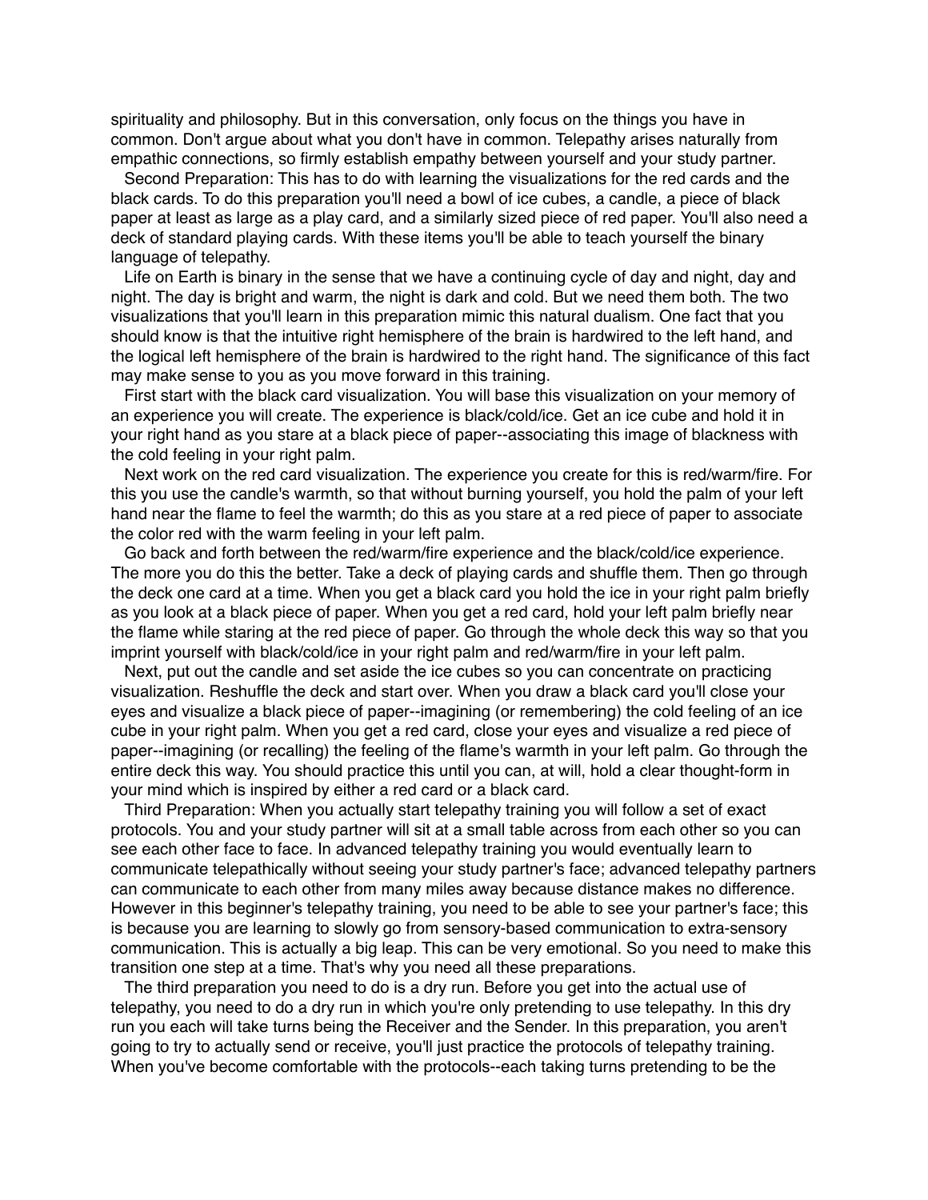spirituality and philosophy. But in this conversation, only focus on the things you have in common. Don't argue about what you don't have in common. Telepathy arises naturally from empathic connections, so firmly establish empathy between yourself and your study partner.

Second Preparation: This has to do with learning the visualizations for the red cards and the black cards. To do this preparation you'll need a bowl of ice cubes, a candle, a piece of black paper at least as large as a play card, and a similarly sized piece of red paper. You'll also need a deck of standard playing cards. With these items you'll be able to teach yourself the binary language of telepathy.

Life on Earth is binary in the sense that we have a continuing cycle of day and night, day and night. The day is bright and warm, the night is dark and cold. But we need them both. The two visualizations that you'll learn in this preparation mimic this natural dualism. One fact that you should know is that the intuitive right hemisphere of the brain is hardwired to the left hand, and the logical left hemisphere of the brain is hardwired to the right hand. The significance of this fact may make sense to you as you move forward in this training.

First start with the black card visualization. You will base this visualization on your memory of an experience you will create. The experience is black/cold/ice. Get an ice cube and hold it in your right hand as you stare at a black piece of paper--associating this image of blackness with the cold feeling in your right palm.

Next work on the red card visualization. The experience you create for this is red/warm/fire. For this you use the candle's warmth, so that without burning yourself, you hold the palm of your left hand near the flame to feel the warmth; do this as you stare at a red piece of paper to associate the color red with the warm feeling in your left palm.

Go back and forth between the red/warm/fire experience and the black/cold/ice experience. The more you do this the better. Take a deck of playing cards and shuffle them. Then go through the deck one card at a time. When you get a black card you hold the ice in your right palm briefly as you look at a black piece of paper. When you get a red card, hold your left palm briefly near the flame while staring at the red piece of paper. Go through the whole deck this way so that you imprint yourself with black/cold/ice in your right palm and red/warm/fire in your left palm.

Next, put out the candle and set aside the ice cubes so you can concentrate on practicing visualization. Reshuffle the deck and start over. When you draw a black card you'll close your eyes and visualize a black piece of paper--imagining (or remembering) the cold feeling of an ice cube in your right palm. When you get a red card, close your eyes and visualize a red piece of paper--imagining (or recalling) the feeling of the flame's warmth in your left palm. Go through the entire deck this way. You should practice this until you can, at will, hold a clear thought-form in your mind which is inspired by either a red card or a black card.

Third Preparation: When you actually start telepathy training you will follow a set of exact protocols. You and your study partner will sit at a small table across from each other so you can see each other face to face. In advanced telepathy training you would eventually learn to communicate telepathically without seeing your study partner's face; advanced telepathy partners can communicate to each other from many miles away because distance makes no difference. However in this beginner's telepathy training, you need to be able to see your partner's face; this is because you are learning to slowly go from sensory-based communication to extra-sensory communication. This is actually a big leap. This can be very emotional. So you need to make this transition one step at a time. That's why you need all these preparations.

The third preparation you need to do is a dry run. Before you get into the actual use of telepathy, you need to do a dry run in which you're only pretending to use telepathy. In this dry run you each will take turns being the Receiver and the Sender. In this preparation, you aren't going to try to actually send or receive, you'll just practice the protocols of telepathy training. When you've become comfortable with the protocols--each taking turns pretending to be the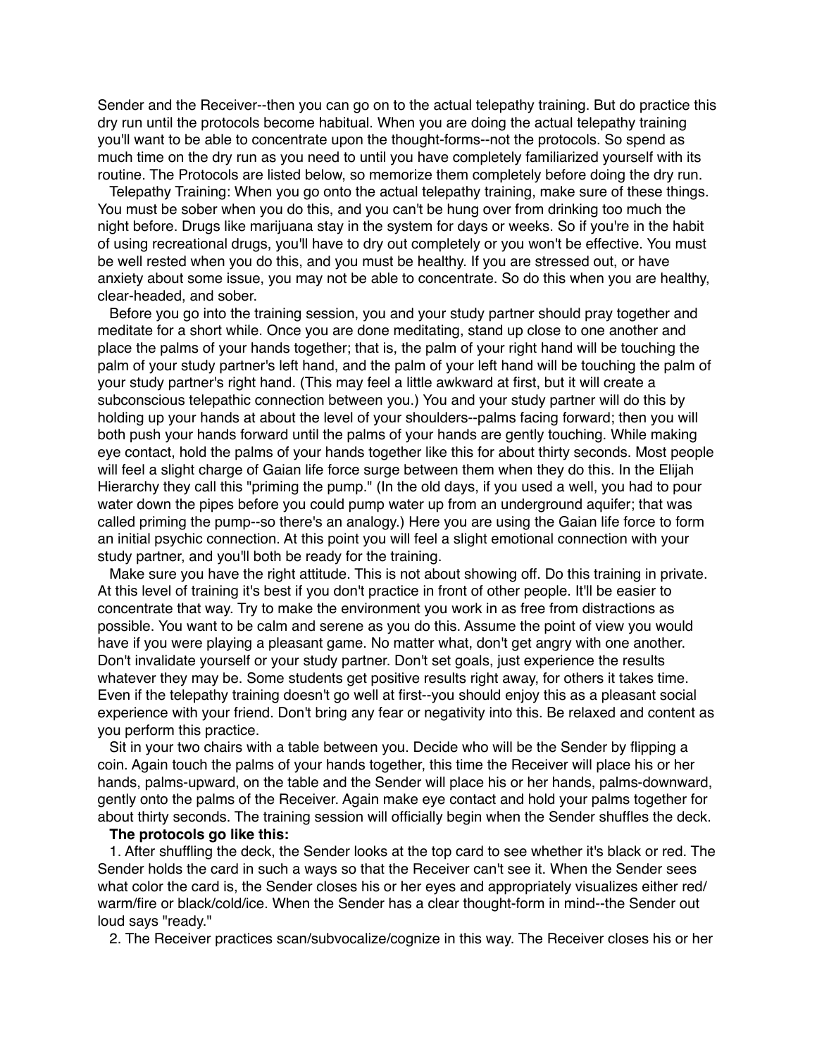Sender and the Receiver--then you can go on to the actual telepathy training. But do practice this dry run until the protocols become habitual. When you are doing the actual telepathy training you'll want to be able to concentrate upon the thought-forms--not the protocols. So spend as much time on the dry run as you need to until you have completely familiarized yourself with its routine. The Protocols are listed below, so memorize them completely before doing the dry run.

Telepathy Training: When you go onto the actual telepathy training, make sure of these things. You must be sober when you do this, and you can't be hung over from drinking too much the night before. Drugs like marijuana stay in the system for days or weeks. So if you're in the habit of using recreational drugs, you'll have to dry out completely or you won't be effective. You must be well rested when you do this, and you must be healthy. If you are stressed out, or have anxiety about some issue, you may not be able to concentrate. So do this when you are healthy, clear-headed, and sober.

Before you go into the training session, you and your study partner should pray together and meditate for a short while. Once you are done meditating, stand up close to one another and place the palms of your hands together; that is, the palm of your right hand will be touching the palm of your study partner's left hand, and the palm of your left hand will be touching the palm of your study partner's right hand. (This may feel a little awkward at first, but it will create a subconscious telepathic connection between you.) You and your study partner will do this by holding up your hands at about the level of your shoulders--palms facing forward; then you will both push your hands forward until the palms of your hands are gently touching. While making eye contact, hold the palms of your hands together like this for about thirty seconds. Most people will feel a slight charge of Gaian life force surge between them when they do this. In the Elijah Hierarchy they call this "priming the pump." (In the old days, if you used a well, you had to pour water down the pipes before you could pump water up from an underground aquifer; that was called priming the pump--so there's an analogy.) Here you are using the Gaian life force to form an initial psychic connection. At this point you will feel a slight emotional connection with your study partner, and you'll both be ready for the training.

Make sure you have the right attitude. This is not about showing off. Do this training in private. At this level of training it's best if you don't practice in front of other people. It'll be easier to concentrate that way. Try to make the environment you work in as free from distractions as possible. You want to be calm and serene as you do this. Assume the point of view you would have if you were playing a pleasant game. No matter what, don't get angry with one another. Don't invalidate yourself or your study partner. Don't set goals, just experience the results whatever they may be. Some students get positive results right away, for others it takes time. Even if the telepathy training doesn't go well at first--you should enjoy this as a pleasant social experience with your friend. Don't bring any fear or negativity into this. Be relaxed and content as you perform this practice.

Sit in your two chairs with a table between you. Decide who will be the Sender by flipping a coin. Again touch the palms of your hands together, this time the Receiver will place his or her hands, palms-upward, on the table and the Sender will place his or her hands, palms-downward, gently onto the palms of the Receiver. Again make eye contact and hold your palms together for about thirty seconds. The training session will officially begin when the Sender shuffles the deck.

**The protocols go like this:**

1. After shuffling the deck, the Sender looks at the top card to see whether it's black or red. The Sender holds the card in such a ways so that the Receiver can't see it. When the Sender sees what color the card is, the Sender closes his or her eyes and appropriately visualizes either red/warm/fire or black/cold/ice. When the Sender has a clear thought-form in mind--the Sender out loud says "ready."

2. The Receiver practices scan/subvocalize/cognize in this way. The Receiver closes his or her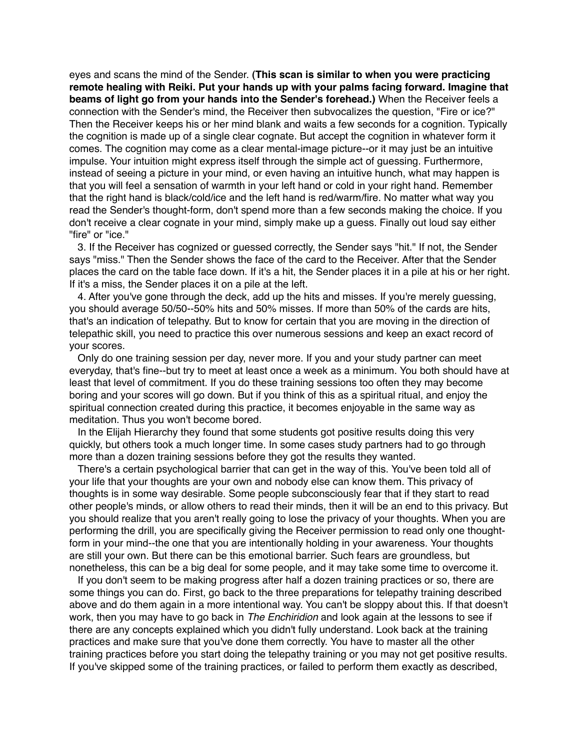eyes and scans the mind of the Sender. **(This scan is similar to when you were practicing remote healing with Reiki. Put your hands up with your palms facing forward. Imagine that beams of light go from your hands into the Sender's forehead.)** When the Receiver feels a connection with the Sender's mind, the Receiver then subvocalizes the question, "Fire or ice?" Then the Receiver keeps his or her mind blank and waits a few seconds for a cognition. Typically the cognition is made up of a single clear cognate. But accept the cognition in whatever form it comes. The cognition may come as a clear mental-image picture--or it may just be an intuitive impulse. Your intuition might express itself through the simple act of guessing. Furthermore, instead of seeing a picture in your mind, or even having an intuitive hunch, what may happen is that you will feel a sensation of warmth in your left hand or cold in your right hand. Remember that the right hand is black/cold/ice and the left hand is red/warm/fire. No matter what way you read the Sender's thought-form, don't spend more than a few seconds making the choice. If you don't receive a clear cognate in your mind, simply make up a guess. Finally out loud say either "fire" or "ice."

3. If the Receiver has cognized or guessed correctly, the Sender says "hit." If not, the Sender says "miss." Then the Sender shows the face of the card to the Receiver. After that the Sender places the card on the table face down. If it's a hit, the Sender places it in a pile at his or her right. If it's a miss, the Sender places it on a pile at the left.

4. After you've gone through the deck, add up the hits and misses. If you're merely guessing, you should average 50/50--50% hits and 50% misses. If more than 50% of the cards are hits, that's an indication of telepathy. But to know for certain that you are moving in the direction of telepathic skill, you need to practice this over numerous sessions and keep an exact record of your scores.

Only do one training session per day, never more. If you and your study partner can meet everyday, that's fine--but try to meet at least once a week as a minimum. You both should have at least that level of commitment. If you do these training sessions too often they may become boring and your scores will go down. But if you think of this as a spiritual ritual, and enjoy the spiritual connection created during this practice, it becomes enjoyable in the same way as meditation. Thus you won't become bored.

In the Elijah Hierarchy they found that some students got positive results doing this very quickly, but others took a much longer time. In some cases study partners had to go through more than a dozen training sessions before they got the results they wanted.

There's a certain psychological barrier that can get in the way of this. You've been told all of your life that your thoughts are your own and nobody else can know them. This privacy of thoughts is in some way desirable. Some people subconsciously fear that if they start to read other people's minds, or allow others to read their minds, then it will be an end to this privacy. But you should realize that you aren't really going to lose the privacy of your thoughts. When you are performing the drill, you are specifically giving the Receiver permission to read only one thought-form in your mind--the one that you are intentionally holding in your awareness. Your thoughts are still your own. But there can be this emotional barrier. Such fears are groundless, but nonetheless, this can be a big deal for some people, and it may take some time to overcome it.

If you don't seem to be making progress after half a dozen training practices or so, there are some things you can do. First, go back to the three preparations for telepathy training described above and do them again in a more intentional way. You can't be sloppy about this. If that doesn't work, then you may have to go back in *The Enchiridion* and look again at the lessons to see if there are any concepts explained which you didn't fully understand. Look back at the training practices and make sure that you've done them correctly. You have to master all the other training practices before you start doing the telepathy training or you may not get positive results. If you've skipped some of the training practices, or failed to perform them exactly as described,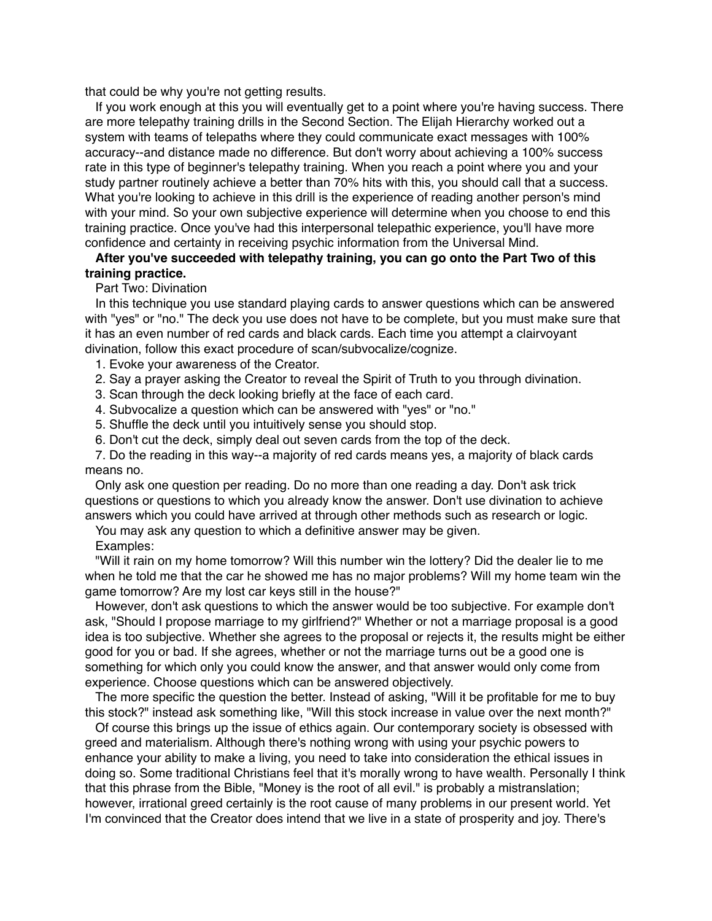that could be why you're not getting results.

If you work enough at this you will eventually get to a point where you're having success. There are more telepathy training drills in the Second Section. The Elijah Hierarchy worked out a system with teams of telepaths where they could communicate exact messages with 100% accuracy--and distance made no difference. But don't worry about achieving a 100% success rate in this type of beginner's telepathy training. When you reach a point where you and your study partner routinely achieve a better than 70% hits with this, you should call that a success. What you're looking to achieve in this drill is the experience of reading another person's mind with your mind. So your own subjective experience will determine when you choose to end this training practice. Once you've had this interpersonal telepathic experience, you'll have more confidence and certainty in receiving psychic information from the Universal Mind.

**After you've succeeded with telepathy training, you can go onto the Part Two of this training practice.**

Part Two: Divination

In this technique you use standard playing cards to answer questions which can be answered with "yes" or "no." The deck you use does not have to be complete, but you must make sure that it has an even number of red cards and black cards. Each time you attempt a clairvoyant divination, follow this exact procedure of scan/subvocalize/cognize.

1. Evoke your awareness of the Creator.
2. Say a prayer asking the Creator to reveal the Spirit of Truth to you through divination.
3. Scan through the deck looking briefly at the face of each card.
4. Subvocalize a question which can be answered with "yes" or "no."
5. Shuffle the deck until you intuitively sense you should stop.
6. Don't cut the deck, simply deal out seven cards from the top of the deck.
7. Do the reading in this way--a majority of red cards means yes, a majority of black cards means no.

Only ask one question per reading. Do no more than one reading a day. Don't ask trick questions or questions to which you already know the answer. Don't use divination to achieve answers which you could have arrived at through other methods such as research or logic.

You may ask any question to which a definitive answer may be given.

Examples:

"Will it rain on my home tomorrow? Will this number win the lottery? Did the dealer lie to me when he told me that the car he showed me has no major problems? Will my home team win the game tomorrow? Are my lost car keys still in the house?"

However, don't ask questions to which the answer would be too subjective. For example don't ask, "Should I propose marriage to my girlfriend?" Whether or not a marriage proposal is a good idea is too subjective. Whether she agrees to the proposal or rejects it, the results might be either good for you or bad. If she agrees, whether or not the marriage turns out be a good one is something for which only you could know the answer, and that answer would only come from experience. Choose questions which can be answered objectively.

The more specific the question the better. Instead of asking, "Will it be profitable for me to buy this stock?" instead ask something like, "Will this stock increase in value over the next month?"

Of course this brings up the issue of ethics again. Our contemporary society is obsessed with greed and materialism. Although there's nothing wrong with using your psychic powers to enhance your ability to make a living, you need to take into consideration the ethical issues in doing so. Some traditional Christians feel that it's morally wrong to have wealth. Personally I think that this phrase from the Bible, "Money is the root of all evil." is probably a mistranslation; however, irrational greed certainly is the root cause of many problems in our present world. Yet I'm convinced that the Creator does intend that we live in a state of prosperity and joy. There's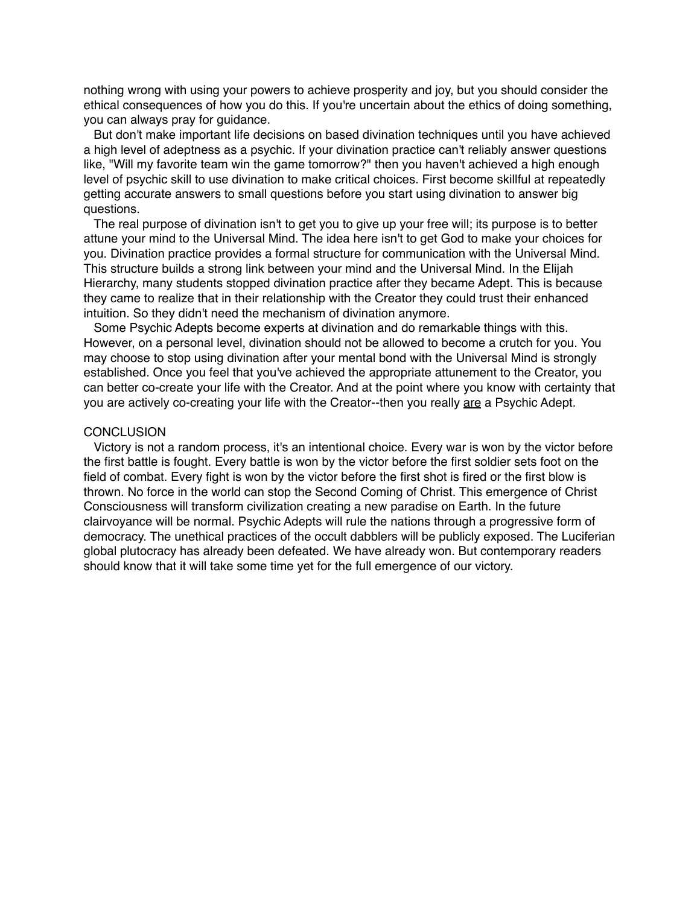nothing wrong with using your powers to achieve prosperity and joy, but you should consider the ethical consequences of how you do this. If you're uncertain about the ethics of doing something, you can always pray for guidance.

But don't make important life decisions on based divination techniques until you have achieved a high level of adeptness as a psychic. If your divination practice can't reliably answer questions like, "Will my favorite team win the game tomorrow?" then you haven't achieved a high enough level of psychic skill to use divination to make critical choices. First become skillful at repeatedly getting accurate answers to small questions before you start using divination to answer big questions.

The real purpose of divination isn't to get you to give up your free will; its purpose is to better attune your mind to the Universal Mind. The idea here isn't to get God to make your choices for you. Divination practice provides a formal structure for communication with the Universal Mind. This structure builds a strong link between your mind and the Universal Mind. In the Elijah Hierarchy, many students stopped divination practice after they became Adept. This is because they came to realize that in their relationship with the Creator they could trust their enhanced intuition. So they didn't need the mechanism of divination anymore.

Some Psychic Adepts become experts at divination and do remarkable things with this. However, on a personal level, divination should not be allowed to become a crutch for you. You may choose to stop using divination after your mental bond with the Universal Mind is strongly established. Once you feel that you've achieved the appropriate attunement to the Creator, you can better co-create your life with the Creator. And at the point where you know with certainty that you are actively co-creating your life with the Creator--then you really <u>are</u> a Psychic Adept.

## CONCLUSION

Victory is not a random process, it's an intentional choice. Every war is won by the victor before the first battle is fought. Every battle is won by the victor before the first soldier sets foot on the field of combat. Every fight is won by the victor before the first shot is fired or the first blow is thrown. No force in the world can stop the Second Coming of Christ. This emergence of Christ Consciousness will transform civilization creating a new paradise on Earth. In the future clairvoyance will be normal. Psychic Adepts will rule the nations through a progressive form of democracy. The unethical practices of the occult dabblers will be publicly exposed. The Luciferian global plutocracy has already been defeated. We have already won. But contemporary readers should know that it will take some time yet for the full emergence of our victory.